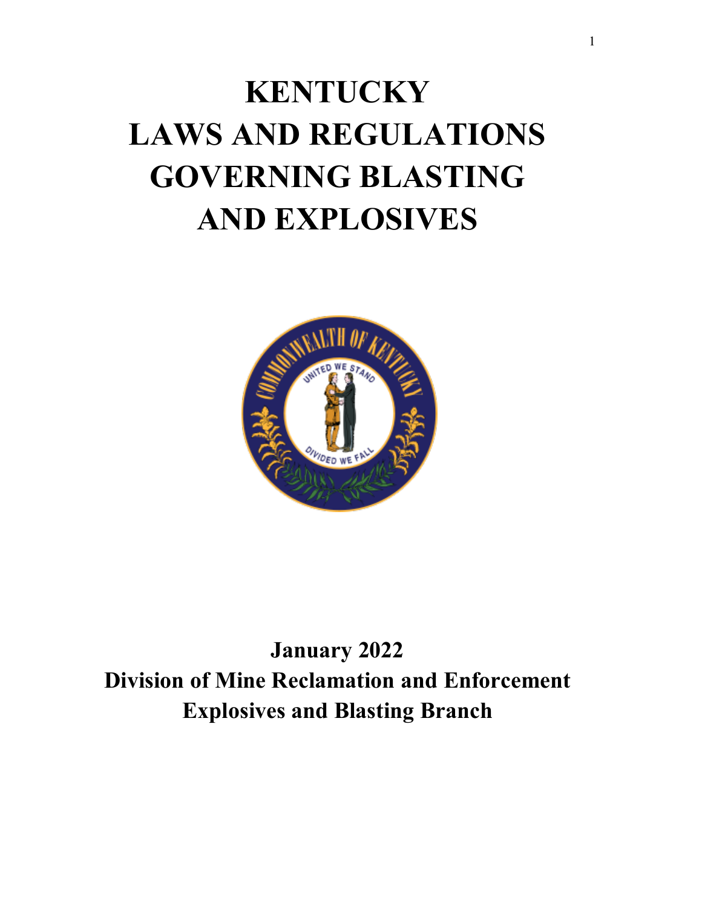# KENTUCKY LAWS AND REGULATIONS GOVERNING BLASTING AND EXPLOSIVES

**January 2022**

**Division of Mine Reclamation and Enforcement**

**Explosives and Blasting Branch**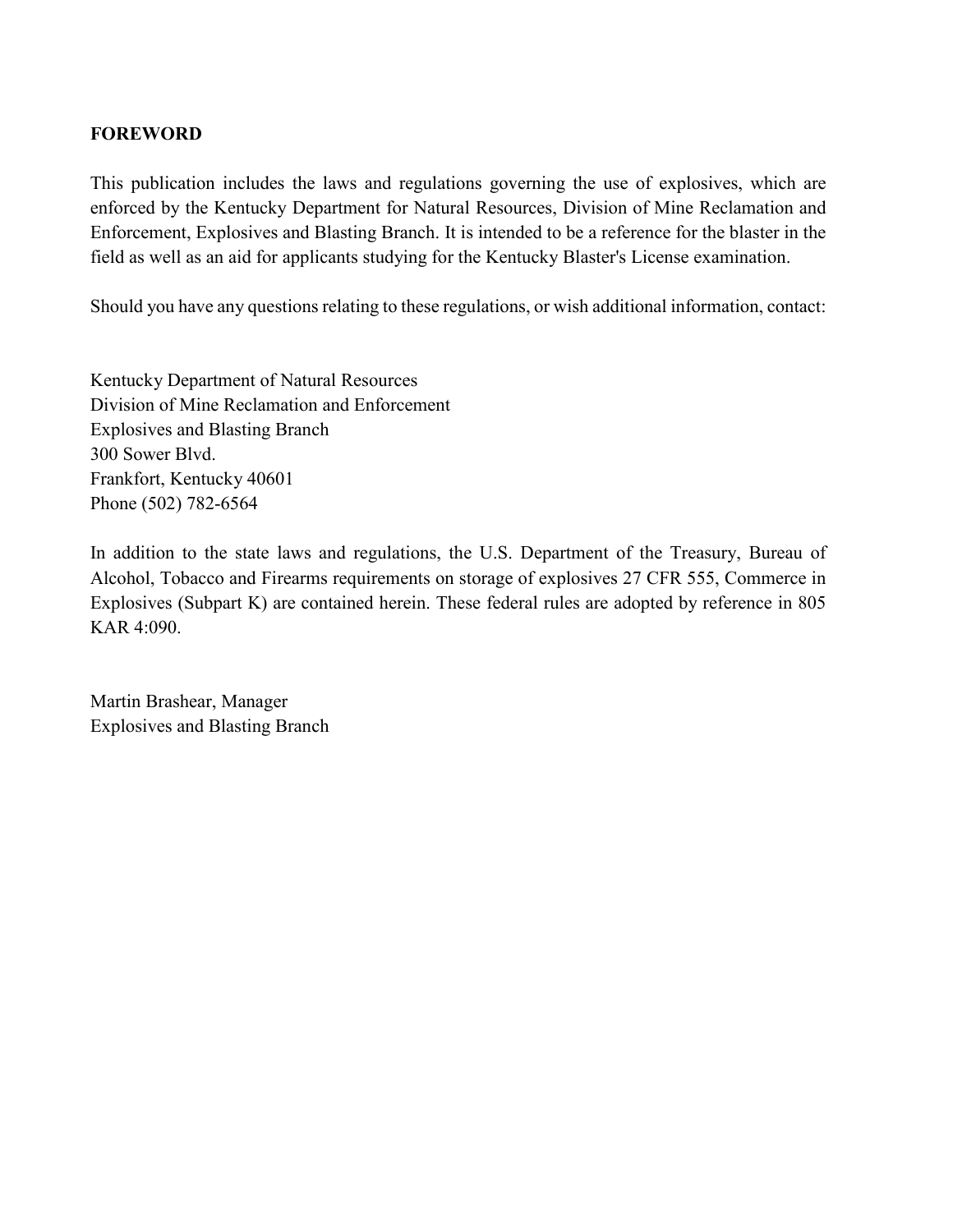## FOREWORD

This publication includes the laws and regulations governing the use of explosives, which are enforced by the Kentucky Department for Natural Resources, Division of Mine Reclamation and Enforcement, Explosives and Blasting Branch. It is intended to be a reference for the blaster in the field as well as an aid for applicants studying for the Kentucky Blaster's License examination.

Should you have any questions relating to these regulations, or wish additional information, contact:

Kentucky Department of Natural Resources  
Division of Mine Reclamation and Enforcement  
Explosives and Blasting Branch  
300 Sower Blvd.  
Frankfort, Kentucky 40601  
Phone (502) 782-6564

In addition to the state laws and regulations, the U.S. Department of the Treasury, Bureau of Alcohol, Tobacco and Firearms requirements on storage of explosives 27 CFR 555, Commerce in Explosives (Subpart K) are contained herein. These federal rules are adopted by reference in 805 KAR 4:090.

Martin Brashear, Manager  
Explosives and Blasting Branch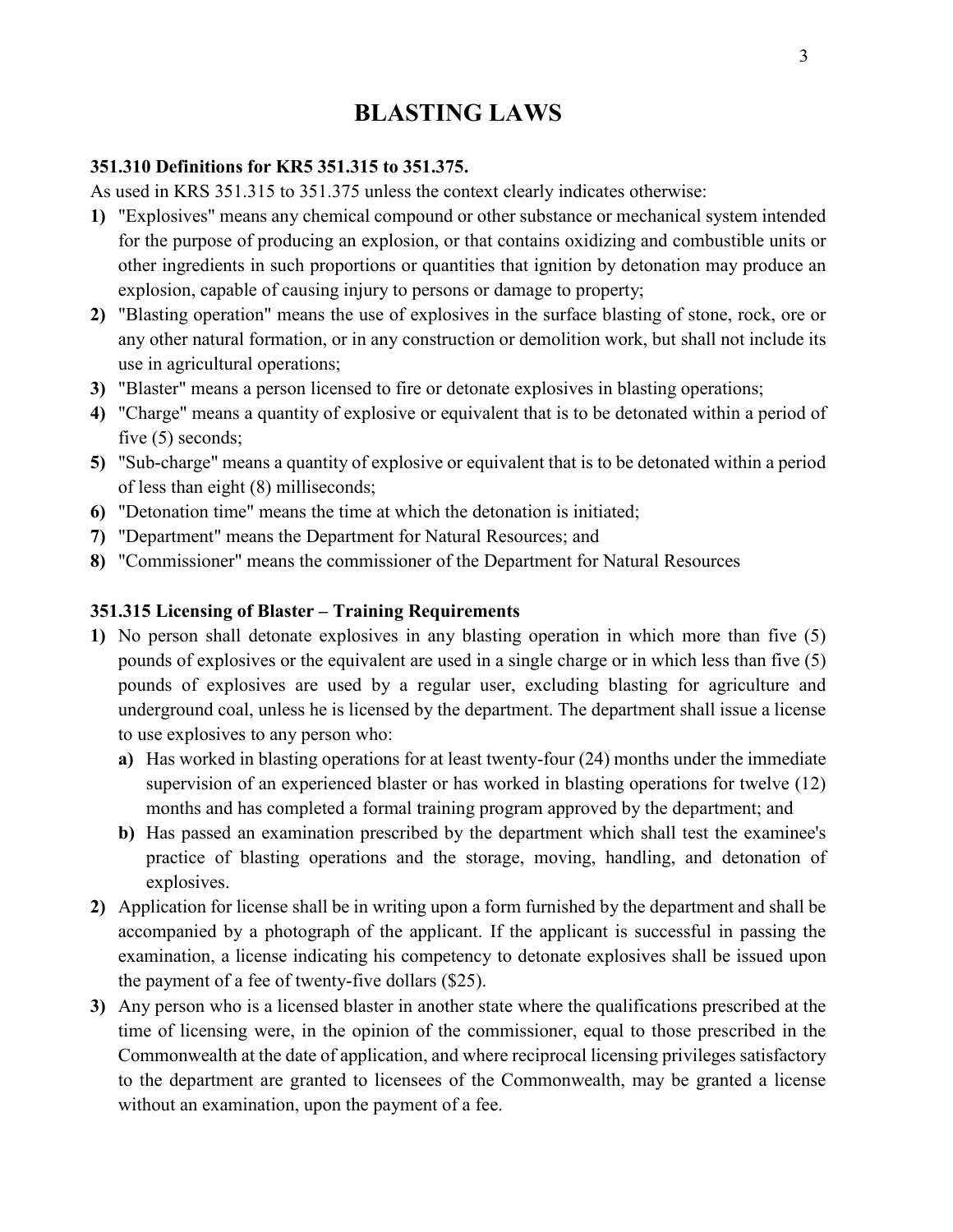# BLASTING LAWS

**351.310 Definitions for KR5 351.315 to 351.375.**

As used in KRS 351.315 to 351.375 unless the context clearly indicates otherwise:

1) "Explosives" means any chemical compound or other substance or mechanical system intended for the purpose of producing an explosion, or that contains oxidizing and combustible units or other ingredients in such proportions or quantities that ignition by detonation may produce an explosion, capable of causing injury to persons or damage to property;
2) "Blasting operation" means the use of explosives in the surface blasting of stone, rock, ore or any other natural formation, or in any construction or demolition work, but shall not include its use in agricultural operations;
3) "Blaster" means a person licensed to fire or detonate explosives in blasting operations;
4) "Charge" means a quantity of explosive or equivalent that is to be detonated within a period of five (5) seconds;
5) "Sub-charge" means a quantity of explosive or equivalent that is to be detonated within a period of less than eight (8) milliseconds;
6) "Detonation time" means the time at which the detonation is initiated;
7) "Department" means the Department for Natural Resources; and
8) "Commissioner" means the commissioner of the Department for Natural Resources

**351.315 Licensing of Blaster – Training Requirements**

1) No person shall detonate explosives in any blasting operation in which more than five (5) pounds of explosives or the equivalent are used in a single charge or in which less than five (5) pounds of explosives are used by a regular user, excluding blasting for agriculture and underground coal, unless he is licensed by the department. The department shall issue a license to use explosives to any person who:
   a) Has worked in blasting operations for at least twenty-four (24) months under the immediate supervision of an experienced blaster or has worked in blasting operations for twelve (12) months and has completed a formal training program approved by the department; and
   b) Has passed an examination prescribed by the department which shall test the examinee's practice of blasting operations and the storage, moving, handling, and detonation of explosives.
2) Application for license shall be in writing upon a form furnished by the department and shall be accompanied by a photograph of the applicant. If the applicant is successful in passing the examination, a license indicating his competency to detonate explosives shall be issued upon the payment of a fee of twenty-five dollars ($25).
3) Any person who is a licensed blaster in another state where the qualifications prescribed at the time of licensing were, in the opinion of the commissioner, equal to those prescribed in the Commonwealth at the date of application, and where reciprocal licensing privileges satisfactory to the department are granted to licensees of the Commonwealth, may be granted a license without an examination, upon the payment of a fee.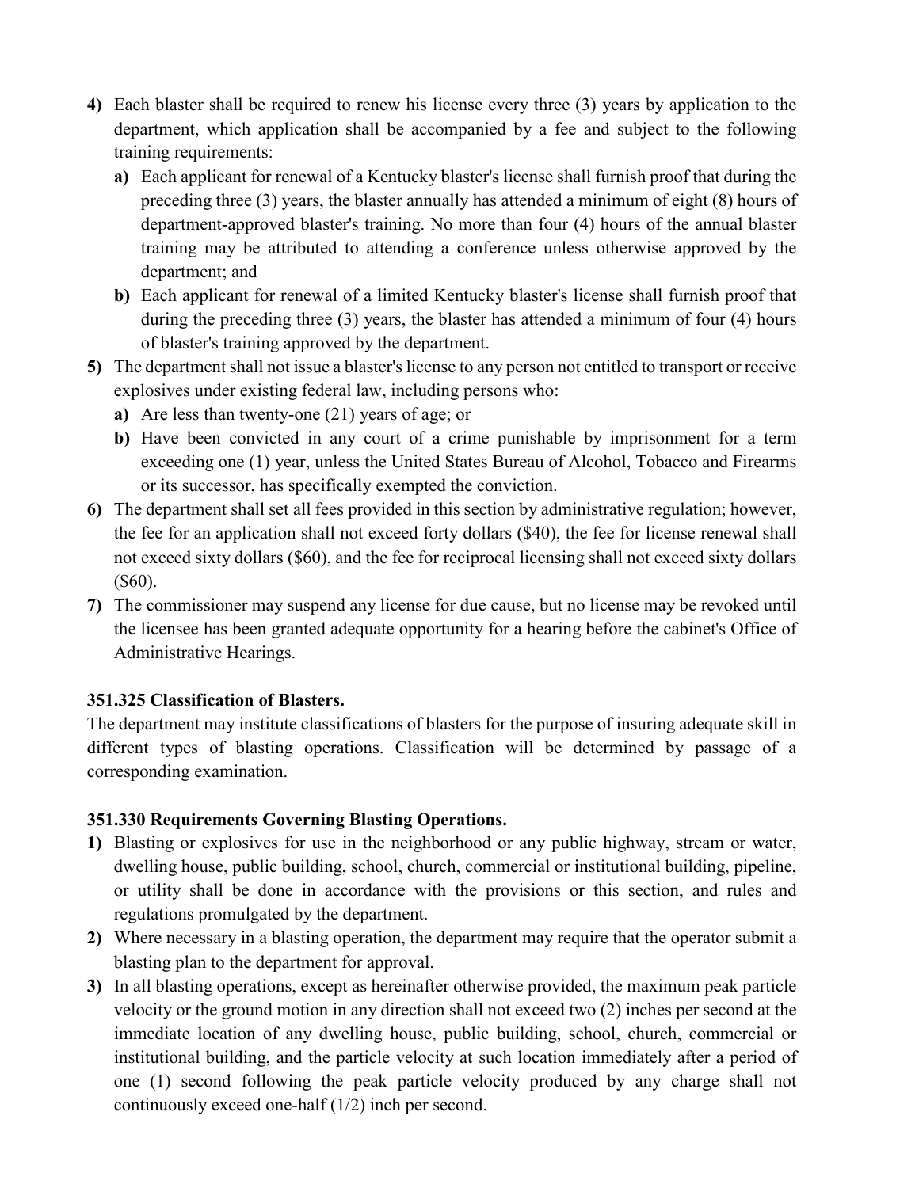4) Each blaster shall be required to renew his license every three (3) years by application to the department, which application shall be accompanied by a fee and subject to the following training requirements:
   a) Each applicant for renewal of a Kentucky blaster's license shall furnish proof that during the preceding three (3) years, the blaster annually has attended a minimum of eight (8) hours of department-approved blaster's training. No more than four (4) hours of the annual blaster training may be attributed to attending a conference unless otherwise approved by the department; and
   b) Each applicant for renewal of a limited Kentucky blaster's license shall furnish proof that during the preceding three (3) years, the blaster has attended a minimum of four (4) hours of blaster's training approved by the department.
5) The department shall not issue a blaster's license to any person not entitled to transport or receive explosives under existing federal law, including persons who:
   a) Are less than twenty-one (21) years of age; or
   b) Have been convicted in any court of a crime punishable by imprisonment for a term exceeding one (1) year, unless the United States Bureau of Alcohol, Tobacco and Firearms or its successor, has specifically exempted the conviction.
6) The department shall set all fees provided in this section by administrative regulation; however, the fee for an application shall not exceed forty dollars ($40), the fee for license renewal shall not exceed sixty dollars ($60), and the fee for reciprocal licensing shall not exceed sixty dollars ($60).
7) The commissioner may suspend any license for due cause, but no license may be revoked until the licensee has been granted adequate opportunity for a hearing before the cabinet's Office of Administrative Hearings.

**351.325 Classification of Blasters.**

The department may institute classifications of blasters for the purpose of insuring adequate skill in different types of blasting operations. Classification will be determined by passage of a corresponding examination.

**351.330 Requirements Governing Blasting Operations.**

1) Blasting or explosives for use in the neighborhood or any public highway, stream or water, dwelling house, public building, school, church, commercial or institutional building, pipeline, or utility shall be done in accordance with the provisions or this section, and rules and regulations promulgated by the department.
2) Where necessary in a blasting operation, the department may require that the operator submit a blasting plan to the department for approval.
3) In all blasting operations, except as hereinafter otherwise provided, the maximum peak particle velocity or the ground motion in any direction shall not exceed two (2) inches per second at the immediate location of any dwelling house, public building, school, church, commercial or institutional building, and the particle velocity at such location immediately after a period of one (1) second following the peak particle velocity produced by any charge shall not continuously exceed one-half (1/2) inch per second.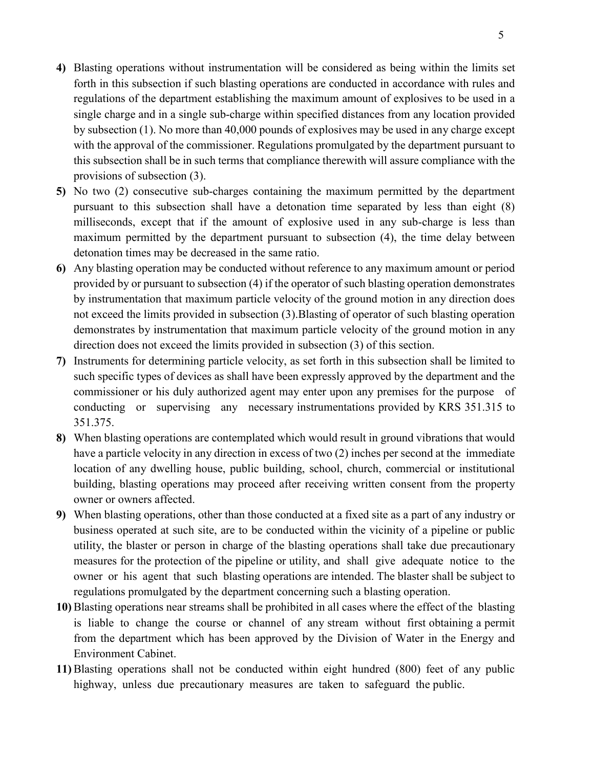**4)** Blasting operations without instrumentation will be considered as being within the limits set forth in this subsection if such blasting operations are conducted in accordance with rules and regulations of the department establishing the maximum amount of explosives to be used in a single charge and in a single sub-charge within specified distances from any location provided by subsection (1). No more than 40,000 pounds of explosives may be used in any charge except with the approval of the commissioner. Regulations promulgated by the department pursuant to this subsection shall be in such terms that compliance therewith will assure compliance with the provisions of subsection (3).

**5)** No two (2) consecutive sub-charges containing the maximum permitted by the department pursuant to this subsection shall have a detonation time separated by less than eight (8) milliseconds, except that if the amount of explosive used in any sub-charge is less than maximum permitted by the department pursuant to subsection (4), the time delay between detonation times may be decreased in the same ratio.

**6)** Any blasting operation may be conducted without reference to any maximum amount or period provided by or pursuant to subsection (4) if the operator of such blasting operation demonstrates by instrumentation that maximum particle velocity of the ground motion in any direction does not exceed the limits provided in subsection (3).Blasting of operator of such blasting operation demonstrates by instrumentation that maximum particle velocity of the ground motion in any direction does not exceed the limits provided in subsection (3) of this section.

**7)** Instruments for determining particle velocity, as set forth in this subsection shall be limited to such specific types of devices as shall have been expressly approved by the department and the commissioner or his duly authorized agent may enter upon any premises for the purpose of conducting or supervising any necessary instrumentations provided by KRS 351.315 to 351.375.

**8)** When blasting operations are contemplated which would result in ground vibrations that would have a particle velocity in any direction in excess of two (2) inches per second at the immediate location of any dwelling house, public building, school, church, commercial or institutional building, blasting operations may proceed after receiving written consent from the property owner or owners affected.

**9)** When blasting operations, other than those conducted at a fixed site as a part of any industry or business operated at such site, are to be conducted within the vicinity of a pipeline or public utility, the blaster or person in charge of the blasting operations shall take due precautionary measures for the protection of the pipeline or utility, and shall give adequate notice to the owner or his agent that such blasting operations are intended. The blaster shall be subject to regulations promulgated by the department concerning such a blasting operation.

**10)** Blasting operations near streams shall be prohibited in all cases where the effect of the blasting is liable to change the course or channel of any stream without first obtaining a permit from the department which has been approved by the Division of Water in the Energy and Environment Cabinet.

**11)** Blasting operations shall not be conducted within eight hundred (800) feet of any public highway, unless due precautionary measures are taken to safeguard the public.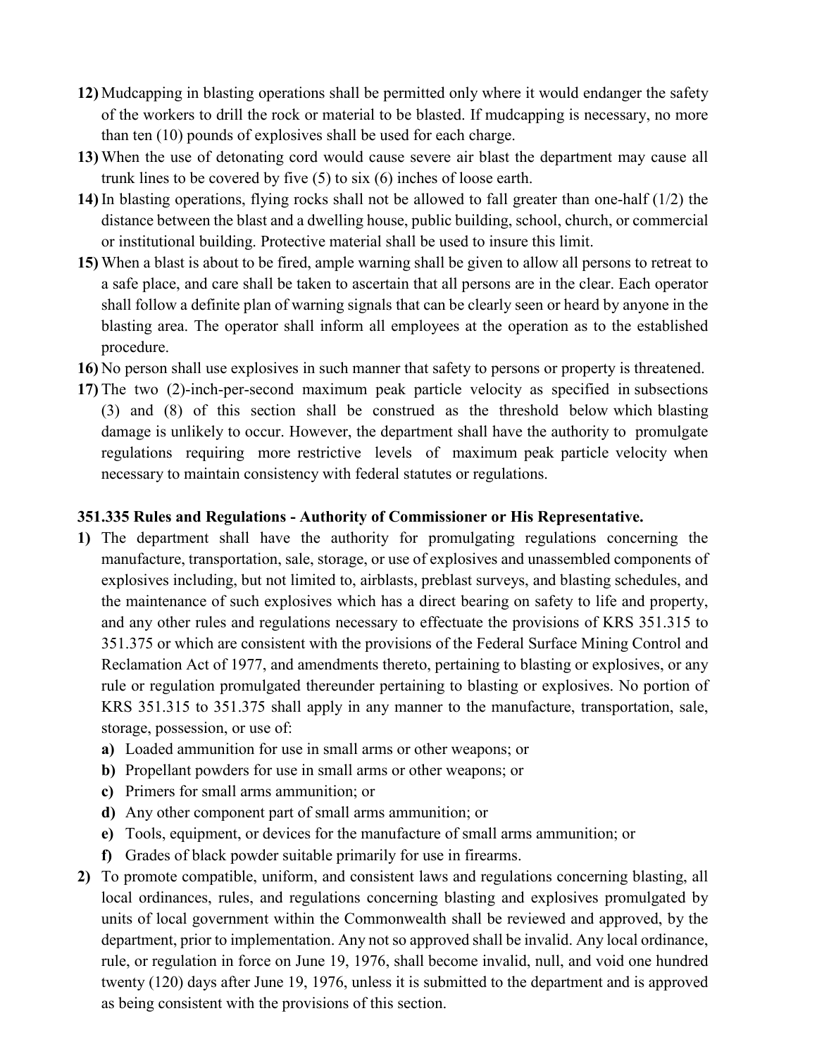**12)** Mudcapping in blasting operations shall be permitted only where it would endanger the safety of the workers to drill the rock or material to be blasted. If mudcapping is necessary, no more than ten (10) pounds of explosives shall be used for each charge.

**13)** When the use of detonating cord would cause severe air blast the department may cause all trunk lines to be covered by five (5) to six (6) inches of loose earth.

**14)** In blasting operations, flying rocks shall not be allowed to fall greater than one-half (1/2) the distance between the blast and a dwelling house, public building, school, church, or commercial or institutional building. Protective material shall be used to insure this limit.

**15)** When a blast is about to be fired, ample warning shall be given to allow all persons to retreat to a safe place, and care shall be taken to ascertain that all persons are in the clear. Each operator shall follow a definite plan of warning signals that can be clearly seen or heard by anyone in the blasting area. The operator shall inform all employees at the operation as to the established procedure.

**16)** No person shall use explosives in such manner that safety to persons or property is threatened.

**17)** The two (2)-inch-per-second maximum peak particle velocity as specified in subsections (3) and (8) of this section shall be construed as the threshold below which blasting damage is unlikely to occur. However, the department shall have the authority to promulgate regulations requiring more restrictive levels of maximum peak particle velocity when necessary to maintain consistency with federal statutes or regulations.

### 351.335 Rules and Regulations - Authority of Commissioner or His Representative.

**1)** The department shall have the authority for promulgating regulations concerning the manufacture, transportation, sale, storage, or use of explosives and unassembled components of explosives including, but not limited to, airblasts, preblast surveys, and blasting schedules, and the maintenance of such explosives which has a direct bearing on safety to life and property, and any other rules and regulations necessary to effectuate the provisions of KRS 351.315 to 351.375 or which are consistent with the provisions of the Federal Surface Mining Control and Reclamation Act of 1977, and amendments thereto, pertaining to blasting or explosives, or any rule or regulation promulgated thereunder pertaining to blasting or explosives. No portion of KRS 351.315 to 351.375 shall apply in any manner to the manufacture, transportation, sale, storage, possession, or use of:

- **a)** Loaded ammunition for use in small arms or other weapons; or
- **b)** Propellant powders for use in small arms or other weapons; or
- **c)** Primers for small arms ammunition; or
- **d)** Any other component part of small arms ammunition; or
- **e)** Tools, equipment, or devices for the manufacture of small arms ammunition; or
- **f)** Grades of black powder suitable primarily for use in firearms.

**2)** To promote compatible, uniform, and consistent laws and regulations concerning blasting, all local ordinances, rules, and regulations concerning blasting and explosives promulgated by units of local government within the Commonwealth shall be reviewed and approved, by the department, prior to implementation. Any not so approved shall be invalid. Any local ordinance, rule, or regulation in force on June 19, 1976, shall become invalid, null, and void one hundred twenty (120) days after June 19, 1976, unless it is submitted to the department and is approved as being consistent with the provisions of this section.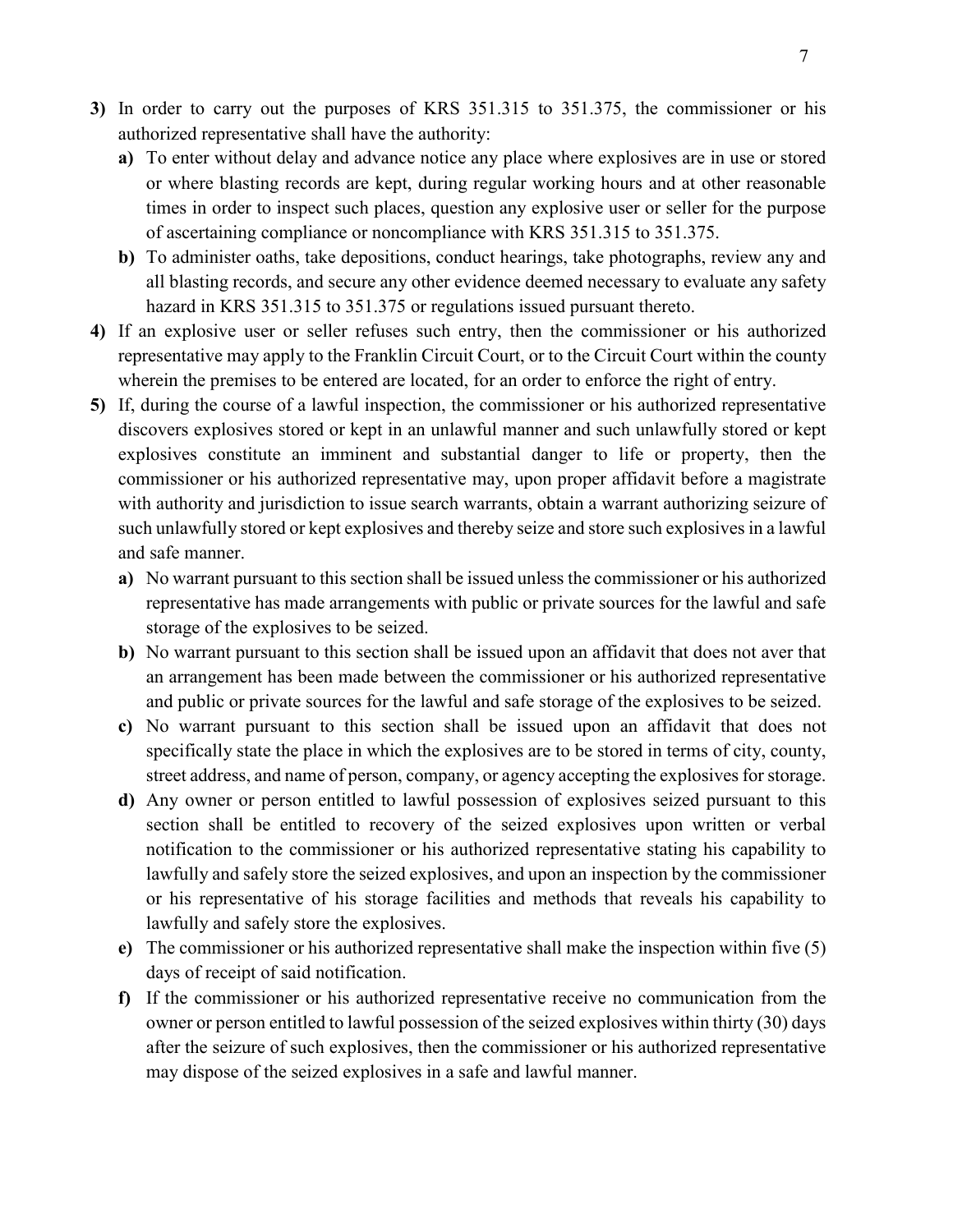**3)** In order to carry out the purposes of KRS 351.315 to 351.375, the commissioner or his authorized representative shall have the authority:

   **a)** To enter without delay and advance notice any place where explosives are in use or stored or where blasting records are kept, during regular working hours and at other reasonable times in order to inspect such places, question any explosive user or seller for the purpose of ascertaining compliance or noncompliance with KRS 351.315 to 351.375.

   **b)** To administer oaths, take depositions, conduct hearings, take photographs, review any and all blasting records, and secure any other evidence deemed necessary to evaluate any safety hazard in KRS 351.315 to 351.375 or regulations issued pursuant thereto.

**4)** If an explosive user or seller refuses such entry, then the commissioner or his authorized representative may apply to the Franklin Circuit Court, or to the Circuit Court within the county wherein the premises to be entered are located, for an order to enforce the right of entry.

**5)** If, during the course of a lawful inspection, the commissioner or his authorized representative discovers explosives stored or kept in an unlawful manner and such unlawfully stored or kept explosives constitute an imminent and substantial danger to life or property, then the commissioner or his authorized representative may, upon proper affidavit before a magistrate with authority and jurisdiction to issue search warrants, obtain a warrant authorizing seizure of such unlawfully stored or kept explosives and thereby seize and store such explosives in a lawful and safe manner.

   **a)** No warrant pursuant to this section shall be issued unless the commissioner or his authorized representative has made arrangements with public or private sources for the lawful and safe storage of the explosives to be seized.

   **b)** No warrant pursuant to this section shall be issued upon an affidavit that does not aver that an arrangement has been made between the commissioner or his authorized representative and public or private sources for the lawful and safe storage of the explosives to be seized.

   **c)** No warrant pursuant to this section shall be issued upon an affidavit that does not specifically state the place in which the explosives are to be stored in terms of city, county, street address, and name of person, company, or agency accepting the explosives for storage.

   **d)** Any owner or person entitled to lawful possession of explosives seized pursuant to this section shall be entitled to recovery of the seized explosives upon written or verbal notification to the commissioner or his authorized representative stating his capability to lawfully and safely store the seized explosives, and upon an inspection by the commissioner or his representative of his storage facilities and methods that reveals his capability to lawfully and safely store the explosives.

   **e)** The commissioner or his authorized representative shall make the inspection within five (5) days of receipt of said notification.

   **f)** If the commissioner or his authorized representative receive no communication from the owner or person entitled to lawful possession of the seized explosives within thirty (30) days after the seizure of such explosives, then the commissioner or his authorized representative may dispose of the seized explosives in a safe and lawful manner.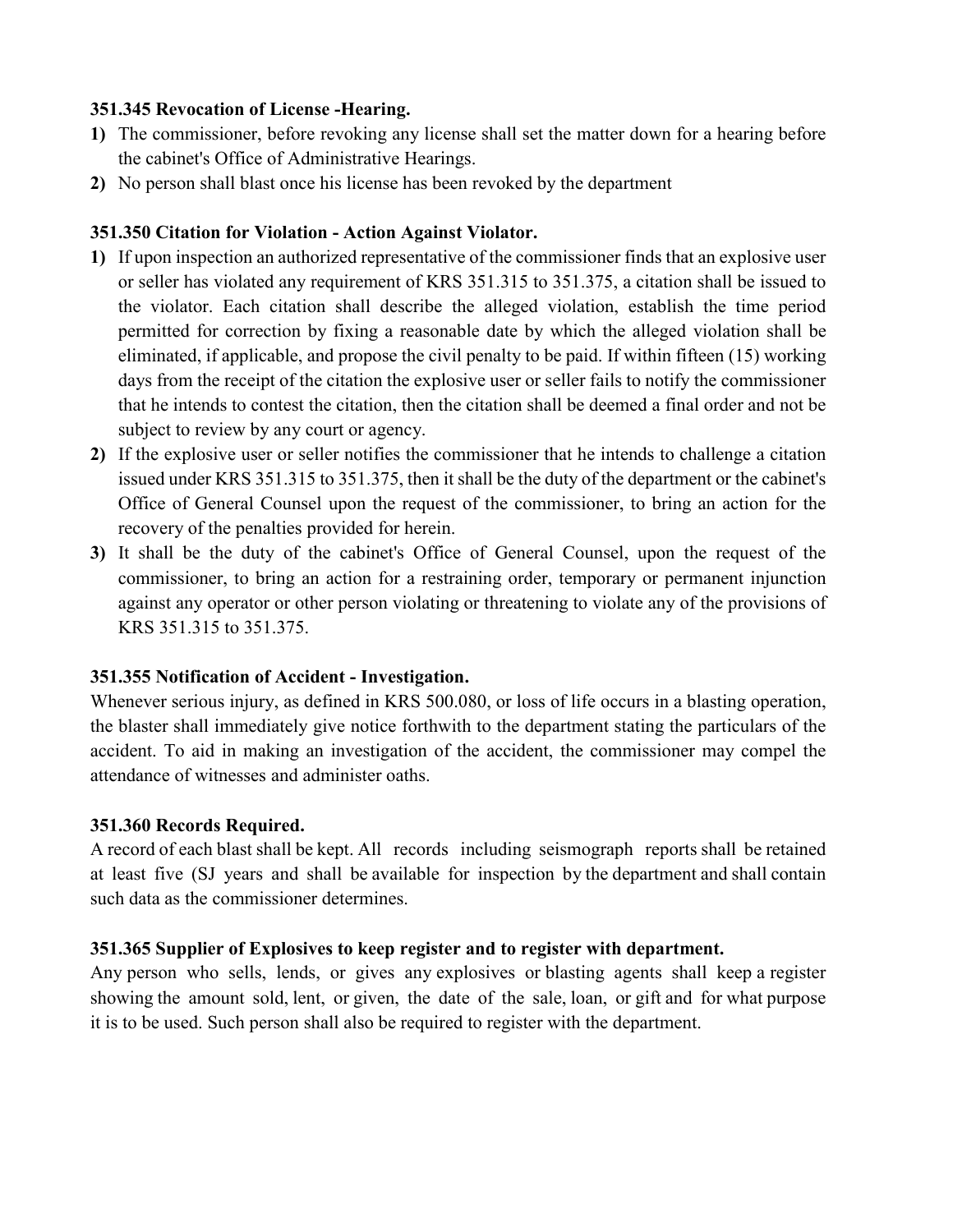**351.345 Revocation of License -Hearing.**

1) The commissioner, before revoking any license shall set the matter down for a hearing before the cabinet's Office of Administrative Hearings.
2) No person shall blast once his license has been revoked by the department

**351.350 Citation for Violation - Action Against Violator.**

1) If upon inspection an authorized representative of the commissioner finds that an explosive user or seller has violated any requirement of KRS 351.315 to 351.375, a citation shall be issued to the violator. Each citation shall describe the alleged violation, establish the time period permitted for correction by fixing a reasonable date by which the alleged violation shall be eliminated, if applicable, and propose the civil penalty to be paid. If within fifteen (15) working days from the receipt of the citation the explosive user or seller fails to notify the commissioner that he intends to contest the citation, then the citation shall be deemed a final order and not be subject to review by any court or agency.
2) If the explosive user or seller notifies the commissioner that he intends to challenge a citation issued under KRS 351.315 to 351.375, then it shall be the duty of the department or the cabinet's Office of General Counsel upon the request of the commissioner, to bring an action for the recovery of the penalties provided for herein.
3) It shall be the duty of the cabinet's Office of General Counsel, upon the request of the commissioner, to bring an action for a restraining order, temporary or permanent injunction against any operator or other person violating or threatening to violate any of the provisions of KRS 351.315 to 351.375.

**351.355 Notification of Accident - Investigation.**

Whenever serious injury, as defined in KRS 500.080, or loss of life occurs in a blasting operation, the blaster shall immediately give notice forthwith to the department stating the particulars of the accident. To aid in making an investigation of the accident, the commissioner may compel the attendance of witnesses and administer oaths.

**351.360 Records Required.**

A record of each blast shall be kept. All records including seismograph reports shall be retained at least five (SJ years and shall be available for inspection by the department and shall contain such data as the commissioner determines.

**351.365 Supplier of Explosives to keep register and to register with department.**

Any person who sells, lends, or gives any explosives or blasting agents shall keep a register showing the amount sold, lent, or given, the date of the sale, loan, or gift and for what purpose it is to be used. Such person shall also be required to register with the department.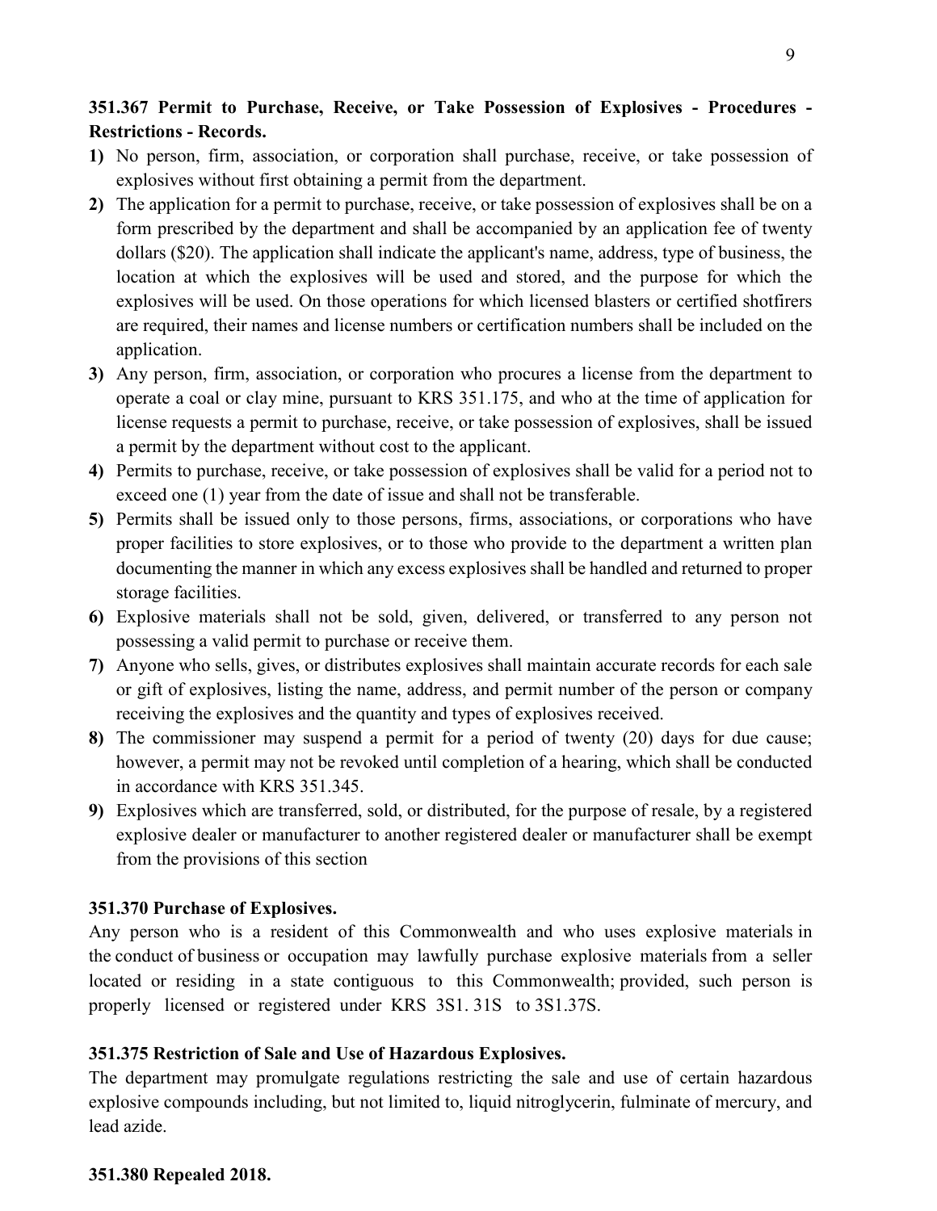**351.367 Permit to Purchase, Receive, or Take Possession of Explosives - Procedures - Restrictions - Records.**

**1)** No person, firm, association, or corporation shall purchase, receive, or take possession of explosives without first obtaining a permit from the department.

**2)** The application for a permit to purchase, receive, or take possession of explosives shall be on a form prescribed by the department and shall be accompanied by an application fee of twenty dollars ($20). The application shall indicate the applicant's name, address, type of business, the location at which the explosives will be used and stored, and the purpose for which the explosives will be used. On those operations for which licensed blasters or certified shotfirers are required, their names and license numbers or certification numbers shall be included on the application.

**3)** Any person, firm, association, or corporation who procures a license from the department to operate a coal or clay mine, pursuant to KRS 351.175, and who at the time of application for license requests a permit to purchase, receive, or take possession of explosives, shall be issued a permit by the department without cost to the applicant.

**4)** Permits to purchase, receive, or take possession of explosives shall be valid for a period not to exceed one (1) year from the date of issue and shall not be transferable.

**5)** Permits shall be issued only to those persons, firms, associations, or corporations who have proper facilities to store explosives, or to those who provide to the department a written plan documenting the manner in which any excess explosives shall be handled and returned to proper storage facilities.

**6)** Explosive materials shall not be sold, given, delivered, or transferred to any person not possessing a valid permit to purchase or receive them.

**7)** Anyone who sells, gives, or distributes explosives shall maintain accurate records for each sale or gift of explosives, listing the name, address, and permit number of the person or company receiving the explosives and the quantity and types of explosives received.

**8)** The commissioner may suspend a permit for a period of twenty (20) days for due cause; however, a permit may not be revoked until completion of a hearing, which shall be conducted in accordance with KRS 351.345.

**9)** Explosives which are transferred, sold, or distributed, for the purpose of resale, by a registered explosive dealer or manufacturer to another registered dealer or manufacturer shall be exempt from the provisions of this section

**351.370 Purchase of Explosives.**

Any person who is a resident of this Commonwealth and who uses explosive materials in the conduct of business or occupation may lawfully purchase explosive materials from a seller located or residing in a state contiguous to this Commonwealth; provided, such person is properly licensed or registered under KRS 3S1. 31S to 3S1.37S.

**351.375 Restriction of Sale and Use of Hazardous Explosives.**

The department may promulgate regulations restricting the sale and use of certain hazardous explosive compounds including, but not limited to, liquid nitroglycerin, fulminate of mercury, and lead azide.

**351.380 Repealed 2018.**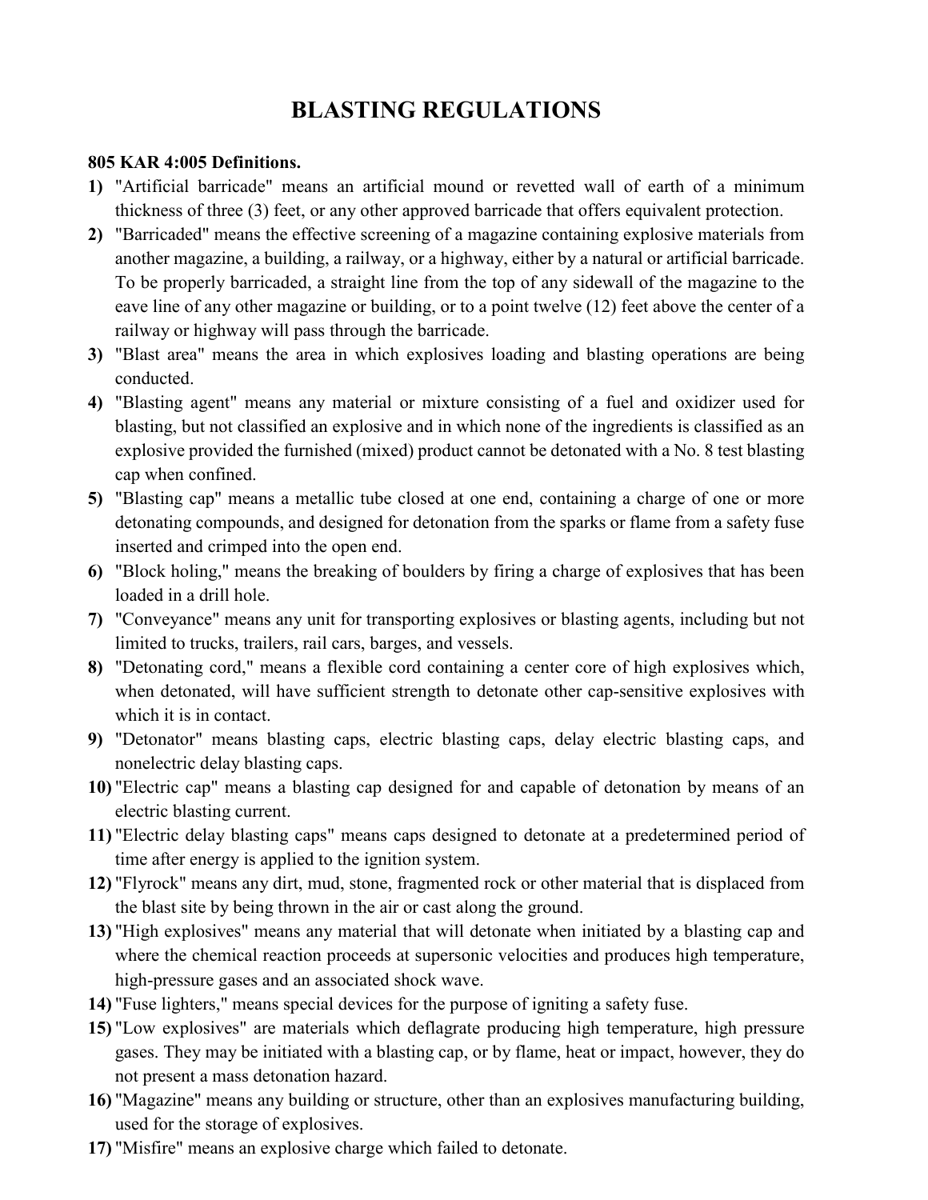# BLASTING REGULATIONS

**805 KAR 4:005 Definitions.**

1) "Artificial barricade" means an artificial mound or revetted wall of earth of a minimum thickness of three (3) feet, or any other approved barricade that offers equivalent protection.
2) "Barricaded" means the effective screening of a magazine containing explosive materials from another magazine, a building, a railway, or a highway, either by a natural or artificial barricade. To be properly barricaded, a straight line from the top of any sidewall of the magazine to the eave line of any other magazine or building, or to a point twelve (12) feet above the center of a railway or highway will pass through the barricade.
3) "Blast area" means the area in which explosives loading and blasting operations are being conducted.
4) "Blasting agent" means any material or mixture consisting of a fuel and oxidizer used for blasting, but not classified an explosive and in which none of the ingredients is classified as an explosive provided the furnished (mixed) product cannot be detonated with a No. 8 test blasting cap when confined.
5) "Blasting cap" means a metallic tube closed at one end, containing a charge of one or more detonating compounds, and designed for detonation from the sparks or flame from a safety fuse inserted and crimped into the open end.
6) "Block holing," means the breaking of boulders by firing a charge of explosives that has been loaded in a drill hole.
7) "Conveyance" means any unit for transporting explosives or blasting agents, including but not limited to trucks, trailers, rail cars, barges, and vessels.
8) "Detonating cord," means a flexible cord containing a center core of high explosives which, when detonated, will have sufficient strength to detonate other cap-sensitive explosives with which it is in contact.
9) "Detonator" means blasting caps, electric blasting caps, delay electric blasting caps, and nonelectric delay blasting caps.
10) "Electric cap" means a blasting cap designed for and capable of detonation by means of an electric blasting current.
11) "Electric delay blasting caps" means caps designed to detonate at a predetermined period of time after energy is applied to the ignition system.
12) "Flyrock" means any dirt, mud, stone, fragmented rock or other material that is displaced from the blast site by being thrown in the air or cast along the ground.
13) "High explosives" means any material that will detonate when initiated by a blasting cap and where the chemical reaction proceeds at supersonic velocities and produces high temperature, high-pressure gases and an associated shock wave.
14) "Fuse lighters," means special devices for the purpose of igniting a safety fuse.
15) "Low explosives" are materials which deflagrate producing high temperature, high pressure gases. They may be initiated with a blasting cap, or by flame, heat or impact, however, they do not present a mass detonation hazard.
16) "Magazine" means any building or structure, other than an explosives manufacturing building, used for the storage of explosives.
17) "Misfire" means an explosive charge which failed to detonate.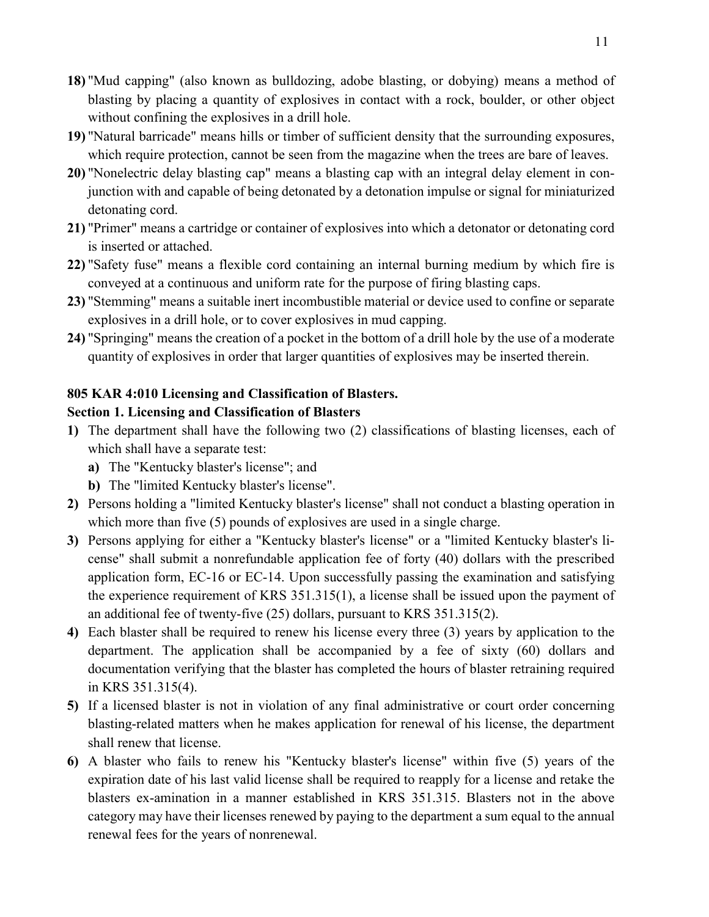**18)** "Mud capping" (also known as bulldozing, adobe blasting, or dobying) means a method of blasting by placing a quantity of explosives in contact with a rock, boulder, or other object without confining the explosives in a drill hole.

**19)** "Natural barricade" means hills or timber of sufficient density that the surrounding exposures, which require protection, cannot be seen from the magazine when the trees are bare of leaves.

**20)** "Nonelectric delay blasting cap" means a blasting cap with an integral delay element in conjunction with and capable of being detonated by a detonation impulse or signal for miniaturized detonating cord.

**21)** "Primer" means a cartridge or container of explosives into which a detonator or detonating cord is inserted or attached.

**22)** "Safety fuse" means a flexible cord containing an internal burning medium by which fire is conveyed at a continuous and uniform rate for the purpose of firing blasting caps.

**23)** "Stemming" means a suitable inert incombustible material or device used to confine or separate explosives in a drill hole, or to cover explosives in mud capping.

**24)** "Springing" means the creation of a pocket in the bottom of a drill hole by the use of a moderate quantity of explosives in order that larger quantities of explosives may be inserted therein.

### 805 KAR 4:010 Licensing and Classification of Blasters.

#### Section 1. Licensing and Classification of Blasters

**1)** The department shall have the following two (2) classifications of blasting licenses, each of which shall have a separate test:

  **a)** The "Kentucky blaster's license"; and

  **b)** The "limited Kentucky blaster's license".

**2)** Persons holding a "limited Kentucky blaster's license" shall not conduct a blasting operation in which more than five (5) pounds of explosives are used in a single charge.

**3)** Persons applying for either a "Kentucky blaster's license" or a "limited Kentucky blaster's license" shall submit a nonrefundable application fee of forty (40) dollars with the prescribed application form, EC-16 or EC-14. Upon successfully passing the examination and satisfying the experience requirement of KRS 351.315(1), a license shall be issued upon the payment of an additional fee of twenty-five (25) dollars, pursuant to KRS 351.315(2).

**4)** Each blaster shall be required to renew his license every three (3) years by application to the department. The application shall be accompanied by a fee of sixty (60) dollars and documentation verifying that the blaster has completed the hours of blaster retraining required in KRS 351.315(4).

**5)** If a licensed blaster is not in violation of any final administrative or court order concerning blasting-related matters when he makes application for renewal of his license, the department shall renew that license.

**6)** A blaster who fails to renew his "Kentucky blaster's license" within five (5) years of the expiration date of his last valid license shall be required to reapply for a license and retake the blasters ex-amination in a manner established in KRS 351.315. Blasters not in the above category may have their licenses renewed by paying to the department a sum equal to the annual renewal fees for the years of nonrenewal.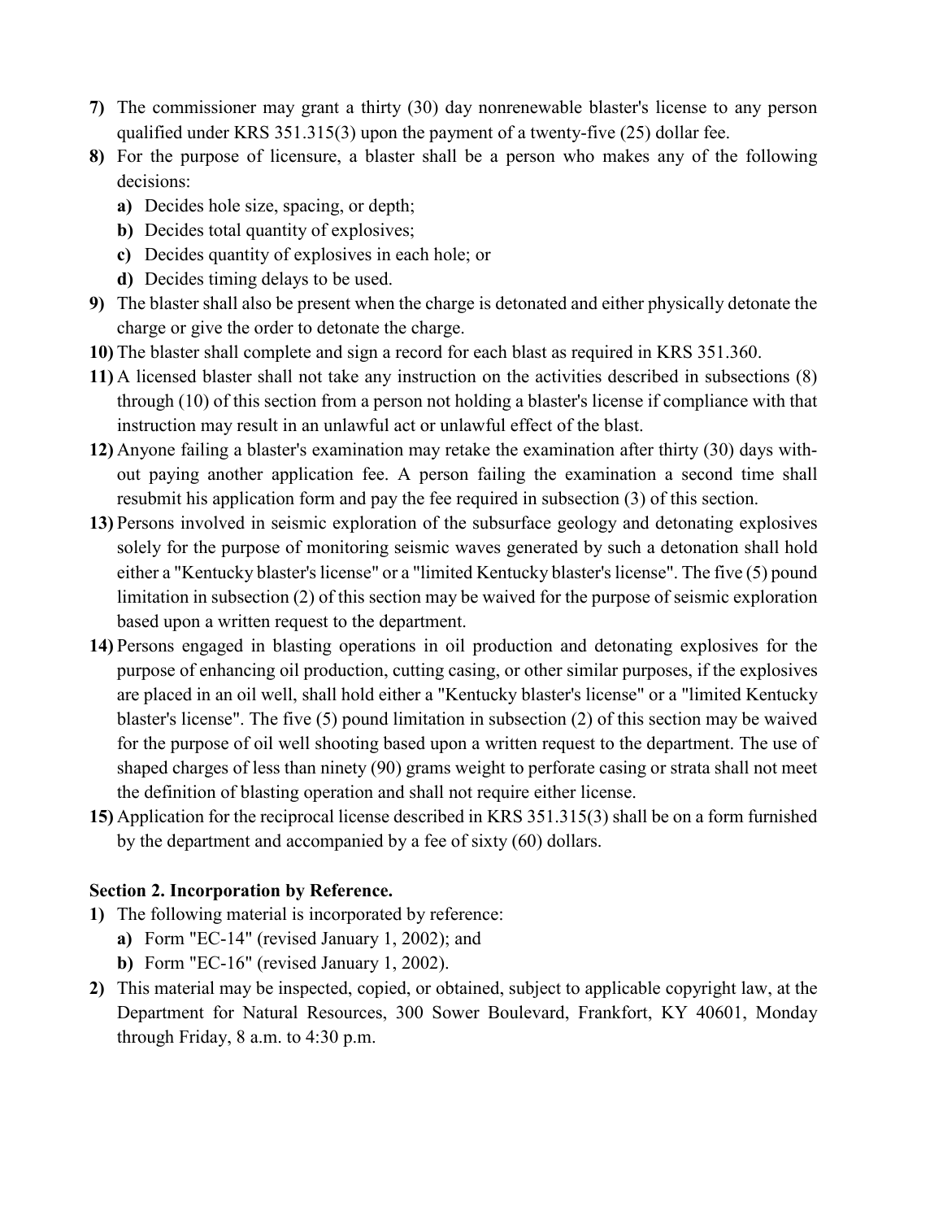**7)** The commissioner may grant a thirty (30) day nonrenewable blaster's license to any person qualified under KRS 351.315(3) upon the payment of a twenty-five (25) dollar fee.

**8)** For the purpose of licensure, a blaster shall be a person who makes any of the following decisions:

- **a)** Decides hole size, spacing, or depth;
- **b)** Decides total quantity of explosives;
- **c)** Decides quantity of explosives in each hole; or
- **d)** Decides timing delays to be used.

**9)** The blaster shall also be present when the charge is detonated and either physically detonate the charge or give the order to detonate the charge.

**10)** The blaster shall complete and sign a record for each blast as required in KRS 351.360.

**11)** A licensed blaster shall not take any instruction on the activities described in subsections (8) through (10) of this section from a person not holding a blaster's license if compliance with that instruction may result in an unlawful act or unlawful effect of the blast.

**12)** Anyone failing a blaster's examination may retake the examination after thirty (30) days without paying another application fee. A person failing the examination a second time shall resubmit his application form and pay the fee required in subsection (3) of this section.

**13)** Persons involved in seismic exploration of the subsurface geology and detonating explosives solely for the purpose of monitoring seismic waves generated by such a detonation shall hold either a "Kentucky blaster's license" or a "limited Kentucky blaster's license". The five (5) pound limitation in subsection (2) of this section may be waived for the purpose of seismic exploration based upon a written request to the department.

**14)** Persons engaged in blasting operations in oil production and detonating explosives for the purpose of enhancing oil production, cutting casing, or other similar purposes, if the explosives are placed in an oil well, shall hold either a "Kentucky blaster's license" or a "limited Kentucky blaster's license". The five (5) pound limitation in subsection (2) of this section may be waived for the purpose of oil well shooting based upon a written request to the department. The use of shaped charges of less than ninety (90) grams weight to perforate casing or strata shall not meet the definition of blasting operation and shall not require either license.

**15)** Application for the reciprocal license described in KRS 351.315(3) shall be on a form furnished by the department and accompanied by a fee of sixty (60) dollars.

**Section 2. Incorporation by Reference.**

**1)** The following material is incorporated by reference:

- **a)** Form "EC-14" (revised January 1, 2002); and
- **b)** Form "EC-16" (revised January 1, 2002).

**2)** This material may be inspected, copied, or obtained, subject to applicable copyright law, at the Department for Natural Resources, 300 Sower Boulevard, Frankfort, KY 40601, Monday through Friday, 8 a.m. to 4:30 p.m.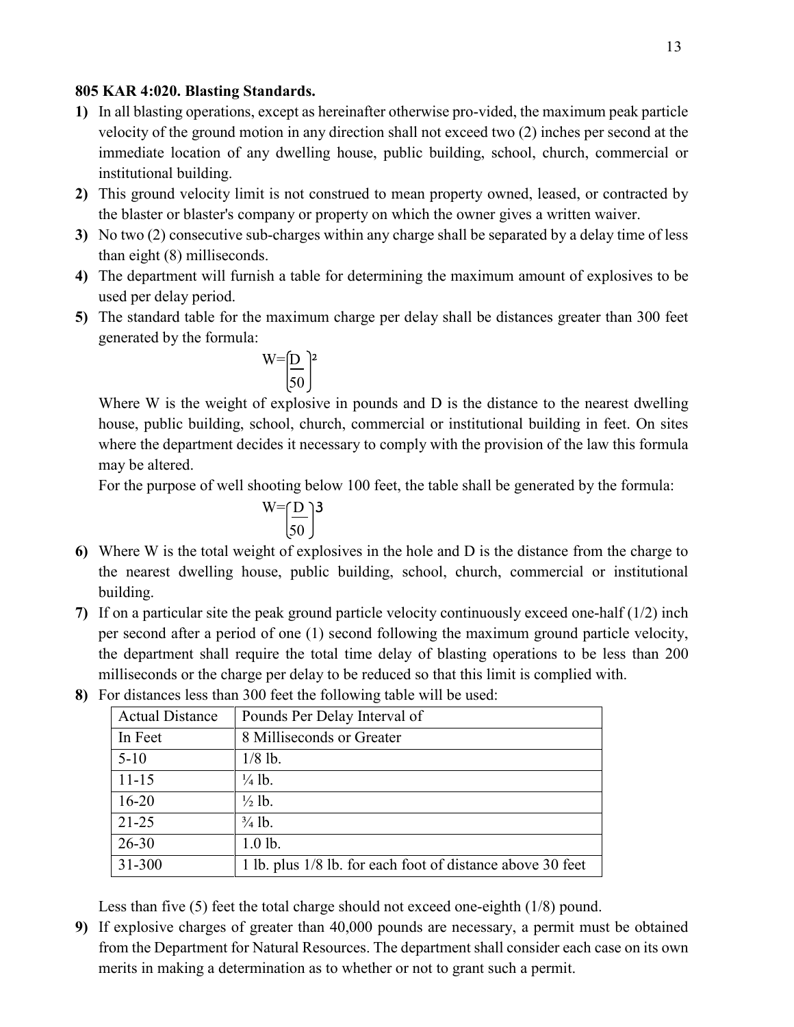**805 KAR 4:020. Blasting Standards.**

1) In all blasting operations, except as hereinafter otherwise pro-vided, the maximum peak particle velocity of the ground motion in any direction shall not exceed two (2) inches per second at the immediate location of any dwelling house, public building, school, church, commercial or institutional building.
2) This ground velocity limit is not construed to mean property owned, leased, or contracted by the blaster or blaster's company or property on which the owner gives a written waiver.
3) No two (2) consecutive sub-charges within any charge shall be separated by a delay time of less than eight (8) milliseconds.
4) The department will furnish a table for determining the maximum amount of explosives to be used per delay period.
5) The standard table for the maximum charge per delay shall be distances greater than 300 feet generated by the formula:

$$W=\left(\frac{D}{50}\right)^2$$

Where W is the weight of explosive in pounds and D is the distance to the nearest dwelling house, public building, school, church, commercial or institutional building in feet. On sites where the department decides it necessary to comply with the provision of the law this formula may be altered.

For the purpose of well shooting below 100 feet, the table shall be generated by the formula:

$$W=\left(\frac{D}{50}\right)^3$$

6) Where W is the total weight of explosives in the hole and D is the distance from the charge to the nearest dwelling house, public building, school, church, commercial or institutional building.
7) If on a particular site the peak ground particle velocity continuously exceed one-half (1/2) inch per second after a period of one (1) second following the maximum ground particle velocity, the department shall require the total time delay of blasting operations to be less than 200 milliseconds or the charge per delay to be reduced so that this limit is complied with.
8) For distances less than 300 feet the following table will be used:

| Actual Distance | Pounds Per Delay Interval of |
|---|---|
| In Feet | 8 Milliseconds or Greater |
| 5-10 | 1/8 lb. |
| 11-15 | ¼ lb. |
| 16-20 | ½ lb. |
| 21-25 | ¾ lb. |
| 26-30 | 1.0 lb. |
| 31-300 | 1 lb. plus 1/8 lb. for each foot of distance above 30 feet |

Less than five (5) feet the total charge should not exceed one-eighth (1/8) pound.

9) If explosive charges of greater than 40,000 pounds are necessary, a permit must be obtained from the Department for Natural Resources. The department shall consider each case on its own merits in making a determination as to whether or not to grant such a permit.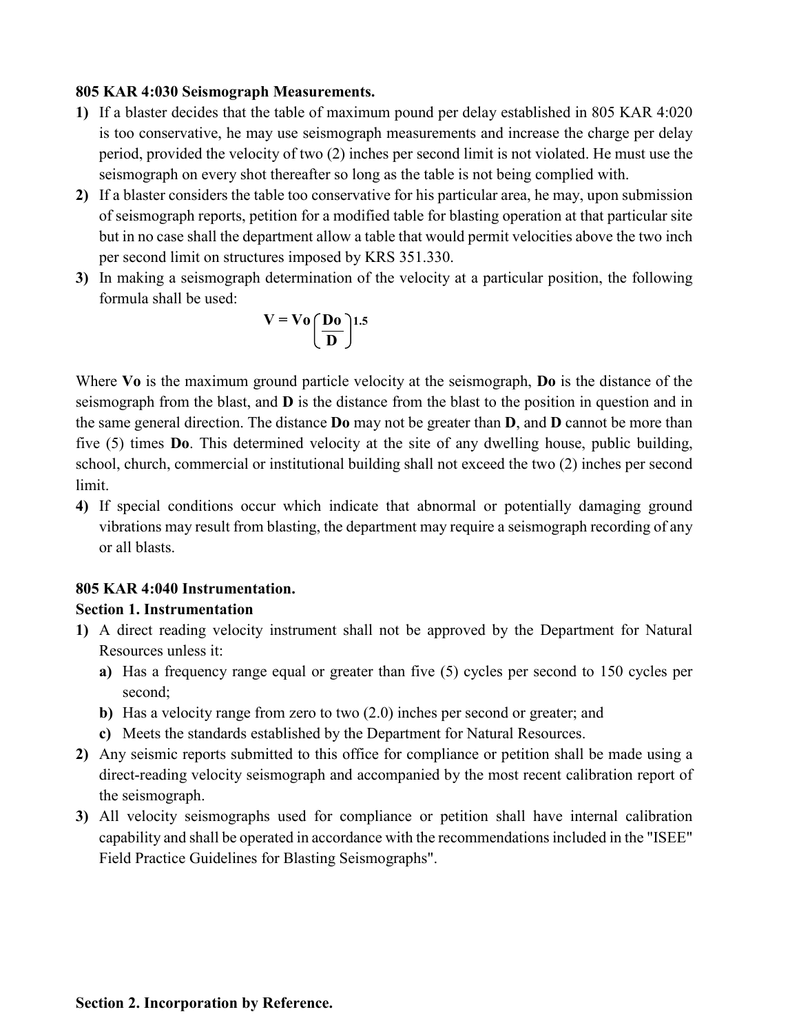**805 KAR 4:030 Seismograph Measurements.**

1) If a blaster decides that the table of maximum pound per delay established in 805 KAR 4:020 is too conservative, he may use seismograph measurements and increase the charge per delay period, provided the velocity of two (2) inches per second limit is not violated. He must use the seismograph on every shot thereafter so long as the table is not being complied with.
2) If a blaster considers the table too conservative for his particular area, he may, upon submission of seismograph reports, petition for a modified table for blasting operation at that particular site but in no case shall the department allow a table that would permit velocities above the two inch per second limit on structures imposed by KRS 351.330.
3) In making a seismograph determination of the velocity at a particular position, the following formula shall be used:

$$\mathbf{V = Vo\left(\frac{Do}{D}\right)^{1.5}}$$

Where **Vo** is the maximum ground particle velocity at the seismograph, **Do** is the distance of the seismograph from the blast, and **D** is the distance from the blast to the position in question and in the same general direction. The distance **Do** may not be greater than **D**, and **D** cannot be more than five (5) times **Do**. This determined velocity at the site of any dwelling house, public building, school, church, commercial or institutional building shall not exceed the two (2) inches per second limit.

4) If special conditions occur which indicate that abnormal or potentially damaging ground vibrations may result from blasting, the department may require a seismograph recording of any or all blasts.

**805 KAR 4:040 Instrumentation.**

**Section 1. Instrumentation**

1) A direct reading velocity instrument shall not be approved by the Department for Natural Resources unless it:
   a) Has a frequency range equal or greater than five (5) cycles per second to 150 cycles per second;
   b) Has a velocity range from zero to two (2.0) inches per second or greater; and
   c) Meets the standards established by the Department for Natural Resources.
2) Any seismic reports submitted to this office for compliance or petition shall be made using a direct-reading velocity seismograph and accompanied by the most recent calibration report of the seismograph.
3) All velocity seismographs used for compliance or petition shall have internal calibration capability and shall be operated in accordance with the recommendations included in the "ISEE" Field Practice Guidelines for Blasting Seismographs".

**Section 2. Incorporation by Reference.**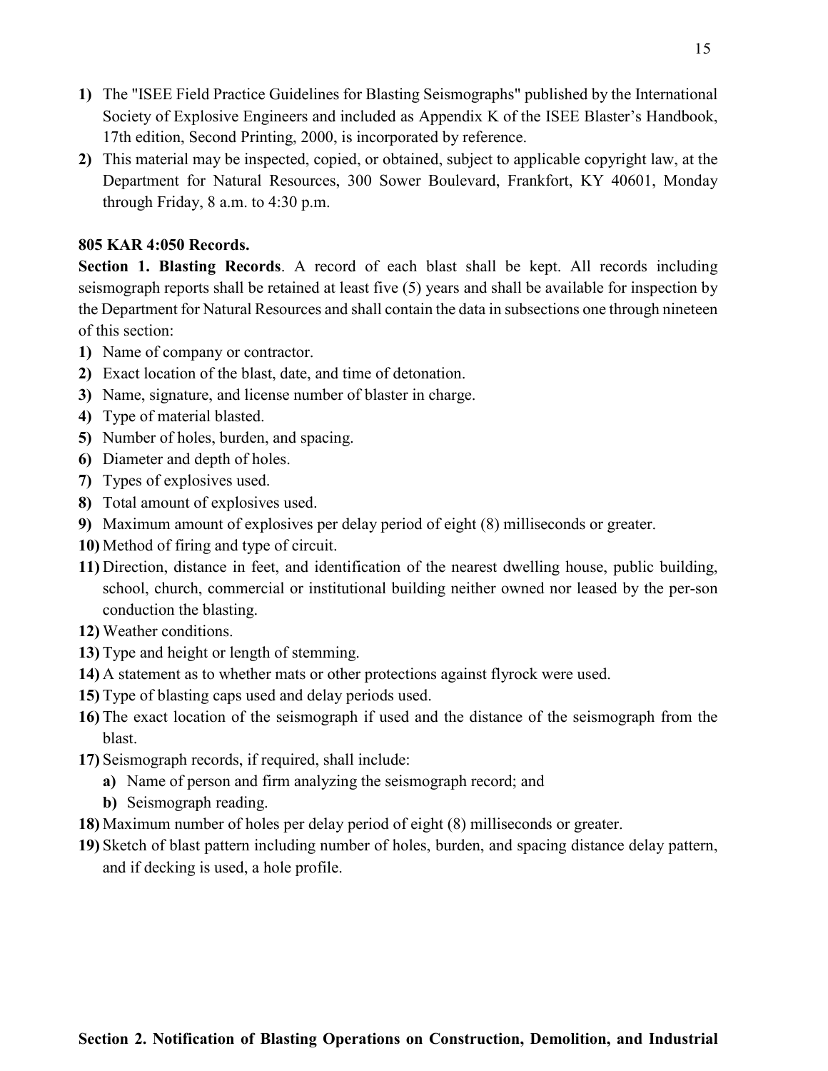1) The "ISEE Field Practice Guidelines for Blasting Seismographs" published by the International Society of Explosive Engineers and included as Appendix K of the ISEE Blaster's Handbook, 17th edition, Second Printing, 2000, is incorporated by reference.
2) This material may be inspected, copied, or obtained, subject to applicable copyright law, at the Department for Natural Resources, 300 Sower Boulevard, Frankfort, KY 40601, Monday through Friday, 8 a.m. to 4:30 p.m.

**805 KAR 4:050 Records.**

**Section 1. Blasting Records**. A record of each blast shall be kept. All records including seismograph reports shall be retained at least five (5) years and shall be available for inspection by the Department for Natural Resources and shall contain the data in subsections one through nineteen of this section:

1) Name of company or contractor.
2) Exact location of the blast, date, and time of detonation.
3) Name, signature, and license number of blaster in charge.
4) Type of material blasted.
5) Number of holes, burden, and spacing.
6) Diameter and depth of holes.
7) Types of explosives used.
8) Total amount of explosives used.
9) Maximum amount of explosives per delay period of eight (8) milliseconds or greater.
10) Method of firing and type of circuit.
11) Direction, distance in feet, and identification of the nearest dwelling house, public building, school, church, commercial or institutional building neither owned nor leased by the per-son conduction the blasting.
12) Weather conditions.
13) Type and height or length of stemming.
14) A statement as to whether mats or other protections against flyrock were used.
15) Type of blasting caps used and delay periods used.
16) The exact location of the seismograph if used and the distance of the seismograph from the blast.
17) Seismograph records, if required, shall include:
    a) Name of person and firm analyzing the seismograph record; and
    b) Seismograph reading.
18) Maximum number of holes per delay period of eight (8) milliseconds or greater.
19) Sketch of blast pattern including number of holes, burden, and spacing distance delay pattern, and if decking is used, a hole profile.

**Section 2. Notification of Blasting Operations on Construction, Demolition, and Industrial**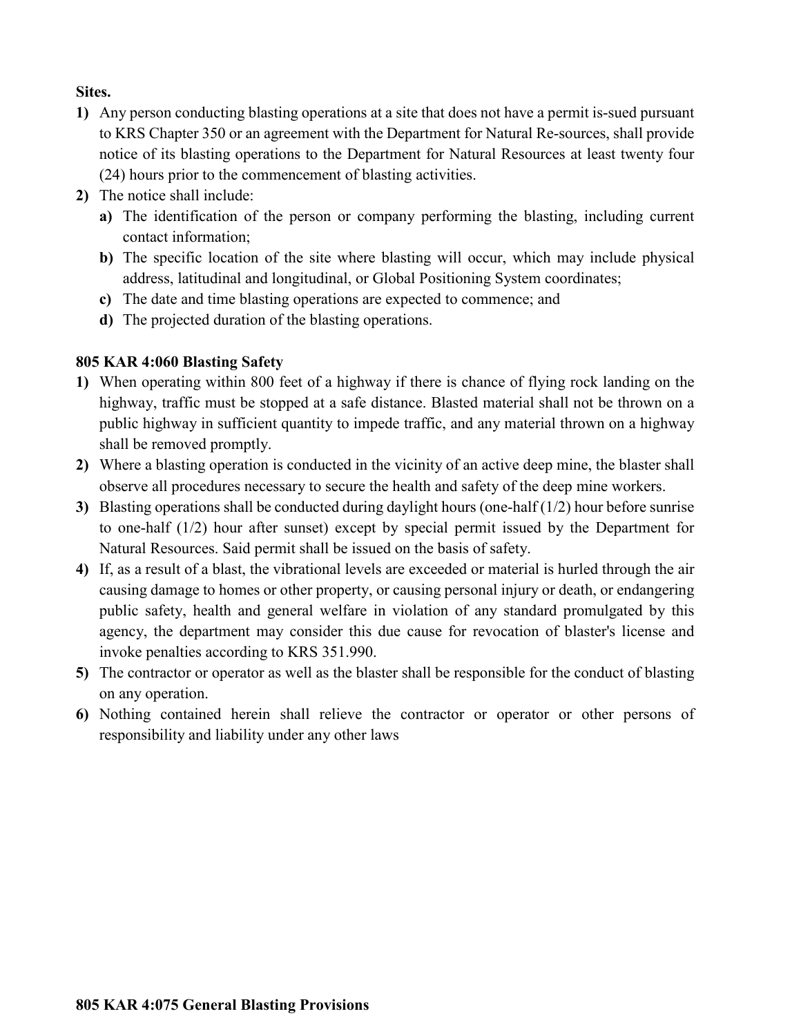**Sites.**

1) Any person conducting blasting operations at a site that does not have a permit is-sued pursuant to KRS Chapter 350 or an agreement with the Department for Natural Re-sources, shall provide notice of its blasting operations to the Department for Natural Resources at least twenty four (24) hours prior to the commencement of blasting activities.
2) The notice shall include:
   a) The identification of the person or company performing the blasting, including current contact information;
   b) The specific location of the site where blasting will occur, which may include physical address, latitudinal and longitudinal, or Global Positioning System coordinates;
   c) The date and time blasting operations are expected to commence; and
   d) The projected duration of the blasting operations.

**805 KAR 4:060 Blasting Safety**

1) When operating within 800 feet of a highway if there is chance of flying rock landing on the highway, traffic must be stopped at a safe distance. Blasted material shall not be thrown on a public highway in sufficient quantity to impede traffic, and any material thrown on a highway shall be removed promptly.
2) Where a blasting operation is conducted in the vicinity of an active deep mine, the blaster shall observe all procedures necessary to secure the health and safety of the deep mine workers.
3) Blasting operations shall be conducted during daylight hours (one-half (1/2) hour before sunrise to one-half (1/2) hour after sunset) except by special permit issued by the Department for Natural Resources. Said permit shall be issued on the basis of safety.
4) If, as a result of a blast, the vibrational levels are exceeded or material is hurled through the air causing damage to homes or other property, or causing personal injury or death, or endangering public safety, health and general welfare in violation of any standard promulgated by this agency, the department may consider this due cause for revocation of blaster's license and invoke penalties according to KRS 351.990.
5) The contractor or operator as well as the blaster shall be responsible for the conduct of blasting on any operation.
6) Nothing contained herein shall relieve the contractor or operator or other persons of responsibility and liability under any other laws

**805 KAR 4:075 General Blasting Provisions**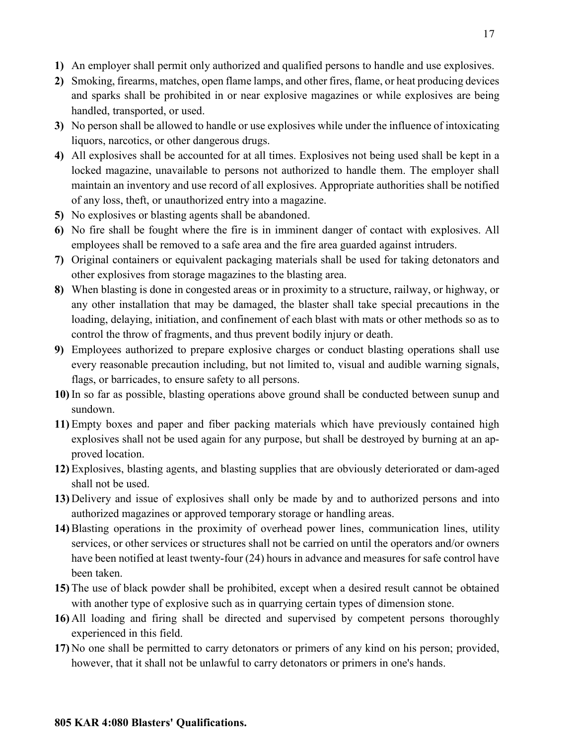**1)** An employer shall permit only authorized and qualified persons to handle and use explosives.

**2)** Smoking, firearms, matches, open flame lamps, and other fires, flame, or heat producing devices and sparks shall be prohibited in or near explosive magazines or while explosives are being handled, transported, or used.

**3)** No person shall be allowed to handle or use explosives while under the influence of intoxicating liquors, narcotics, or other dangerous drugs.

**4)** All explosives shall be accounted for at all times. Explosives not being used shall be kept in a locked magazine, unavailable to persons not authorized to handle them. The employer shall maintain an inventory and use record of all explosives. Appropriate authorities shall be notified of any loss, theft, or unauthorized entry into a magazine.

**5)** No explosives or blasting agents shall be abandoned.

**6)** No fire shall be fought where the fire is in imminent danger of contact with explosives. All employees shall be removed to a safe area and the fire area guarded against intruders.

**7)** Original containers or equivalent packaging materials shall be used for taking detonators and other explosives from storage magazines to the blasting area.

**8)** When blasting is done in congested areas or in proximity to a structure, railway, or highway, or any other installation that may be damaged, the blaster shall take special precautions in the loading, delaying, initiation, and confinement of each blast with mats or other methods so as to control the throw of fragments, and thus prevent bodily injury or death.

**9)** Employees authorized to prepare explosive charges or conduct blasting operations shall use every reasonable precaution including, but not limited to, visual and audible warning signals, flags, or barricades, to ensure safety to all persons.

**10)** In so far as possible, blasting operations above ground shall be conducted between sunup and sundown.

**11)** Empty boxes and paper and fiber packing materials which have previously contained high explosives shall not be used again for any purpose, but shall be destroyed by burning at an approved location.

**12)** Explosives, blasting agents, and blasting supplies that are obviously deteriorated or dam-aged shall not be used.

**13)** Delivery and issue of explosives shall only be made by and to authorized persons and into authorized magazines or approved temporary storage or handling areas.

**14)** Blasting operations in the proximity of overhead power lines, communication lines, utility services, or other services or structures shall not be carried on until the operators and/or owners have been notified at least twenty-four (24) hours in advance and measures for safe control have been taken.

**15)** The use of black powder shall be prohibited, except when a desired result cannot be obtained with another type of explosive such as in quarrying certain types of dimension stone.

**16)** All loading and firing shall be directed and supervised by competent persons thoroughly experienced in this field.

**17)** No one shall be permitted to carry detonators or primers of any kind on his person; provided, however, that it shall not be unlawful to carry detonators or primers in one's hands.

**805 KAR 4:080 Blasters' Qualifications.**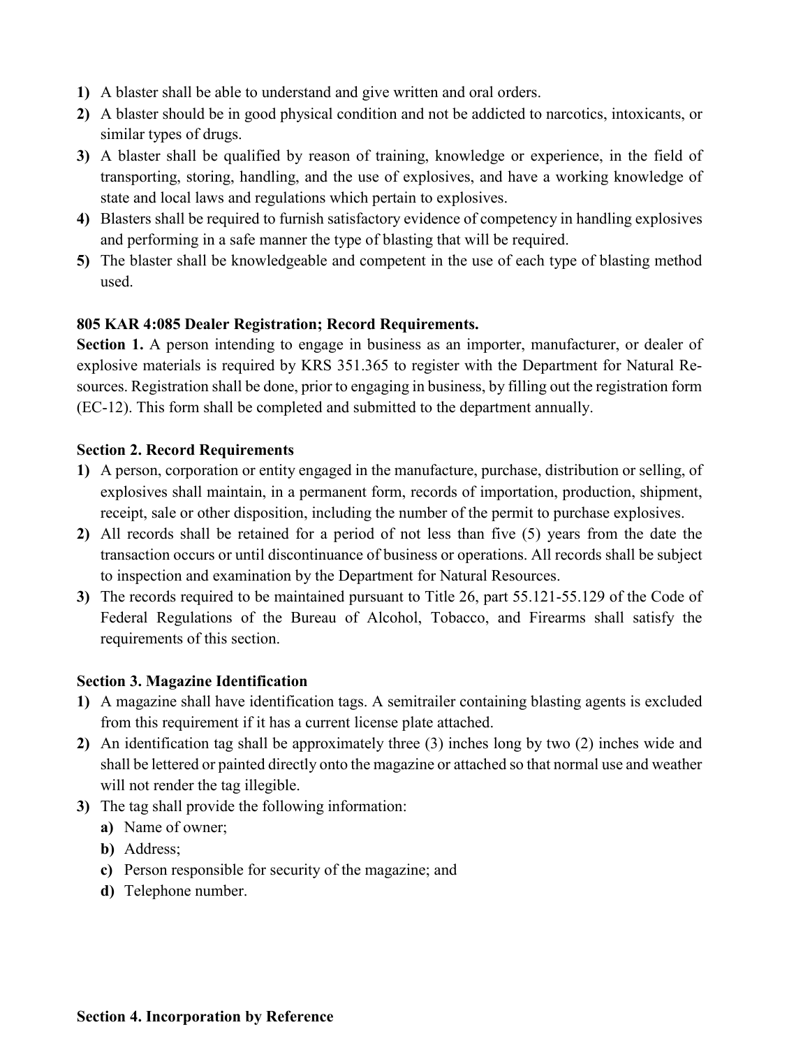1) A blaster shall be able to understand and give written and oral orders.
2) A blaster should be in good physical condition and not be addicted to narcotics, intoxicants, or similar types of drugs.
3) A blaster shall be qualified by reason of training, knowledge or experience, in the field of transporting, storing, handling, and the use of explosives, and have a working knowledge of state and local laws and regulations which pertain to explosives.
4) Blasters shall be required to furnish satisfactory evidence of competency in handling explosives and performing in a safe manner the type of blasting that will be required.
5) The blaster shall be knowledgeable and competent in the use of each type of blasting method used.

**805 KAR 4:085 Dealer Registration; Record Requirements.**

**Section 1.** A person intending to engage in business as an importer, manufacturer, or dealer of explosive materials is required by KRS 351.365 to register with the Department for Natural Resources. Registration shall be done, prior to engaging in business, by filling out the registration form (EC-12). This form shall be completed and submitted to the department annually.

**Section 2. Record Requirements**

1) A person, corporation or entity engaged in the manufacture, purchase, distribution or selling, of explosives shall maintain, in a permanent form, records of importation, production, shipment, receipt, sale or other disposition, including the number of the permit to purchase explosives.
2) All records shall be retained for a period of not less than five (5) years from the date the transaction occurs or until discontinuance of business or operations. All records shall be subject to inspection and examination by the Department for Natural Resources.
3) The records required to be maintained pursuant to Title 26, part 55.121-55.129 of the Code of Federal Regulations of the Bureau of Alcohol, Tobacco, and Firearms shall satisfy the requirements of this section.

**Section 3. Magazine Identification**

1) A magazine shall have identification tags. A semitrailer containing blasting agents is excluded from this requirement if it has a current license plate attached.
2) An identification tag shall be approximately three (3) inches long by two (2) inches wide and shall be lettered or painted directly onto the magazine or attached so that normal use and weather will not render the tag illegible.
3) The tag shall provide the following information:
   a) Name of owner;
   b) Address;
   c) Person responsible for security of the magazine; and
   d) Telephone number.

**Section 4. Incorporation by Reference**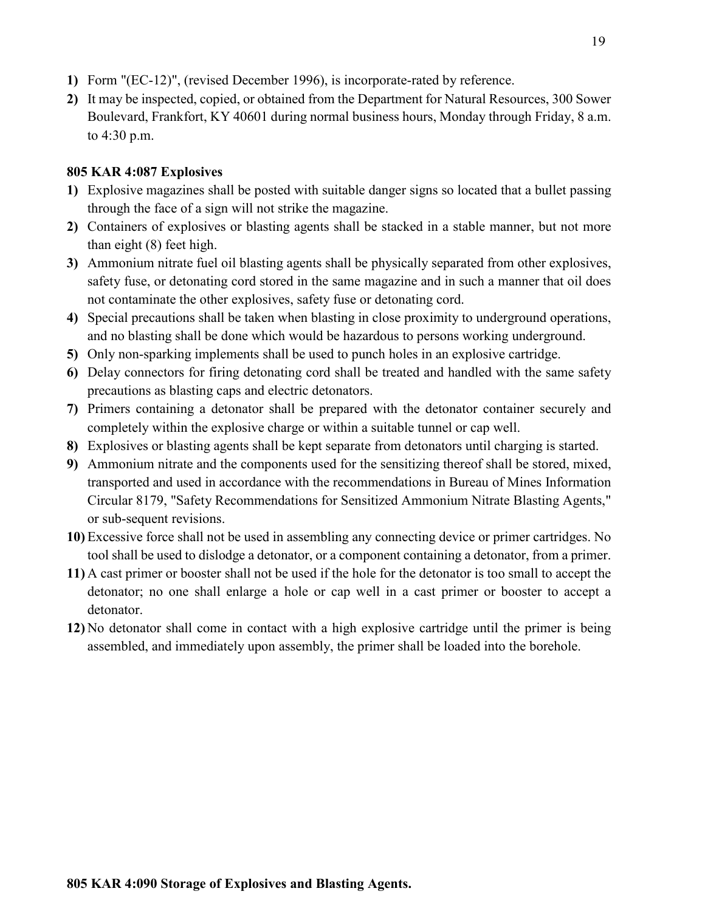1) Form "(EC-12)", (revised December 1996), is incorporate-rated by reference.
2) It may be inspected, copied, or obtained from the Department for Natural Resources, 300 Sower Boulevard, Frankfort, KY 40601 during normal business hours, Monday through Friday, 8 a.m. to 4:30 p.m.

**805 KAR 4:087 Explosives**

1) Explosive magazines shall be posted with suitable danger signs so located that a bullet passing through the face of a sign will not strike the magazine.
2) Containers of explosives or blasting agents shall be stacked in a stable manner, but not more than eight (8) feet high.
3) Ammonium nitrate fuel oil blasting agents shall be physically separated from other explosives, safety fuse, or detonating cord stored in the same magazine and in such a manner that oil does not contaminate the other explosives, safety fuse or detonating cord.
4) Special precautions shall be taken when blasting in close proximity to underground operations, and no blasting shall be done which would be hazardous to persons working underground.
5) Only non-sparking implements shall be used to punch holes in an explosive cartridge.
6) Delay connectors for firing detonating cord shall be treated and handled with the same safety precautions as blasting caps and electric detonators.
7) Primers containing a detonator shall be prepared with the detonator container securely and completely within the explosive charge or within a suitable tunnel or cap well.
8) Explosives or blasting agents shall be kept separate from detonators until charging is started.
9) Ammonium nitrate and the components used for the sensitizing thereof shall be stored, mixed, transported and used in accordance with the recommendations in Bureau of Mines Information Circular 8179, "Safety Recommendations for Sensitized Ammonium Nitrate Blasting Agents," or sub-sequent revisions.
10) Excessive force shall not be used in assembling any connecting device or primer cartridges. No tool shall be used to dislodge a detonator, or a component containing a detonator, from a primer.
11) A cast primer or booster shall not be used if the hole for the detonator is too small to accept the detonator; no one shall enlarge a hole or cap well in a cast primer or booster to accept a detonator.
12) No detonator shall come in contact with a high explosive cartridge until the primer is being assembled, and immediately upon assembly, the primer shall be loaded into the borehole.

**805 KAR 4:090 Storage of Explosives and Blasting Agents.**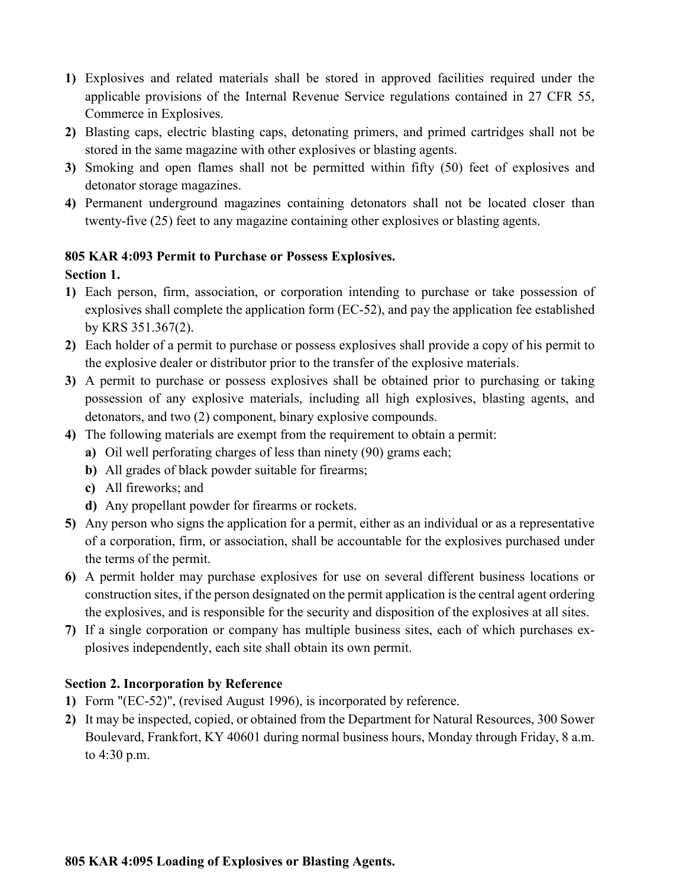**1)** Explosives and related materials shall be stored in approved facilities required under the applicable provisions of the Internal Revenue Service regulations contained in 27 CFR 55, Commerce in Explosives.

**2)** Blasting caps, electric blasting caps, detonating primers, and primed cartridges shall not be stored in the same magazine with other explosives or blasting agents.

**3)** Smoking and open flames shall not be permitted within fifty (50) feet of explosives and detonator storage magazines.

**4)** Permanent underground magazines containing detonators shall not be located closer than twenty-five (25) feet to any magazine containing other explosives or blasting agents.

**805 KAR 4:093 Permit to Purchase or Possess Explosives.**

**Section 1.**

**1)** Each person, firm, association, or corporation intending to purchase or take possession of explosives shall complete the application form (EC-52), and pay the application fee established by KRS 351.367(2).

**2)** Each holder of a permit to purchase or possess explosives shall provide a copy of his permit to the explosive dealer or distributor prior to the transfer of the explosive materials.

**3)** A permit to purchase or possess explosives shall be obtained prior to purchasing or taking possession of any explosive materials, including all high explosives, blasting agents, and detonators, and two (2) component, binary explosive compounds.

**4)** The following materials are exempt from the requirement to obtain a permit:

- **a)** Oil well perforating charges of less than ninety (90) grams each;
- **b)** All grades of black powder suitable for firearms;
- **c)** All fireworks; and
- **d)** Any propellant powder for firearms or rockets.

**5)** Any person who signs the application for a permit, either as an individual or as a representative of a corporation, firm, or association, shall be accountable for the explosives purchased under the terms of the permit.

**6)** A permit holder may purchase explosives for use on several different business locations or construction sites, if the person designated on the permit application is the central agent ordering the explosives, and is responsible for the security and disposition of the explosives at all sites.

**7)** If a single corporation or company has multiple business sites, each of which purchases explosives independently, each site shall obtain its own permit.

**Section 2. Incorporation by Reference**

**1)** Form "(EC-52)", (revised August 1996), is incorporated by reference.

**2)** It may be inspected, copied, or obtained from the Department for Natural Resources, 300 Sower Boulevard, Frankfort, KY 40601 during normal business hours, Monday through Friday, 8 a.m. to 4:30 p.m.

**805 KAR 4:095 Loading of Explosives or Blasting Agents.**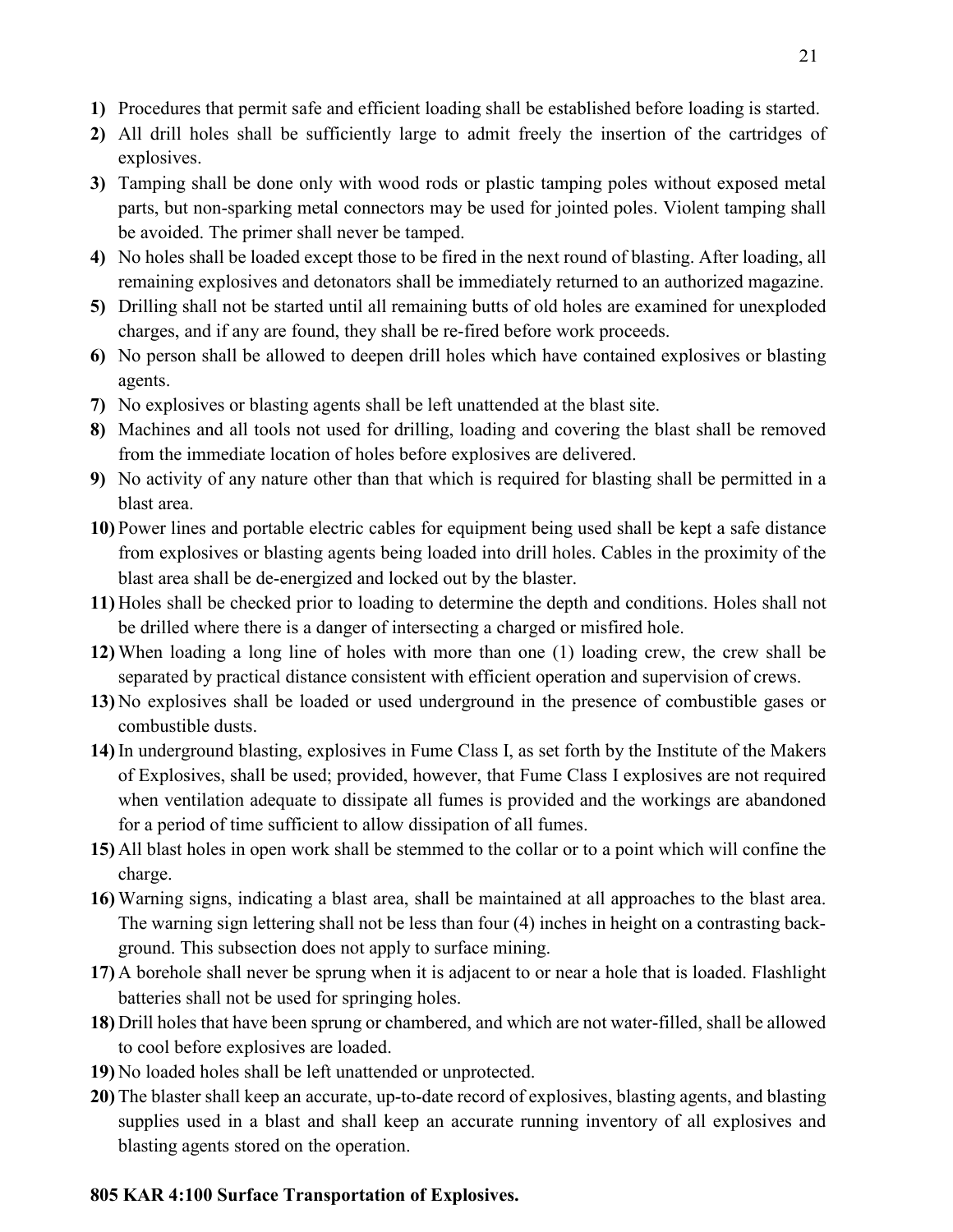**1)** Procedures that permit safe and efficient loading shall be established before loading is started.

**2)** All drill holes shall be sufficiently large to admit freely the insertion of the cartridges of explosives.

**3)** Tamping shall be done only with wood rods or plastic tamping poles without exposed metal parts, but non-sparking metal connectors may be used for jointed poles. Violent tamping shall be avoided. The primer shall never be tamped.

**4)** No holes shall be loaded except those to be fired in the next round of blasting. After loading, all remaining explosives and detonators shall be immediately returned to an authorized magazine.

**5)** Drilling shall not be started until all remaining butts of old holes are examined for unexploded charges, and if any are found, they shall be re-fired before work proceeds.

**6)** No person shall be allowed to deepen drill holes which have contained explosives or blasting agents.

**7)** No explosives or blasting agents shall be left unattended at the blast site.

**8)** Machines and all tools not used for drilling, loading and covering the blast shall be removed from the immediate location of holes before explosives are delivered.

**9)** No activity of any nature other than that which is required for blasting shall be permitted in a blast area.

**10)** Power lines and portable electric cables for equipment being used shall be kept a safe distance from explosives or blasting agents being loaded into drill holes. Cables in the proximity of the blast area shall be de-energized and locked out by the blaster.

**11)** Holes shall be checked prior to loading to determine the depth and conditions. Holes shall not be drilled where there is a danger of intersecting a charged or misfired hole.

**12)** When loading a long line of holes with more than one (1) loading crew, the crew shall be separated by practical distance consistent with efficient operation and supervision of crews.

**13)** No explosives shall be loaded or used underground in the presence of combustible gases or combustible dusts.

**14)** In underground blasting, explosives in Fume Class I, as set forth by the Institute of the Makers of Explosives, shall be used; provided, however, that Fume Class I explosives are not required when ventilation adequate to dissipate all fumes is provided and the workings are abandoned for a period of time sufficient to allow dissipation of all fumes.

**15)** All blast holes in open work shall be stemmed to the collar or to a point which will confine the charge.

**16)** Warning signs, indicating a blast area, shall be maintained at all approaches to the blast area. The warning sign lettering shall not be less than four (4) inches in height on a contrasting background. This subsection does not apply to surface mining.

**17)** A borehole shall never be sprung when it is adjacent to or near a hole that is loaded. Flashlight batteries shall not be used for springing holes.

**18)** Drill holes that have been sprung or chambered, and which are not water-filled, shall be allowed to cool before explosives are loaded.

**19)** No loaded holes shall be left unattended or unprotected.

**20)** The blaster shall keep an accurate, up-to-date record of explosives, blasting agents, and blasting supplies used in a blast and shall keep an accurate running inventory of all explosives and blasting agents stored on the operation.

**805 KAR 4:100 Surface Transportation of Explosives.**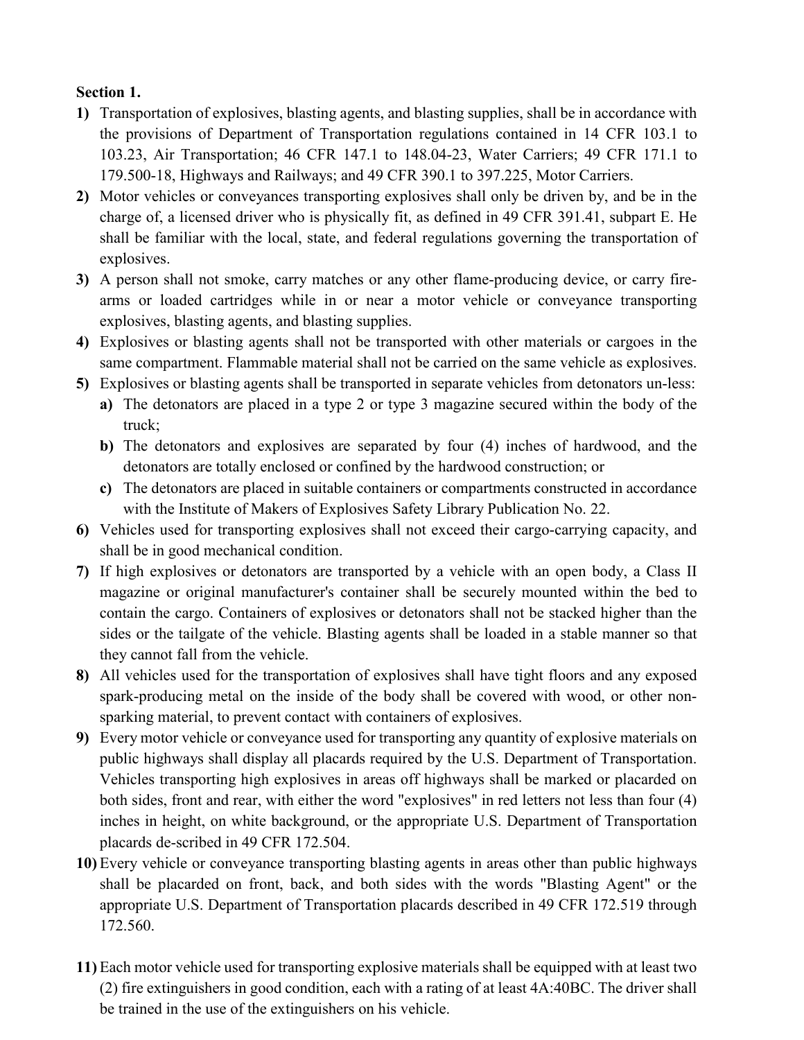**Section 1.**

1) Transportation of explosives, blasting agents, and blasting supplies, shall be in accordance with the provisions of Department of Transportation regulations contained in 14 CFR 103.1 to 103.23, Air Transportation; 46 CFR 147.1 to 148.04-23, Water Carriers; 49 CFR 171.1 to 179.500-18, Highways and Railways; and 49 CFR 390.1 to 397.225, Motor Carriers.
2) Motor vehicles or conveyances transporting explosives shall only be driven by, and be in the charge of, a licensed driver who is physically fit, as defined in 49 CFR 391.41, subpart E. He shall be familiar with the local, state, and federal regulations governing the transportation of explosives.
3) A person shall not smoke, carry matches or any other flame-producing device, or carry fire-arms or loaded cartridges while in or near a motor vehicle or conveyance transporting explosives, blasting agents, and blasting supplies.
4) Explosives or blasting agents shall not be transported with other materials or cargoes in the same compartment. Flammable material shall not be carried on the same vehicle as explosives.
5) Explosives or blasting agents shall be transported in separate vehicles from detonators un-less:
   a) The detonators are placed in a type 2 or type 3 magazine secured within the body of the truck;
   b) The detonators and explosives are separated by four (4) inches of hardwood, and the detonators are totally enclosed or confined by the hardwood construction; or
   c) The detonators are placed in suitable containers or compartments constructed in accordance with the Institute of Makers of Explosives Safety Library Publication No. 22.
6) Vehicles used for transporting explosives shall not exceed their cargo-carrying capacity, and shall be in good mechanical condition.
7) If high explosives or detonators are transported by a vehicle with an open body, a Class II magazine or original manufacturer's container shall be securely mounted within the bed to contain the cargo. Containers of explosives or detonators shall not be stacked higher than the sides or the tailgate of the vehicle. Blasting agents shall be loaded in a stable manner so that they cannot fall from the vehicle.
8) All vehicles used for the transportation of explosives shall have tight floors and any exposed spark-producing metal on the inside of the body shall be covered with wood, or other non-sparking material, to prevent contact with containers of explosives.
9) Every motor vehicle or conveyance used for transporting any quantity of explosive materials on public highways shall display all placards required by the U.S. Department of Transportation. Vehicles transporting high explosives in areas off highways shall be marked or placarded on both sides, front and rear, with either the word "explosives" in red letters not less than four (4) inches in height, on white background, or the appropriate U.S. Department of Transportation placards de-scribed in 49 CFR 172.504.
10) Every vehicle or conveyance transporting blasting agents in areas other than public highways shall be placarded on front, back, and both sides with the words "Blasting Agent" or the appropriate U.S. Department of Transportation placards described in 49 CFR 172.519 through 172.560.
11) Each motor vehicle used for transporting explosive materials shall be equipped with at least two (2) fire extinguishers in good condition, each with a rating of at least 4A:40BC. The driver shall be trained in the use of the extinguishers on his vehicle.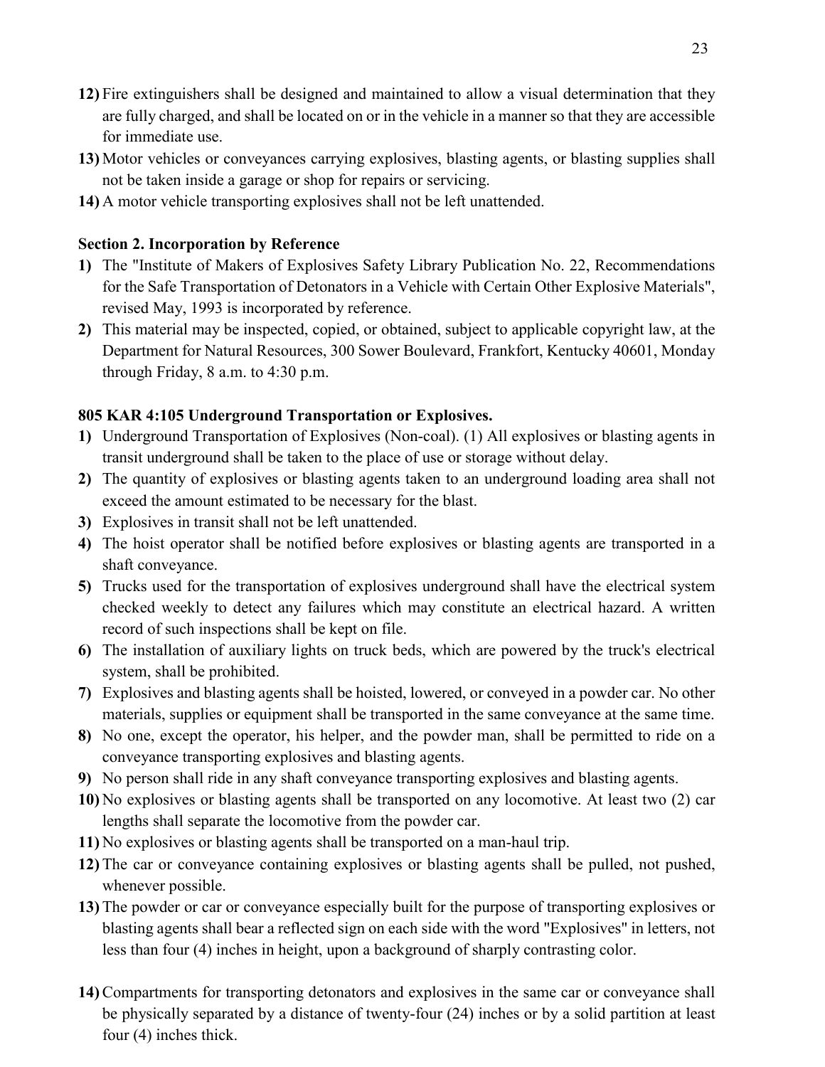**12)** Fire extinguishers shall be designed and maintained to allow a visual determination that they are fully charged, and shall be located on or in the vehicle in a manner so that they are accessible for immediate use.

**13)** Motor vehicles or conveyances carrying explosives, blasting agents, or blasting supplies shall not be taken inside a garage or shop for repairs or servicing.

**14)** A motor vehicle transporting explosives shall not be left unattended.

**Section 2. Incorporation by Reference**

**1)** The "Institute of Makers of Explosives Safety Library Publication No. 22, Recommendations for the Safe Transportation of Detonators in a Vehicle with Certain Other Explosive Materials", revised May, 1993 is incorporated by reference.

**2)** This material may be inspected, copied, or obtained, subject to applicable copyright law, at the Department for Natural Resources, 300 Sower Boulevard, Frankfort, Kentucky 40601, Monday through Friday, 8 a.m. to 4:30 p.m.

**805 KAR 4:105 Underground Transportation or Explosives.**

**1)** Underground Transportation of Explosives (Non-coal). (1) All explosives or blasting agents in transit underground shall be taken to the place of use or storage without delay.

**2)** The quantity of explosives or blasting agents taken to an underground loading area shall not exceed the amount estimated to be necessary for the blast.

**3)** Explosives in transit shall not be left unattended.

**4)** The hoist operator shall be notified before explosives or blasting agents are transported in a shaft conveyance.

**5)** Trucks used for the transportation of explosives underground shall have the electrical system checked weekly to detect any failures which may constitute an electrical hazard. A written record of such inspections shall be kept on file.

**6)** The installation of auxiliary lights on truck beds, which are powered by the truck's electrical system, shall be prohibited.

**7)** Explosives and blasting agents shall be hoisted, lowered, or conveyed in a powder car. No other materials, supplies or equipment shall be transported in the same conveyance at the same time.

**8)** No one, except the operator, his helper, and the powder man, shall be permitted to ride on a conveyance transporting explosives and blasting agents.

**9)** No person shall ride in any shaft conveyance transporting explosives and blasting agents.

**10)** No explosives or blasting agents shall be transported on any locomotive. At least two (2) car lengths shall separate the locomotive from the powder car.

**11)** No explosives or blasting agents shall be transported on a man-haul trip.

**12)** The car or conveyance containing explosives or blasting agents shall be pulled, not pushed, whenever possible.

**13)** The powder or car or conveyance especially built for the purpose of transporting explosives or blasting agents shall bear a reflected sign on each side with the word "Explosives" in letters, not less than four (4) inches in height, upon a background of sharply contrasting color.

**14)** Compartments for transporting detonators and explosives in the same car or conveyance shall be physically separated by a distance of twenty-four (24) inches or by a solid partition at least four (4) inches thick.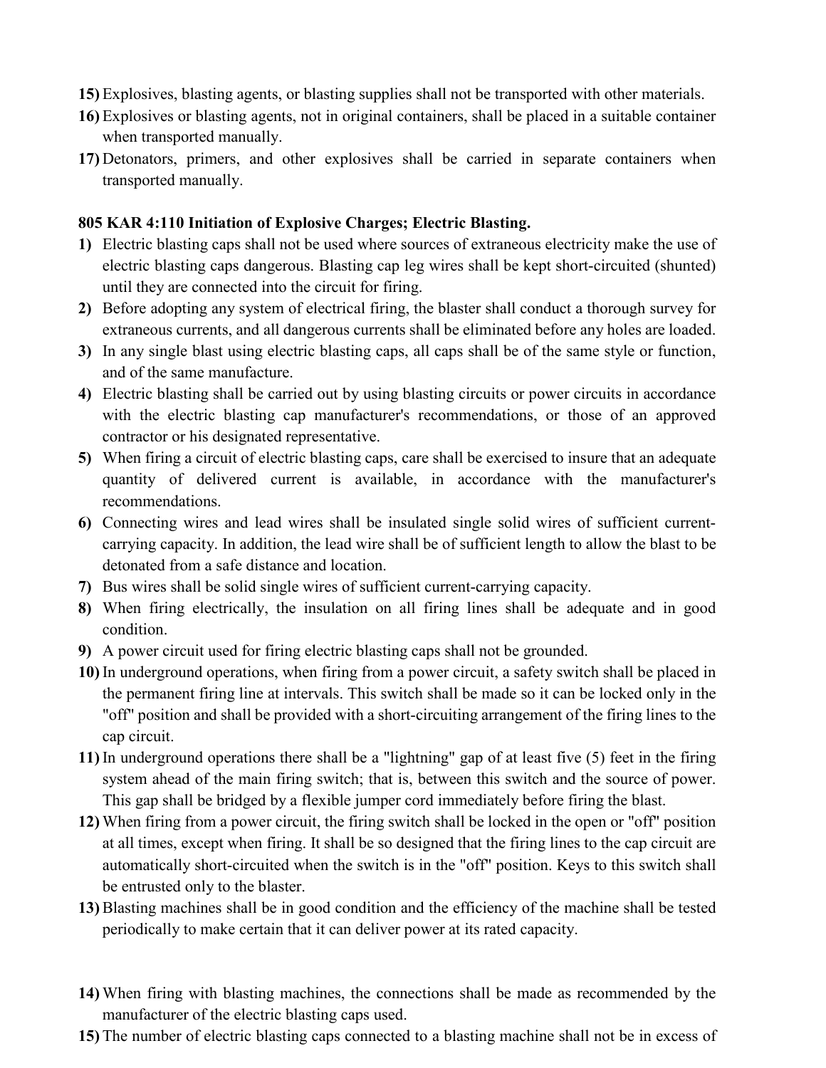15) Explosives, blasting agents, or blasting supplies shall not be transported with other materials.
16) Explosives or blasting agents, not in original containers, shall be placed in a suitable container when transported manually.
17) Detonators, primers, and other explosives shall be carried in separate containers when transported manually.

**805 KAR 4:110 Initiation of Explosive Charges; Electric Blasting.**

1) Electric blasting caps shall not be used where sources of extraneous electricity make the use of electric blasting caps dangerous. Blasting cap leg wires shall be kept short-circuited (shunted) until they are connected into the circuit for firing.
2) Before adopting any system of electrical firing, the blaster shall conduct a thorough survey for extraneous currents, and all dangerous currents shall be eliminated before any holes are loaded.
3) In any single blast using electric blasting caps, all caps shall be of the same style or function, and of the same manufacture.
4) Electric blasting shall be carried out by using blasting circuits or power circuits in accordance with the electric blasting cap manufacturer's recommendations, or those of an approved contractor or his designated representative.
5) When firing a circuit of electric blasting caps, care shall be exercised to insure that an adequate quantity of delivered current is available, in accordance with the manufacturer's recommendations.
6) Connecting wires and lead wires shall be insulated single solid wires of sufficient current-carrying capacity. In addition, the lead wire shall be of sufficient length to allow the blast to be detonated from a safe distance and location.
7) Bus wires shall be solid single wires of sufficient current-carrying capacity.
8) When firing electrically, the insulation on all firing lines shall be adequate and in good condition.
9) A power circuit used for firing electric blasting caps shall not be grounded.
10) In underground operations, when firing from a power circuit, a safety switch shall be placed in the permanent firing line at intervals. This switch shall be made so it can be locked only in the "off" position and shall be provided with a short-circuiting arrangement of the firing lines to the cap circuit.
11) In underground operations there shall be a "lightning" gap of at least five (5) feet in the firing system ahead of the main firing switch; that is, between this switch and the source of power. This gap shall be bridged by a flexible jumper cord immediately before firing the blast.
12) When firing from a power circuit, the firing switch shall be locked in the open or "off" position at all times, except when firing. It shall be so designed that the firing lines to the cap circuit are automatically short-circuited when the switch is in the "off" position. Keys to this switch shall be entrusted only to the blaster.
13) Blasting machines shall be in good condition and the efficiency of the machine shall be tested periodically to make certain that it can deliver power at its rated capacity.
14) When firing with blasting machines, the connections shall be made as recommended by the manufacturer of the electric blasting caps used.
15) The number of electric blasting caps connected to a blasting machine shall not be in excess of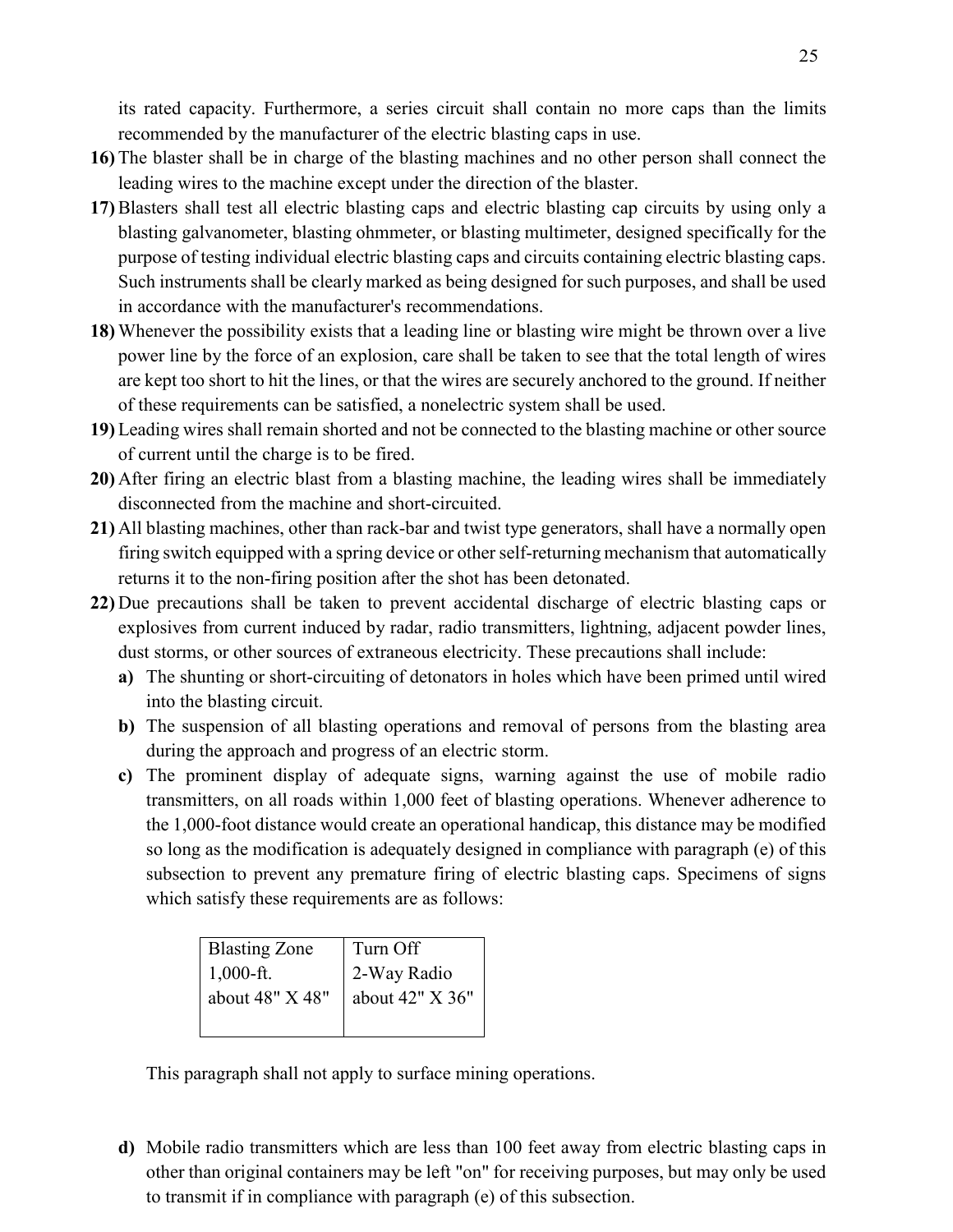its rated capacity. Furthermore, a series circuit shall contain no more caps than the limits recommended by the manufacturer of the electric blasting caps in use.

**16)** The blaster shall be in charge of the blasting machines and no other person shall connect the leading wires to the machine except under the direction of the blaster.

**17)** Blasters shall test all electric blasting caps and electric blasting cap circuits by using only a blasting galvanometer, blasting ohmmeter, or blasting multimeter, designed specifically for the purpose of testing individual electric blasting caps and circuits containing electric blasting caps. Such instruments shall be clearly marked as being designed for such purposes, and shall be used in accordance with the manufacturer's recommendations.

**18)** Whenever the possibility exists that a leading line or blasting wire might be thrown over a live power line by the force of an explosion, care shall be taken to see that the total length of wires are kept too short to hit the lines, or that the wires are securely anchored to the ground. If neither of these requirements can be satisfied, a nonelectric system shall be used.

**19)** Leading wires shall remain shorted and not be connected to the blasting machine or other source of current until the charge is to be fired.

**20)** After firing an electric blast from a blasting machine, the leading wires shall be immediately disconnected from the machine and short-circuited.

**21)** All blasting machines, other than rack-bar and twist type generators, shall have a normally open firing switch equipped with a spring device or other self-returning mechanism that automatically returns it to the non-firing position after the shot has been detonated.

**22)** Due precautions shall be taken to prevent accidental discharge of electric blasting caps or explosives from current induced by radar, radio transmitters, lightning, adjacent powder lines, dust storms, or other sources of extraneous electricity. These precautions shall include:

- **a)** The shunting or short-circuiting of detonators in holes which have been primed until wired into the blasting circuit.
- **b)** The suspension of all blasting operations and removal of persons from the blasting area during the approach and progress of an electric storm.
- **c)** The prominent display of adequate signs, warning against the use of mobile radio transmitters, on all roads within 1,000 feet of blasting operations. Whenever adherence to the 1,000-foot distance would create an operational handicap, this distance may be modified so long as the modification is adequately designed in compliance with paragraph (e) of this subsection to prevent any premature firing of electric blasting caps. Specimens of signs which satisfy these requirements are as follows:

| Blasting Zone 1,000-ft. about 48" X 48" | Turn Off 2-Way Radio about 42" X 36" |
|---|---|

  This paragraph shall not apply to surface mining operations.

- **d)** Mobile radio transmitters which are less than 100 feet away from electric blasting caps in other than original containers may be left "on" for receiving purposes, but may only be used to transmit if in compliance with paragraph (e) of this subsection.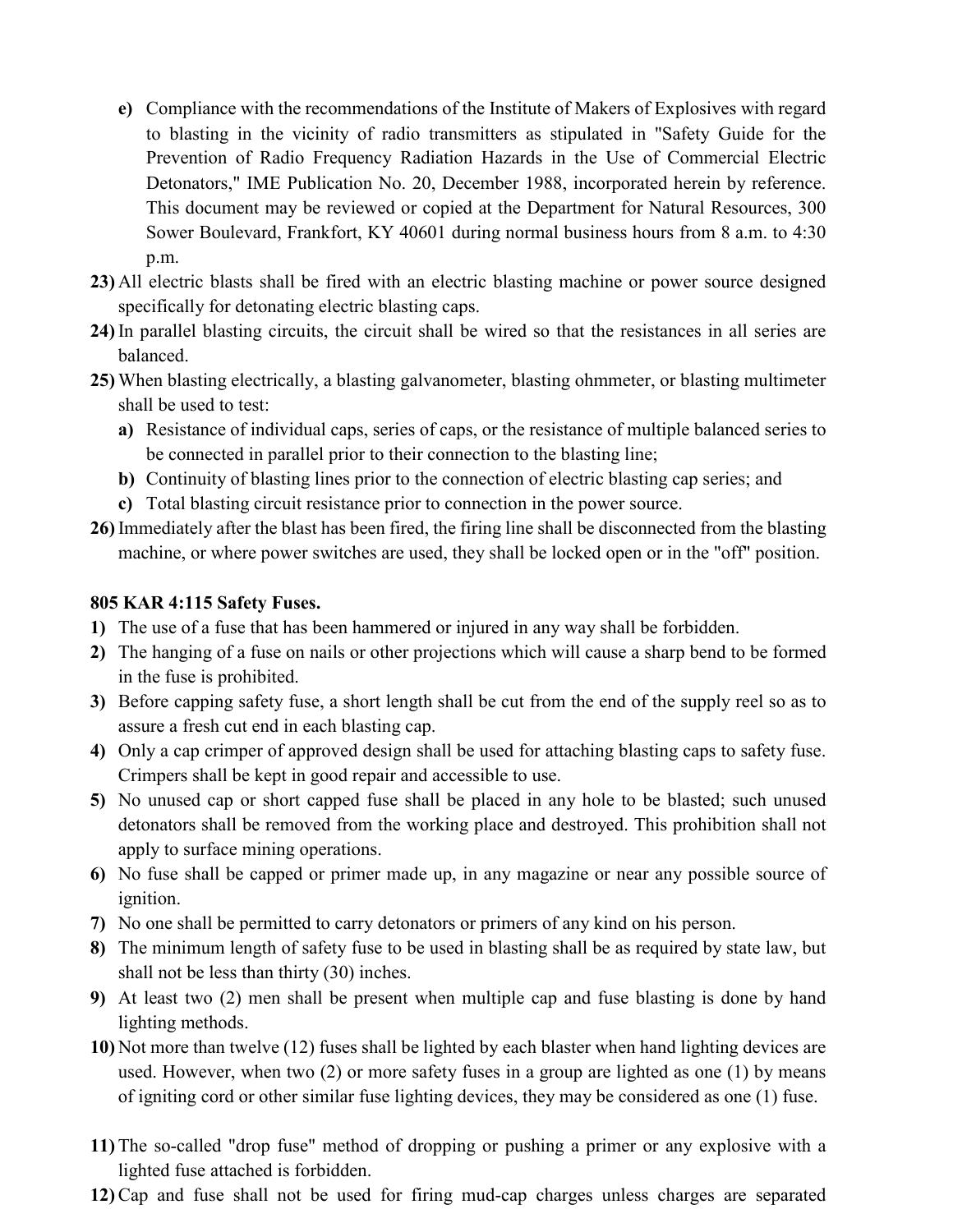- **e)** Compliance with the recommendations of the Institute of Makers of Explosives with regard to blasting in the vicinity of radio transmitters as stipulated in "Safety Guide for the Prevention of Radio Frequency Radiation Hazards in the Use of Commercial Electric Detonators," IME Publication No. 20, December 1988, incorporated herein by reference. This document may be reviewed or copied at the Department for Natural Resources, 300 Sower Boulevard, Frankfort, KY 40601 during normal business hours from 8 a.m. to 4:30 p.m.

**23)** All electric blasts shall be fired with an electric blasting machine or power source designed specifically for detonating electric blasting caps.

**24)** In parallel blasting circuits, the circuit shall be wired so that the resistances in all series are balanced.

**25)** When blasting electrically, a blasting galvanometer, blasting ohmmeter, or blasting multimeter shall be used to test:

   - **a)** Resistance of individual caps, series of caps, or the resistance of multiple balanced series to be connected in parallel prior to their connection to the blasting line;
   - **b)** Continuity of blasting lines prior to the connection of electric blasting cap series; and
   - **c)** Total blasting circuit resistance prior to connection in the power source.

**26)** Immediately after the blast has been fired, the firing line shall be disconnected from the blasting machine, or where power switches are used, they shall be locked open or in the "off" position.

**805 KAR 4:115 Safety Fuses.**

**1)** The use of a fuse that has been hammered or injured in any way shall be forbidden.

**2)** The hanging of a fuse on nails or other projections which will cause a sharp bend to be formed in the fuse is prohibited.

**3)** Before capping safety fuse, a short length shall be cut from the end of the supply reel so as to assure a fresh cut end in each blasting cap.

**4)** Only a cap crimper of approved design shall be used for attaching blasting caps to safety fuse. Crimpers shall be kept in good repair and accessible to use.

**5)** No unused cap or short capped fuse shall be placed in any hole to be blasted; such unused detonators shall be removed from the working place and destroyed. This prohibition shall not apply to surface mining operations.

**6)** No fuse shall be capped or primer made up, in any magazine or near any possible source of ignition.

**7)** No one shall be permitted to carry detonators or primers of any kind on his person.

**8)** The minimum length of safety fuse to be used in blasting shall be as required by state law, but shall not be less than thirty (30) inches.

**9)** At least two (2) men shall be present when multiple cap and fuse blasting is done by hand lighting methods.

**10)** Not more than twelve (12) fuses shall be lighted by each blaster when hand lighting devices are used. However, when two (2) or more safety fuses in a group are lighted as one (1) by means of igniting cord or other similar fuse lighting devices, they may be considered as one (1) fuse.

**11)** The so-called "drop fuse" method of dropping or pushing a primer or any explosive with a lighted fuse attached is forbidden.

**12)** Cap and fuse shall not be used for firing mud-cap charges unless charges are separated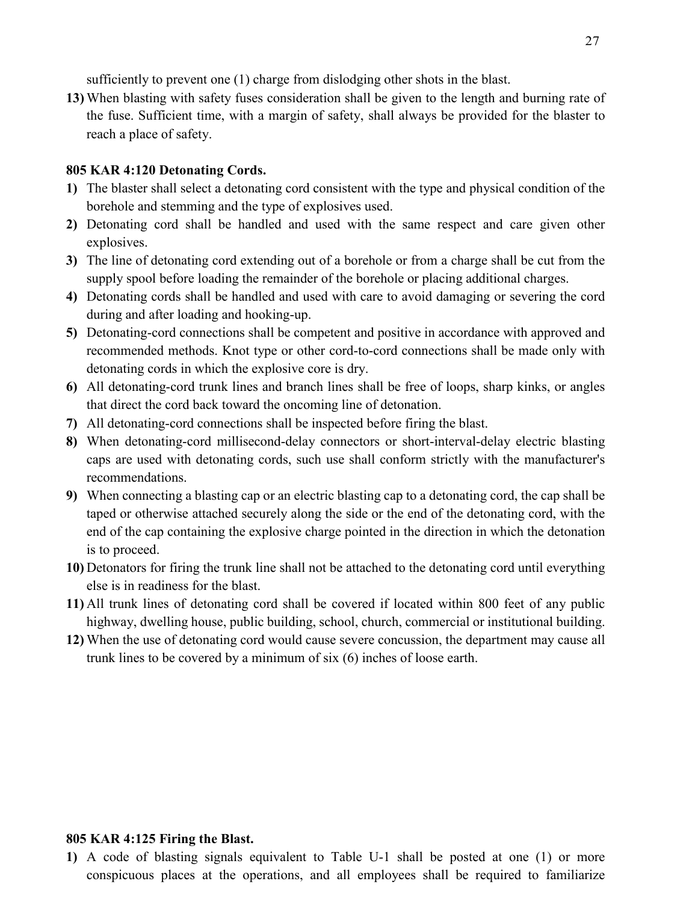sufficiently to prevent one (1) charge from dislodging other shots in the blast.

13) When blasting with safety fuses consideration shall be given to the length and burning rate of the fuse. Sufficient time, with a margin of safety, shall always be provided for the blaster to reach a place of safety.

**805 KAR 4:120 Detonating Cords.**

1) The blaster shall select a detonating cord consistent with the type and physical condition of the borehole and stemming and the type of explosives used.
2) Detonating cord shall be handled and used with the same respect and care given other explosives.
3) The line of detonating cord extending out of a borehole or from a charge shall be cut from the supply spool before loading the remainder of the borehole or placing additional charges.
4) Detonating cords shall be handled and used with care to avoid damaging or severing the cord during and after loading and hooking-up.
5) Detonating-cord connections shall be competent and positive in accordance with approved and recommended methods. Knot type or other cord-to-cord connections shall be made only with detonating cords in which the explosive core is dry.
6) All detonating-cord trunk lines and branch lines shall be free of loops, sharp kinks, or angles that direct the cord back toward the oncoming line of detonation.
7) All detonating-cord connections shall be inspected before firing the blast.
8) When detonating-cord millisecond-delay connectors or short-interval-delay electric blasting caps are used with detonating cords, such use shall conform strictly with the manufacturer's recommendations.
9) When connecting a blasting cap or an electric blasting cap to a detonating cord, the cap shall be taped or otherwise attached securely along the side or the end of the detonating cord, with the end of the cap containing the explosive charge pointed in the direction in which the detonation is to proceed.
10) Detonators for firing the trunk line shall not be attached to the detonating cord until everything else is in readiness for the blast.
11) All trunk lines of detonating cord shall be covered if located within 800 feet of any public highway, dwelling house, public building, school, church, commercial or institutional building.
12) When the use of detonating cord would cause severe concussion, the department may cause all trunk lines to be covered by a minimum of six (6) inches of loose earth.

**805 KAR 4:125 Firing the Blast.**

1) A code of blasting signals equivalent to Table U-1 shall be posted at one (1) or more conspicuous places at the operations, and all employees shall be required to familiarize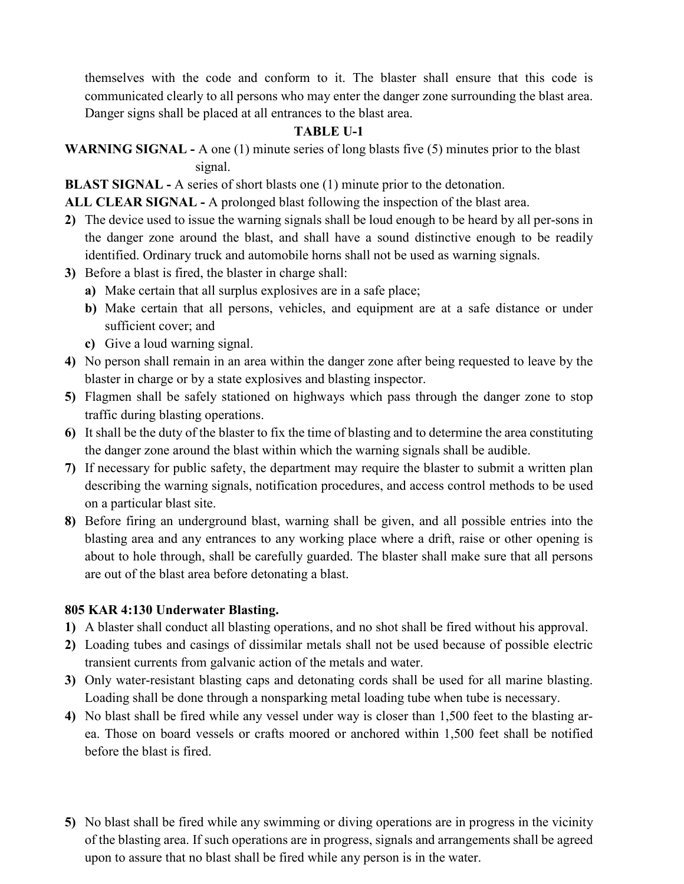themselves with the code and conform to it. The blaster shall ensure that this code is communicated clearly to all persons who may enter the danger zone surrounding the blast area. Danger signs shall be placed at all entrances to the blast area.

**TABLE U-1**

**WARNING SIGNAL -** A one (1) minute series of long blasts five (5) minutes prior to the blast signal.

**BLAST SIGNAL -** A series of short blasts one (1) minute prior to the detonation.

**ALL CLEAR SIGNAL -** A prolonged blast following the inspection of the blast area.

**2)** The device used to issue the warning signals shall be loud enough to be heard by all per-sons in the danger zone around the blast, and shall have a sound distinctive enough to be readily identified. Ordinary truck and automobile horns shall not be used as warning signals.

**3)** Before a blast is fired, the blaster in charge shall:

- **a)** Make certain that all surplus explosives are in a safe place;
- **b)** Make certain that all persons, vehicles, and equipment are at a safe distance or under sufficient cover; and
- **c)** Give a loud warning signal.

**4)** No person shall remain in an area within the danger zone after being requested to leave by the blaster in charge or by a state explosives and blasting inspector.

**5)** Flagmen shall be safely stationed on highways which pass through the danger zone to stop traffic during blasting operations.

**6)** It shall be the duty of the blaster to fix the time of blasting and to determine the area constituting the danger zone around the blast within which the warning signals shall be audible.

**7)** If necessary for public safety, the department may require the blaster to submit a written plan describing the warning signals, notification procedures, and access control methods to be used on a particular blast site.

**8)** Before firing an underground blast, warning shall be given, and all possible entries into the blasting area and any entrances to any working place where a drift, raise or other opening is about to hole through, shall be carefully guarded. The blaster shall make sure that all persons are out of the blast area before detonating a blast.

**805 KAR 4:130 Underwater Blasting.**

**1)** A blaster shall conduct all blasting operations, and no shot shall be fired without his approval.

**2)** Loading tubes and casings of dissimilar metals shall not be used because of possible electric transient currents from galvanic action of the metals and water.

**3)** Only water-resistant blasting caps and detonating cords shall be used for all marine blasting. Loading shall be done through a nonsparking metal loading tube when tube is necessary.

**4)** No blast shall be fired while any vessel under way is closer than 1,500 feet to the blasting ar-ea. Those on board vessels or crafts moored or anchored within 1,500 feet shall be notified before the blast is fired.

**5)** No blast shall be fired while any swimming or diving operations are in progress in the vicinity of the blasting area. If such operations are in progress, signals and arrangements shall be agreed upon to assure that no blast shall be fired while any person is in the water.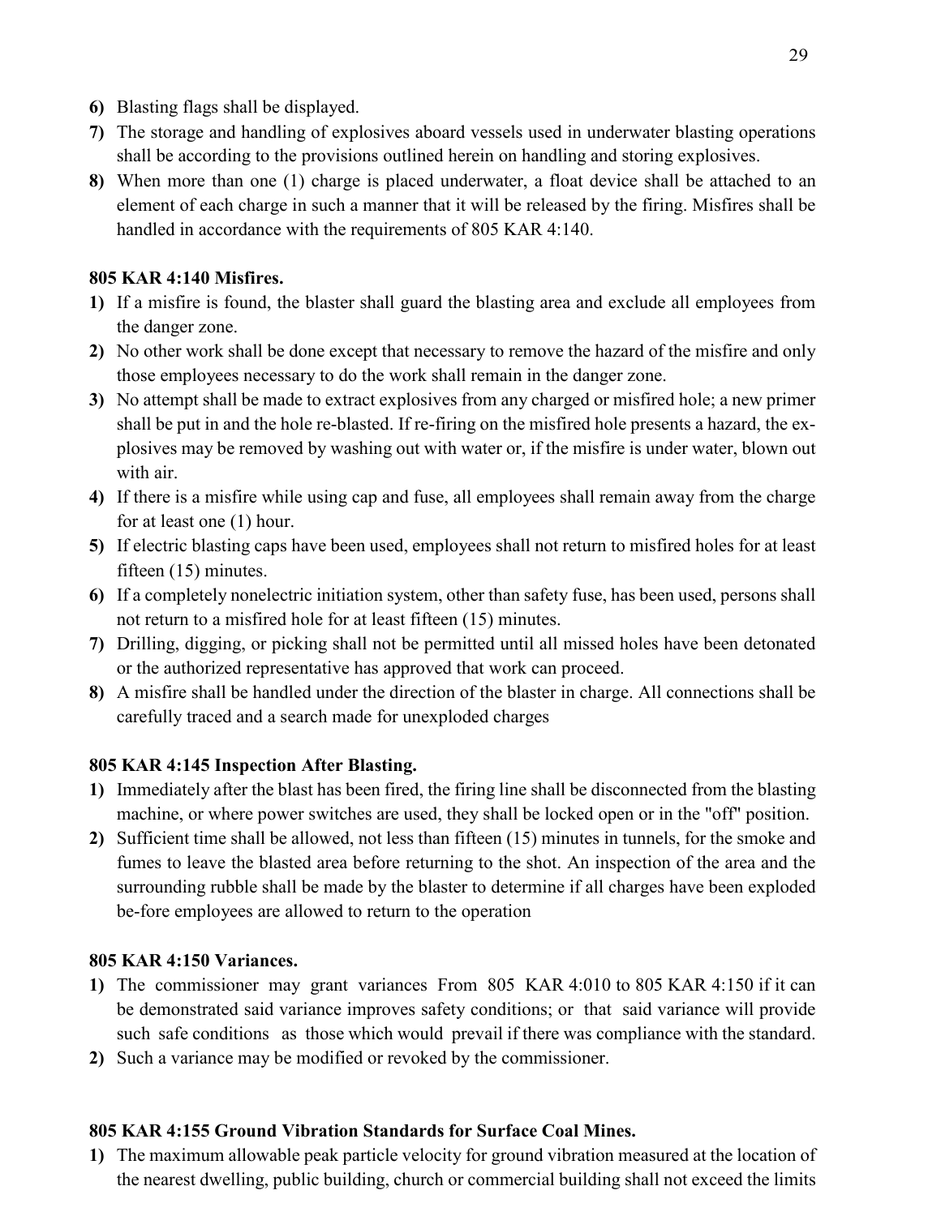**6)** Blasting flags shall be displayed.

**7)** The storage and handling of explosives aboard vessels used in underwater blasting operations shall be according to the provisions outlined herein on handling and storing explosives.

**8)** When more than one (1) charge is placed underwater, a float device shall be attached to an element of each charge in such a manner that it will be released by the firing. Misfires shall be handled in accordance with the requirements of 805 KAR 4:140.

**805 KAR 4:140 Misfires.**

**1)** If a misfire is found, the blaster shall guard the blasting area and exclude all employees from the danger zone.

**2)** No other work shall be done except that necessary to remove the hazard of the misfire and only those employees necessary to do the work shall remain in the danger zone.

**3)** No attempt shall be made to extract explosives from any charged or misfired hole; a new primer shall be put in and the hole re-blasted. If re-firing on the misfired hole presents a hazard, the ex-plosives may be removed by washing out with water or, if the misfire is under water, blown out with air.

**4)** If there is a misfire while using cap and fuse, all employees shall remain away from the charge for at least one (1) hour.

**5)** If electric blasting caps have been used, employees shall not return to misfired holes for at least fifteen (15) minutes.

**6)** If a completely nonelectric initiation system, other than safety fuse, has been used, persons shall not return to a misfired hole for at least fifteen (15) minutes.

**7)** Drilling, digging, or picking shall not be permitted until all missed holes have been detonated or the authorized representative has approved that work can proceed.

**8)** A misfire shall be handled under the direction of the blaster in charge. All connections shall be carefully traced and a search made for unexploded charges

**805 KAR 4:145 Inspection After Blasting.**

**1)** Immediately after the blast has been fired, the firing line shall be disconnected from the blasting machine, or where power switches are used, they shall be locked open or in the "off" position.

**2)** Sufficient time shall be allowed, not less than fifteen (15) minutes in tunnels, for the smoke and fumes to leave the blasted area before returning to the shot. An inspection of the area and the surrounding rubble shall be made by the blaster to determine if all charges have been exploded be-fore employees are allowed to return to the operation

**805 KAR 4:150 Variances.**

**1)** The commissioner may grant variances From 805 KAR 4:010 to 805 KAR 4:150 if it can be demonstrated said variance improves safety conditions; or that said variance will provide such safe conditions as those which would prevail if there was compliance with the standard.

**2)** Such a variance may be modified or revoked by the commissioner.

**805 KAR 4:155 Ground Vibration Standards for Surface Coal Mines.**

**1)** The maximum allowable peak particle velocity for ground vibration measured at the location of the nearest dwelling, public building, church or commercial building shall not exceed the limits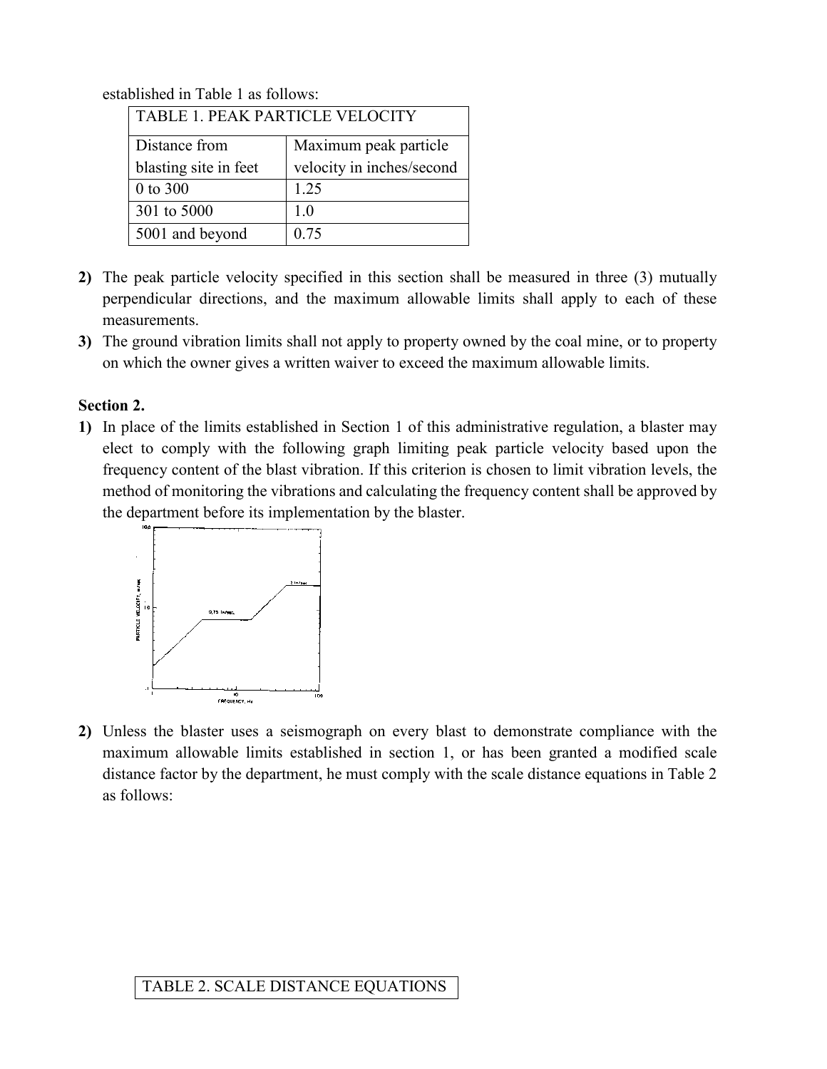established in Table 1 as follows:

| TABLE 1. PEAK PARTICLE VELOCITY | |
|---|---|
| Distance from blasting site in feet | Maximum peak particle velocity in inches/second |
| 0 to 300 | 1.25 |
| 301 to 5000 | 1.0 |
| 5001 and beyond | 0.75 |

**2)** The peak particle velocity specified in this section shall be measured in three (3) mutually perpendicular directions, and the maximum allowable limits shall apply to each of these measurements.

**3)** The ground vibration limits shall not apply to property owned by the coal mine, or to property on which the owner gives a written waiver to exceed the maximum allowable limits.

**Section 2.**

**1)** In place of the limits established in Section 1 of this administrative regulation, a blaster may elect to comply with the following graph limiting peak particle velocity based upon the frequency content of the blast vibration. If this criterion is chosen to limit vibration levels, the method of monitoring the vibrations and calculating the frequency content shall be approved by the department before its implementation by the blaster.

**2)** Unless the blaster uses a seismograph on every blast to demonstrate compliance with the maximum allowable limits established in section 1, or has been granted a modified scale distance factor by the department, he must comply with the scale distance equations in Table 2 as follows:

| TABLE 2. SCALE DISTANCE EQUATIONS |
|---|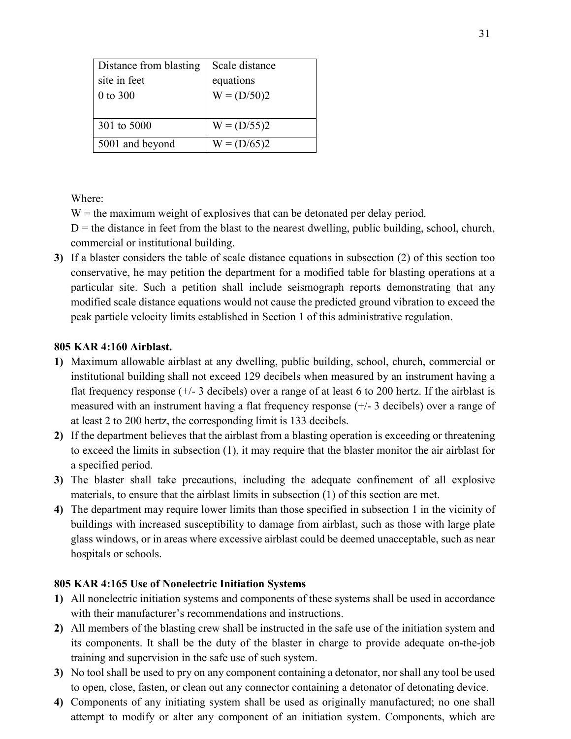| Distance from blasting site in feet | Scale distance equations |
|---|---|
| 0 to 300 | $W = (D/50)^2$ |
| 301 to 5000 | $W = (D/55)^2$ |
| 5001 and beyond | $W = (D/65)^2$ |

Where:

W = the maximum weight of explosives that can be detonated per delay period.

D = the distance in feet from the blast to the nearest dwelling, public building, school, church, commercial or institutional building.

**3)** If a blaster considers the table of scale distance equations in subsection (2) of this section too conservative, he may petition the department for a modified table for blasting operations at a particular site. Such a petition shall include seismograph reports demonstrating that any modified scale distance equations would not cause the predicted ground vibration to exceed the peak particle velocity limits established in Section 1 of this administrative regulation.

**805 KAR 4:160 Airblast.**

**1)** Maximum allowable airblast at any dwelling, public building, school, church, commercial or institutional building shall not exceed 129 decibels when measured by an instrument having a flat frequency response (+/- 3 decibels) over a range of at least 6 to 200 hertz. If the airblast is measured with an instrument having a flat frequency response (+/- 3 decibels) over a range of at least 2 to 200 hertz, the corresponding limit is 133 decibels.

**2)** If the department believes that the airblast from a blasting operation is exceeding or threatening to exceed the limits in subsection (1), it may require that the blaster monitor the air airblast for a specified period.

**3)** The blaster shall take precautions, including the adequate confinement of all explosive materials, to ensure that the airblast limits in subsection (1) of this section are met.

**4)** The department may require lower limits than those specified in subsection 1 in the vicinity of buildings with increased susceptibility to damage from airblast, such as those with large plate glass windows, or in areas where excessive airblast could be deemed unacceptable, such as near hospitals or schools.

**805 KAR 4:165 Use of Nonelectric Initiation Systems**

**1)** All nonelectric initiation systems and components of these systems shall be used in accordance with their manufacturer's recommendations and instructions.

**2)** All members of the blasting crew shall be instructed in the safe use of the initiation system and its components. It shall be the duty of the blaster in charge to provide adequate on-the-job training and supervision in the safe use of such system.

**3)** No tool shall be used to pry on any component containing a detonator, nor shall any tool be used to open, close, fasten, or clean out any connector containing a detonator of detonating device.

**4)** Components of any initiating system shall be used as originally manufactured; no one shall attempt to modify or alter any component of an initiation system. Components, which are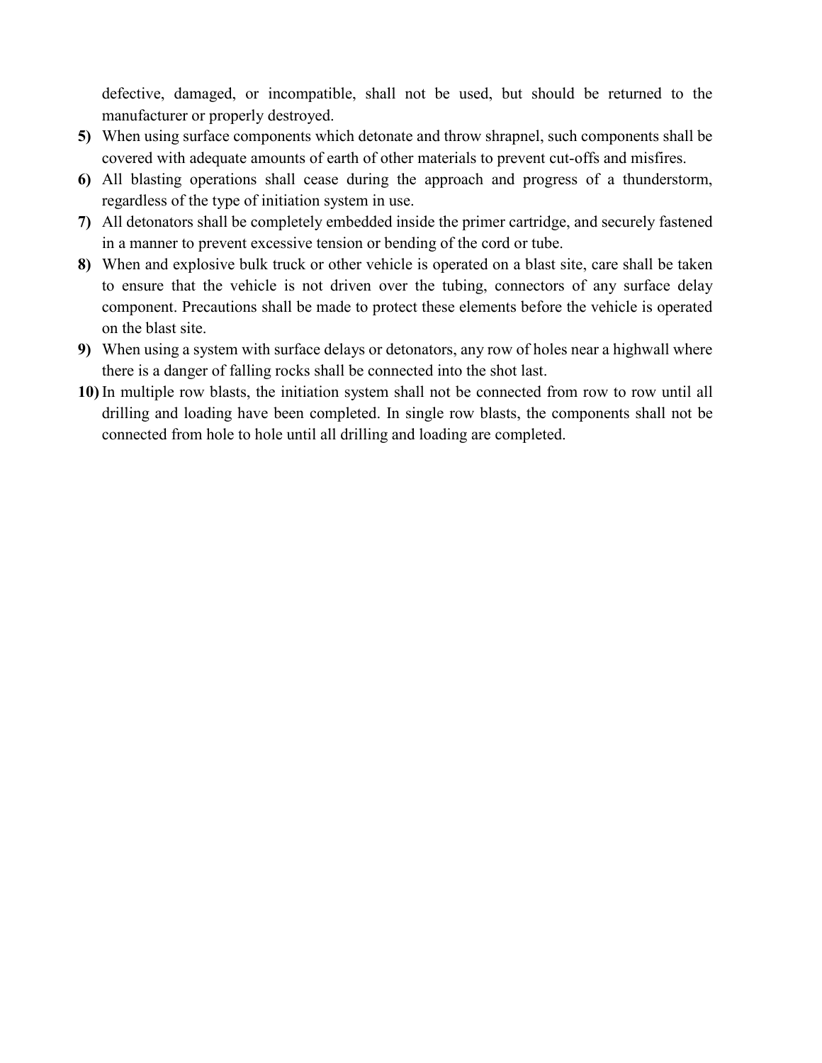defective, damaged, or incompatible, shall not be used, but should be returned to the manufacturer or properly destroyed.

5) When using surface components which detonate and throw shrapnel, such components shall be covered with adequate amounts of earth of other materials to prevent cut-offs and misfires.
6) All blasting operations shall cease during the approach and progress of a thunderstorm, regardless of the type of initiation system in use.
7) All detonators shall be completely embedded inside the primer cartridge, and securely fastened in a manner to prevent excessive tension or bending of the cord or tube.
8) When and explosive bulk truck or other vehicle is operated on a blast site, care shall be taken to ensure that the vehicle is not driven over the tubing, connectors of any surface delay component. Precautions shall be made to protect these elements before the vehicle is operated on the blast site.
9) When using a system with surface delays or detonators, any row of holes near a highwall where there is a danger of falling rocks shall be connected into the shot last.
10) In multiple row blasts, the initiation system shall not be connected from row to row until all drilling and loading have been completed. In single row blasts, the components shall not be connected from hole to hole until all drilling and loading are completed.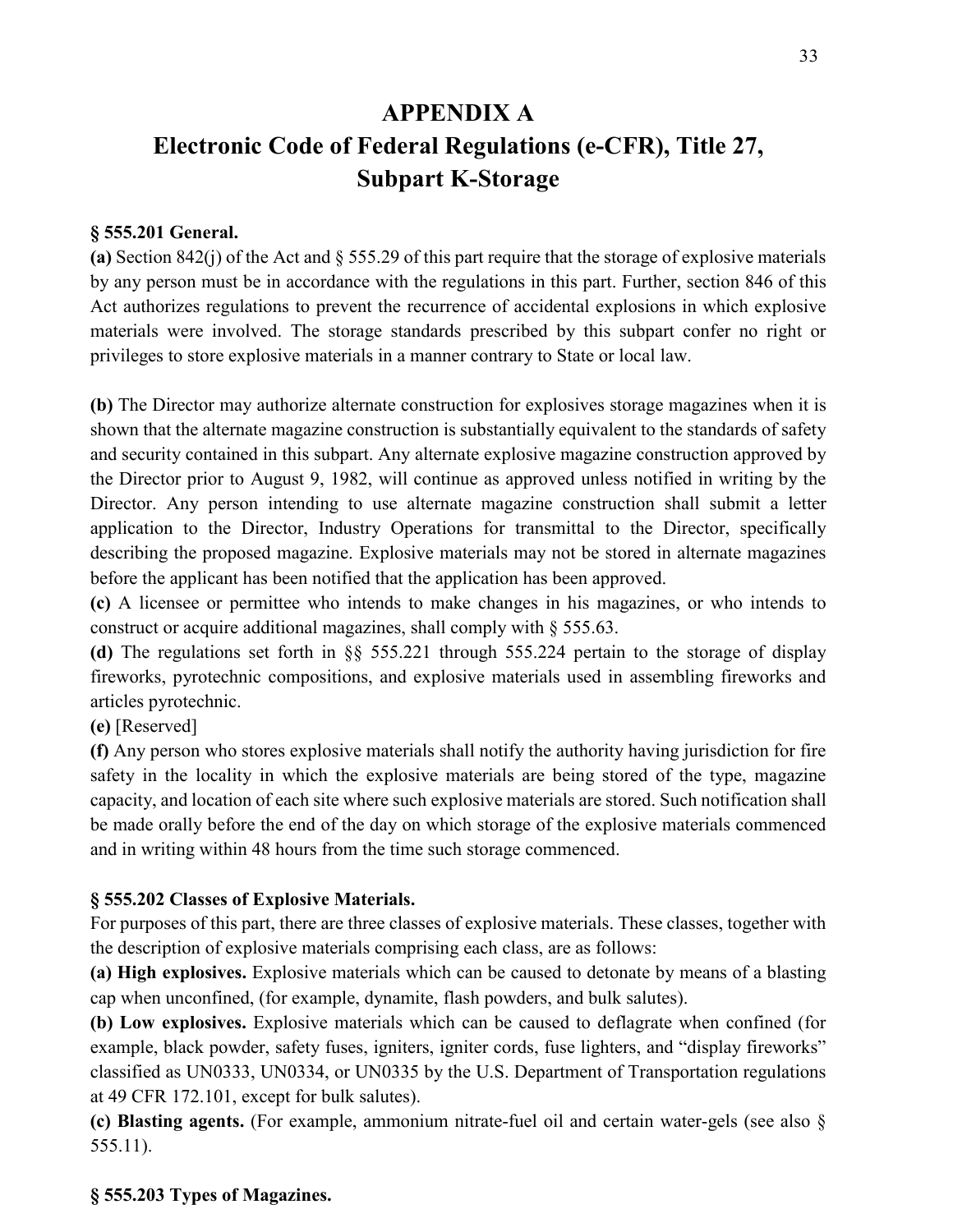# APPENDIX A
# Electronic Code of Federal Regulations (e-CFR), Title 27, Subpart K-Storage

**§ 555.201 General.**

**(a)** Section 842(j) of the Act and § 555.29 of this part require that the storage of explosive materials by any person must be in accordance with the regulations in this part. Further, section 846 of this Act authorizes regulations to prevent the recurrence of accidental explosions in which explosive materials were involved. The storage standards prescribed by this subpart confer no right or privileges to store explosive materials in a manner contrary to State or local law.

**(b)** The Director may authorize alternate construction for explosives storage magazines when it is shown that the alternate magazine construction is substantially equivalent to the standards of safety and security contained in this subpart. Any alternate explosive magazine construction approved by the Director prior to August 9, 1982, will continue as approved unless notified in writing by the Director. Any person intending to use alternate magazine construction shall submit a letter application to the Director, Industry Operations for transmittal to the Director, specifically describing the proposed magazine. Explosive materials may not be stored in alternate magazines before the applicant has been notified that the application has been approved.

**(c)** A licensee or permittee who intends to make changes in his magazines, or who intends to construct or acquire additional magazines, shall comply with § 555.63.

**(d)** The regulations set forth in §§ 555.221 through 555.224 pertain to the storage of display fireworks, pyrotechnic compositions, and explosive materials used in assembling fireworks and articles pyrotechnic.

**(e)** [Reserved]

**(f)** Any person who stores explosive materials shall notify the authority having jurisdiction for fire safety in the locality in which the explosive materials are being stored of the type, magazine capacity, and location of each site where such explosive materials are stored. Such notification shall be made orally before the end of the day on which storage of the explosive materials commenced and in writing within 48 hours from the time such storage commenced.

**§ 555.202 Classes of Explosive Materials.**

For purposes of this part, there are three classes of explosive materials. These classes, together with the description of explosive materials comprising each class, are as follows:

**(a) High explosives.** Explosive materials which can be caused to detonate by means of a blasting cap when unconfined, (for example, dynamite, flash powders, and bulk salutes).

**(b) Low explosives.** Explosive materials which can be caused to deflagrate when confined (for example, black powder, safety fuses, igniters, igniter cords, fuse lighters, and "display fireworks" classified as UN0333, UN0334, or UN0335 by the U.S. Department of Transportation regulations at 49 CFR 172.101, except for bulk salutes).

**(c) Blasting agents.** (For example, ammonium nitrate-fuel oil and certain water-gels (see also § 555.11).

**§ 555.203 Types of Magazines.**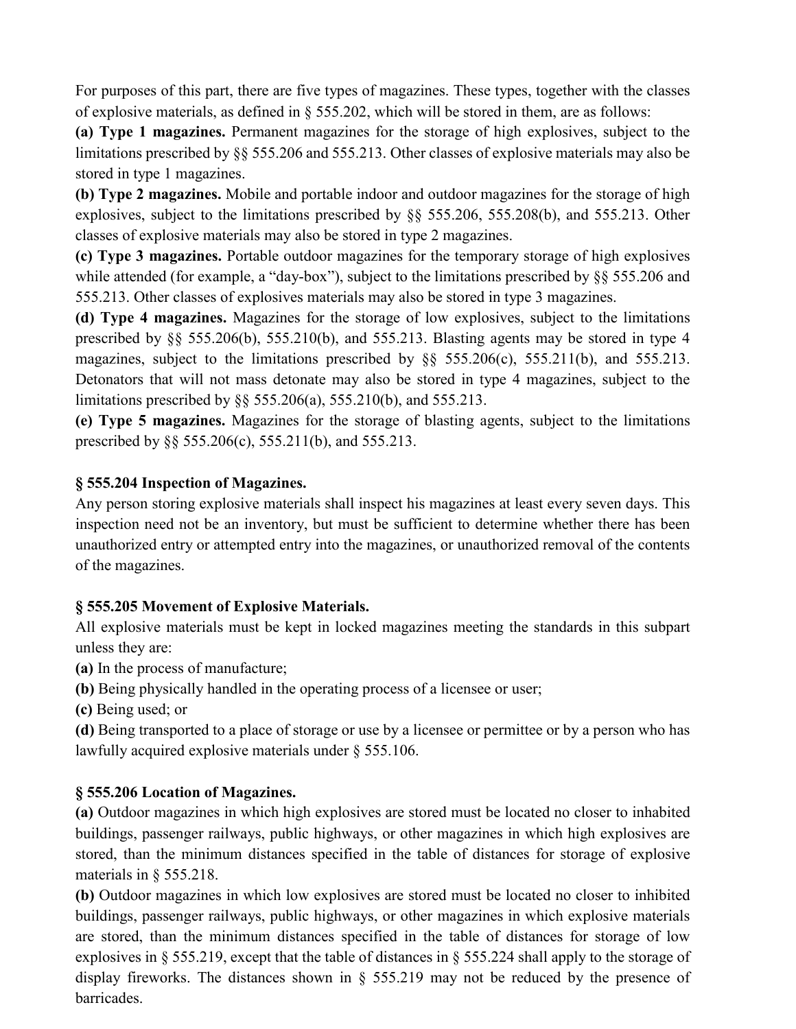For purposes of this part, there are five types of magazines. These types, together with the classes of explosive materials, as defined in § 555.202, which will be stored in them, are as follows:

**(a) Type 1 magazines.** Permanent magazines for the storage of high explosives, subject to the limitations prescribed by §§ 555.206 and 555.213. Other classes of explosive materials may also be stored in type 1 magazines.

**(b) Type 2 magazines.** Mobile and portable indoor and outdoor magazines for the storage of high explosives, subject to the limitations prescribed by §§ 555.206, 555.208(b), and 555.213. Other classes of explosive materials may also be stored in type 2 magazines.

**(c) Type 3 magazines.** Portable outdoor magazines for the temporary storage of high explosives while attended (for example, a "day-box"), subject to the limitations prescribed by §§ 555.206 and 555.213. Other classes of explosives materials may also be stored in type 3 magazines.

**(d) Type 4 magazines.** Magazines for the storage of low explosives, subject to the limitations prescribed by §§ 555.206(b), 555.210(b), and 555.213. Blasting agents may be stored in type 4 magazines, subject to the limitations prescribed by §§ 555.206(c), 555.211(b), and 555.213. Detonators that will not mass detonate may also be stored in type 4 magazines, subject to the limitations prescribed by §§ 555.206(a), 555.210(b), and 555.213.

**(e) Type 5 magazines.** Magazines for the storage of blasting agents, subject to the limitations prescribed by §§ 555.206(c), 555.211(b), and 555.213.

### § 555.204 Inspection of Magazines.

Any person storing explosive materials shall inspect his magazines at least every seven days. This inspection need not be an inventory, but must be sufficient to determine whether there has been unauthorized entry or attempted entry into the magazines, or unauthorized removal of the contents of the magazines.

### § 555.205 Movement of Explosive Materials.

All explosive materials must be kept in locked magazines meeting the standards in this subpart unless they are:

**(a)** In the process of manufacture;

**(b)** Being physically handled in the operating process of a licensee or user;

**(c)** Being used; or

**(d)** Being transported to a place of storage or use by a licensee or permittee or by a person who has lawfully acquired explosive materials under § 555.106.

### § 555.206 Location of Magazines.

**(a)** Outdoor magazines in which high explosives are stored must be located no closer to inhabited buildings, passenger railways, public highways, or other magazines in which high explosives are stored, than the minimum distances specified in the table of distances for storage of explosive materials in § 555.218.

**(b)** Outdoor magazines in which low explosives are stored must be located no closer to inhibited buildings, passenger railways, public highways, or other magazines in which explosive materials are stored, than the minimum distances specified in the table of distances for storage of low explosives in § 555.219, except that the table of distances in § 555.224 shall apply to the storage of display fireworks. The distances shown in § 555.219 may not be reduced by the presence of barricades.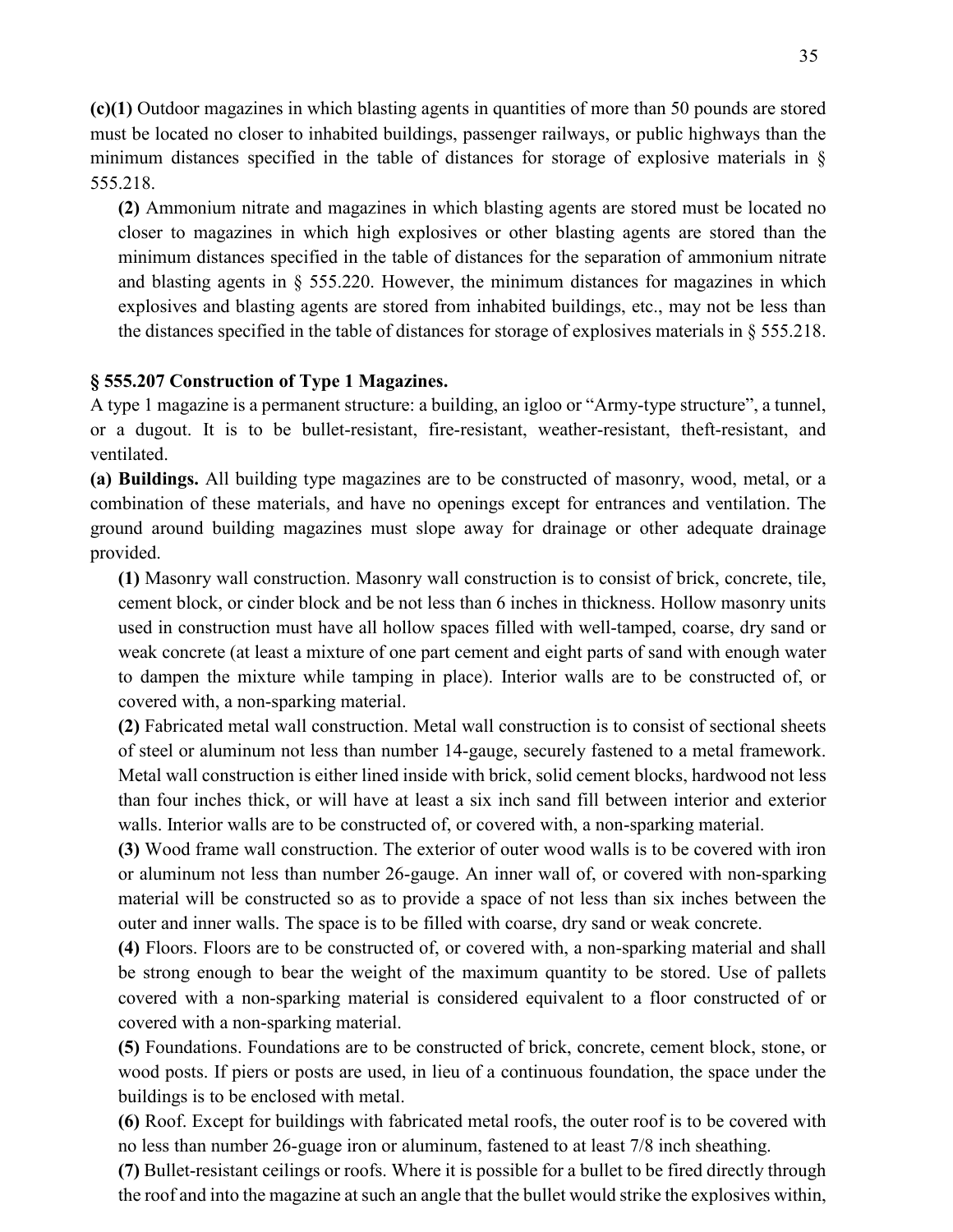**(c)(1)** Outdoor magazines in which blasting agents in quantities of more than 50 pounds are stored must be located no closer to inhabited buildings, passenger railways, or public highways than the minimum distances specified in the table of distances for storage of explosive materials in § 555.218.

**(2)** Ammonium nitrate and magazines in which blasting agents are stored must be located no closer to magazines in which high explosives or other blasting agents are stored than the minimum distances specified in the table of distances for the separation of ammonium nitrate and blasting agents in § 555.220. However, the minimum distances for magazines in which explosives and blasting agents are stored from inhabited buildings, etc., may not be less than the distances specified in the table of distances for storage of explosives materials in § 555.218.

### § 555.207 Construction of Type 1 Magazines.

A type 1 magazine is a permanent structure: a building, an igloo or "Army-type structure", a tunnel, or a dugout. It is to be bullet-resistant, fire-resistant, weather-resistant, theft-resistant, and ventilated.

**(a) Buildings.** All building type magazines are to be constructed of masonry, wood, metal, or a combination of these materials, and have no openings except for entrances and ventilation. The ground around building magazines must slope away for drainage or other adequate drainage provided.

**(1)** Masonry wall construction. Masonry wall construction is to consist of brick, concrete, tile, cement block, or cinder block and be not less than 6 inches in thickness. Hollow masonry units used in construction must have all hollow spaces filled with well-tamped, coarse, dry sand or weak concrete (at least a mixture of one part cement and eight parts of sand with enough water to dampen the mixture while tamping in place). Interior walls are to be constructed of, or covered with, a non-sparking material.

**(2)** Fabricated metal wall construction. Metal wall construction is to consist of sectional sheets of steel or aluminum not less than number 14-gauge, securely fastened to a metal framework. Metal wall construction is either lined inside with brick, solid cement blocks, hardwood not less than four inches thick, or will have at least a six inch sand fill between interior and exterior walls. Interior walls are to be constructed of, or covered with, a non-sparking material.

**(3)** Wood frame wall construction. The exterior of outer wood walls is to be covered with iron or aluminum not less than number 26-gauge. An inner wall of, or covered with non-sparking material will be constructed so as to provide a space of not less than six inches between the outer and inner walls. The space is to be filled with coarse, dry sand or weak concrete.

**(4)** Floors. Floors are to be constructed of, or covered with, a non-sparking material and shall be strong enough to bear the weight of the maximum quantity to be stored. Use of pallets covered with a non-sparking material is considered equivalent to a floor constructed of or covered with a non-sparking material.

**(5)** Foundations. Foundations are to be constructed of brick, concrete, cement block, stone, or wood posts. If piers or posts are used, in lieu of a continuous foundation, the space under the buildings is to be enclosed with metal.

**(6)** Roof. Except for buildings with fabricated metal roofs, the outer roof is to be covered with no less than number 26-guage iron or aluminum, fastened to at least 7/8 inch sheathing.

**(7)** Bullet-resistant ceilings or roofs. Where it is possible for a bullet to be fired directly through the roof and into the magazine at such an angle that the bullet would strike the explosives within,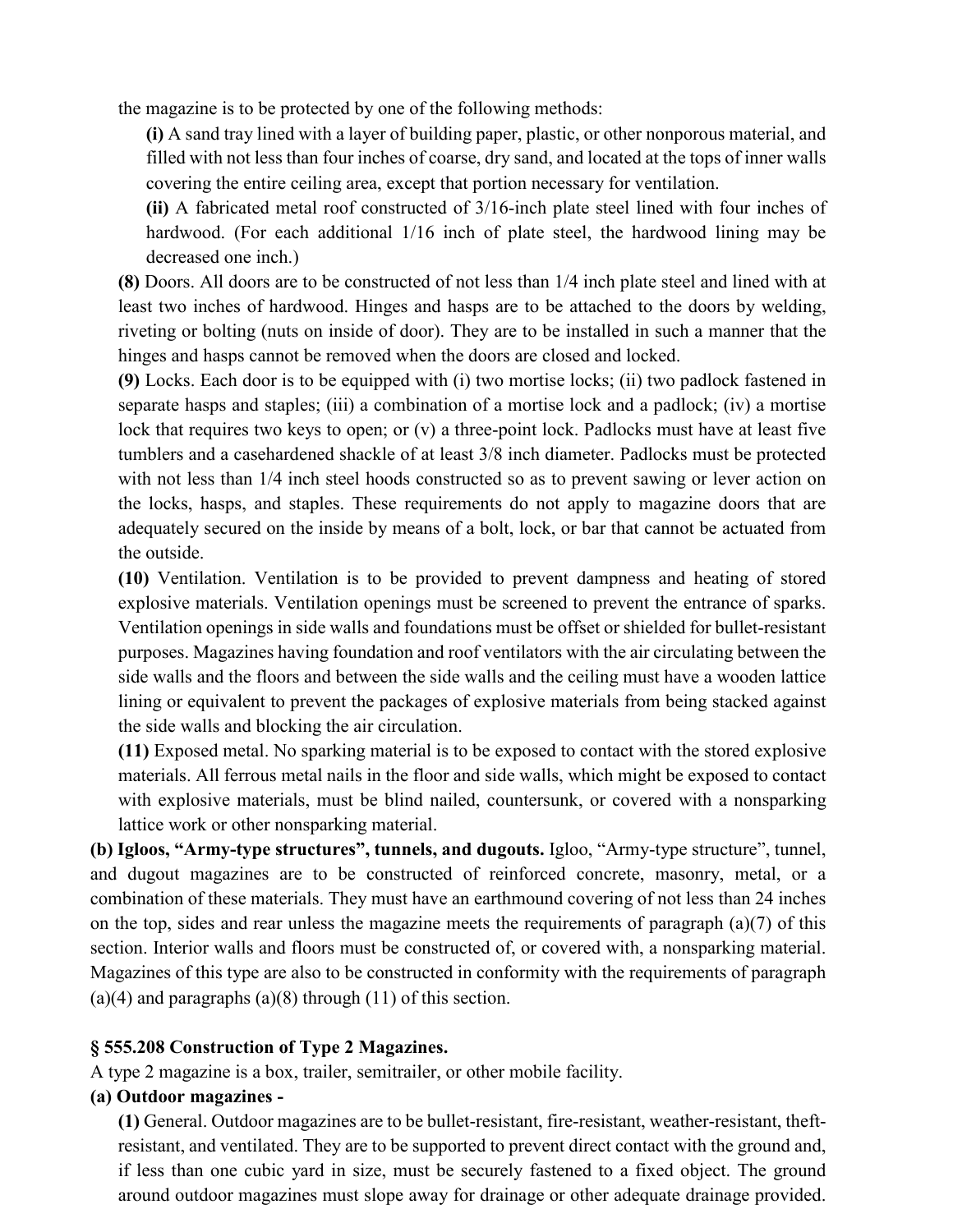the magazine is to be protected by one of the following methods:

**(i)** A sand tray lined with a layer of building paper, plastic, or other nonporous material, and filled with not less than four inches of coarse, dry sand, and located at the tops of inner walls covering the entire ceiling area, except that portion necessary for ventilation.

**(ii)** A fabricated metal roof constructed of 3/16-inch plate steel lined with four inches of hardwood. (For each additional 1/16 inch of plate steel, the hardwood lining may be decreased one inch.)

**(8)** Doors. All doors are to be constructed of not less than 1/4 inch plate steel and lined with at least two inches of hardwood. Hinges and hasps are to be attached to the doors by welding, riveting or bolting (nuts on inside of door). They are to be installed in such a manner that the hinges and hasps cannot be removed when the doors are closed and locked.

**(9)** Locks. Each door is to be equipped with (i) two mortise locks; (ii) two padlock fastened in separate hasps and staples; (iii) a combination of a mortise lock and a padlock; (iv) a mortise lock that requires two keys to open; or (v) a three-point lock. Padlocks must have at least five tumblers and a casehardened shackle of at least 3/8 inch diameter. Padlocks must be protected with not less than 1/4 inch steel hoods constructed so as to prevent sawing or lever action on the locks, hasps, and staples. These requirements do not apply to magazine doors that are adequately secured on the inside by means of a bolt, lock, or bar that cannot be actuated from the outside.

**(10)** Ventilation. Ventilation is to be provided to prevent dampness and heating of stored explosive materials. Ventilation openings must be screened to prevent the entrance of sparks. Ventilation openings in side walls and foundations must be offset or shielded for bullet-resistant purposes. Magazines having foundation and roof ventilators with the air circulating between the side walls and the floors and between the side walls and the ceiling must have a wooden lattice lining or equivalent to prevent the packages of explosive materials from being stacked against the side walls and blocking the air circulation.

**(11)** Exposed metal. No sparking material is to be exposed to contact with the stored explosive materials. All ferrous metal nails in the floor and side walls, which might be exposed to contact with explosive materials, must be blind nailed, countersunk, or covered with a nonsparking lattice work or other nonsparking material.

**(b) Igloos, "Army-type structures", tunnels, and dugouts.** Igloo, "Army-type structure", tunnel, and dugout magazines are to be constructed of reinforced concrete, masonry, metal, or a combination of these materials. They must have an earthmound covering of not less than 24 inches on the top, sides and rear unless the magazine meets the requirements of paragraph (a)(7) of this section. Interior walls and floors must be constructed of, or covered with, a nonsparking material. Magazines of this type are also to be constructed in conformity with the requirements of paragraph (a)(4) and paragraphs (a)(8) through (11) of this section.

### § 555.208 Construction of Type 2 Magazines.

A type 2 magazine is a box, trailer, semitrailer, or other mobile facility.

**(a) Outdoor magazines -**

**(1)** General. Outdoor magazines are to be bullet-resistant, fire-resistant, weather-resistant, theft-resistant, and ventilated. They are to be supported to prevent direct contact with the ground and, if less than one cubic yard in size, must be securely fastened to a fixed object. The ground around outdoor magazines must slope away for drainage or other adequate drainage provided.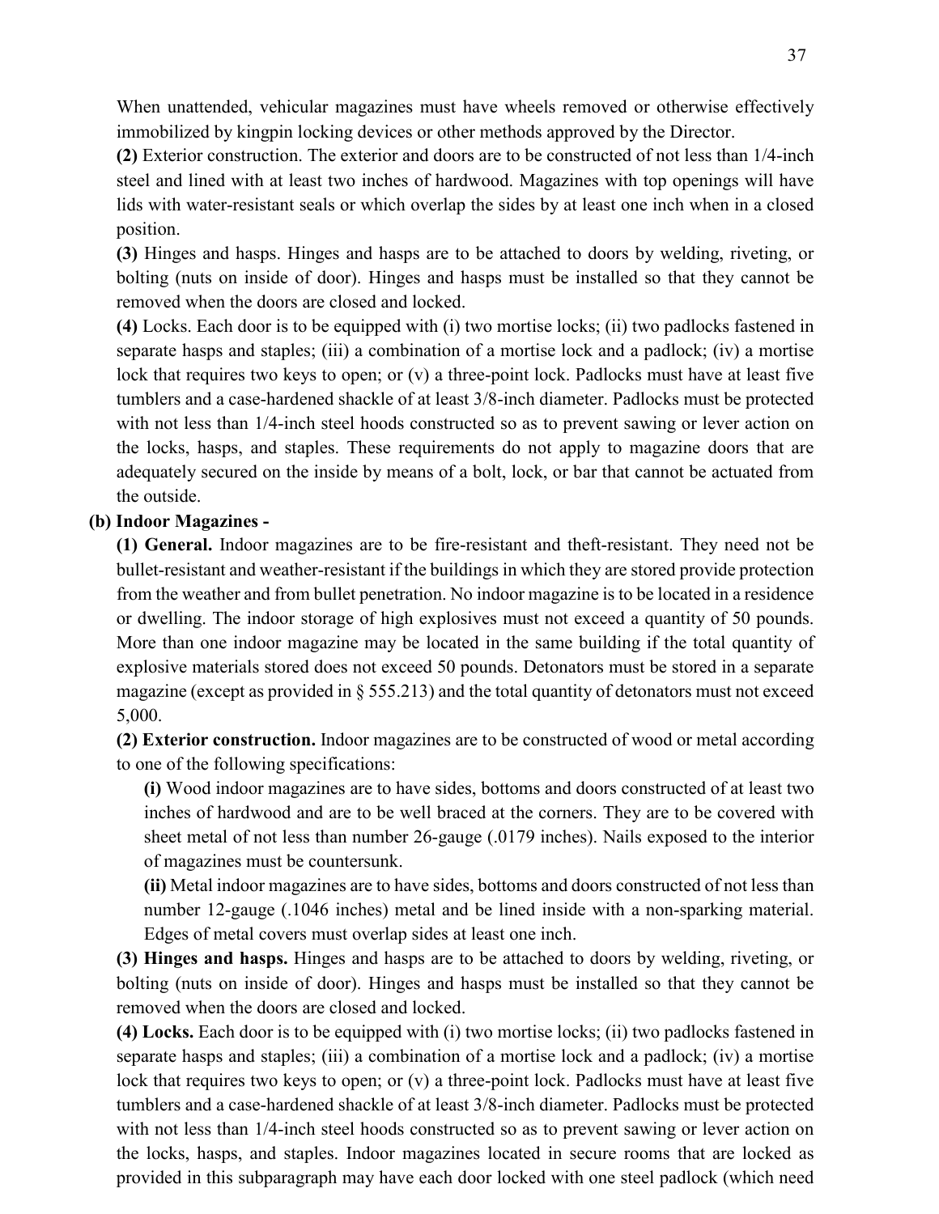When unattended, vehicular magazines must have wheels removed or otherwise effectively immobilized by kingpin locking devices or other methods approved by the Director.

**(2)** Exterior construction. The exterior and doors are to be constructed of not less than 1/4-inch steel and lined with at least two inches of hardwood. Magazines with top openings will have lids with water-resistant seals or which overlap the sides by at least one inch when in a closed position.

**(3)** Hinges and hasps. Hinges and hasps are to be attached to doors by welding, riveting, or bolting (nuts on inside of door). Hinges and hasps must be installed so that they cannot be removed when the doors are closed and locked.

**(4)** Locks. Each door is to be equipped with (i) two mortise locks; (ii) two padlocks fastened in separate hasps and staples; (iii) a combination of a mortise lock and a padlock; (iv) a mortise lock that requires two keys to open; or (v) a three-point lock. Padlocks must have at least five tumblers and a case-hardened shackle of at least 3/8-inch diameter. Padlocks must be protected with not less than 1/4-inch steel hoods constructed so as to prevent sawing or lever action on the locks, hasps, and staples. These requirements do not apply to magazine doors that are adequately secured on the inside by means of a bolt, lock, or bar that cannot be actuated from the outside.

**(b) Indoor Magazines -**

**(1) General.** Indoor magazines are to be fire-resistant and theft-resistant. They need not be bullet-resistant and weather-resistant if the buildings in which they are stored provide protection from the weather and from bullet penetration. No indoor magazine is to be located in a residence or dwelling. The indoor storage of high explosives must not exceed a quantity of 50 pounds. More than one indoor magazine may be located in the same building if the total quantity of explosive materials stored does not exceed 50 pounds. Detonators must be stored in a separate magazine (except as provided in § 555.213) and the total quantity of detonators must not exceed 5,000.

**(2) Exterior construction.** Indoor magazines are to be constructed of wood or metal according to one of the following specifications:

**(i)** Wood indoor magazines are to have sides, bottoms and doors constructed of at least two inches of hardwood and are to be well braced at the corners. They are to be covered with sheet metal of not less than number 26-gauge (.0179 inches). Nails exposed to the interior of magazines must be countersunk.

**(ii)** Metal indoor magazines are to have sides, bottoms and doors constructed of not less than number 12-gauge (.1046 inches) metal and be lined inside with a non-sparking material. Edges of metal covers must overlap sides at least one inch.

**(3) Hinges and hasps.** Hinges and hasps are to be attached to doors by welding, riveting, or bolting (nuts on inside of door). Hinges and hasps must be installed so that they cannot be removed when the doors are closed and locked.

**(4) Locks.** Each door is to be equipped with (i) two mortise locks; (ii) two padlocks fastened in separate hasps and staples; (iii) a combination of a mortise lock and a padlock; (iv) a mortise lock that requires two keys to open; or (v) a three-point lock. Padlocks must have at least five tumblers and a case-hardened shackle of at least 3/8-inch diameter. Padlocks must be protected with not less than 1/4-inch steel hoods constructed so as to prevent sawing or lever action on the locks, hasps, and staples. Indoor magazines located in secure rooms that are locked as provided in this subparagraph may have each door locked with one steel padlock (which need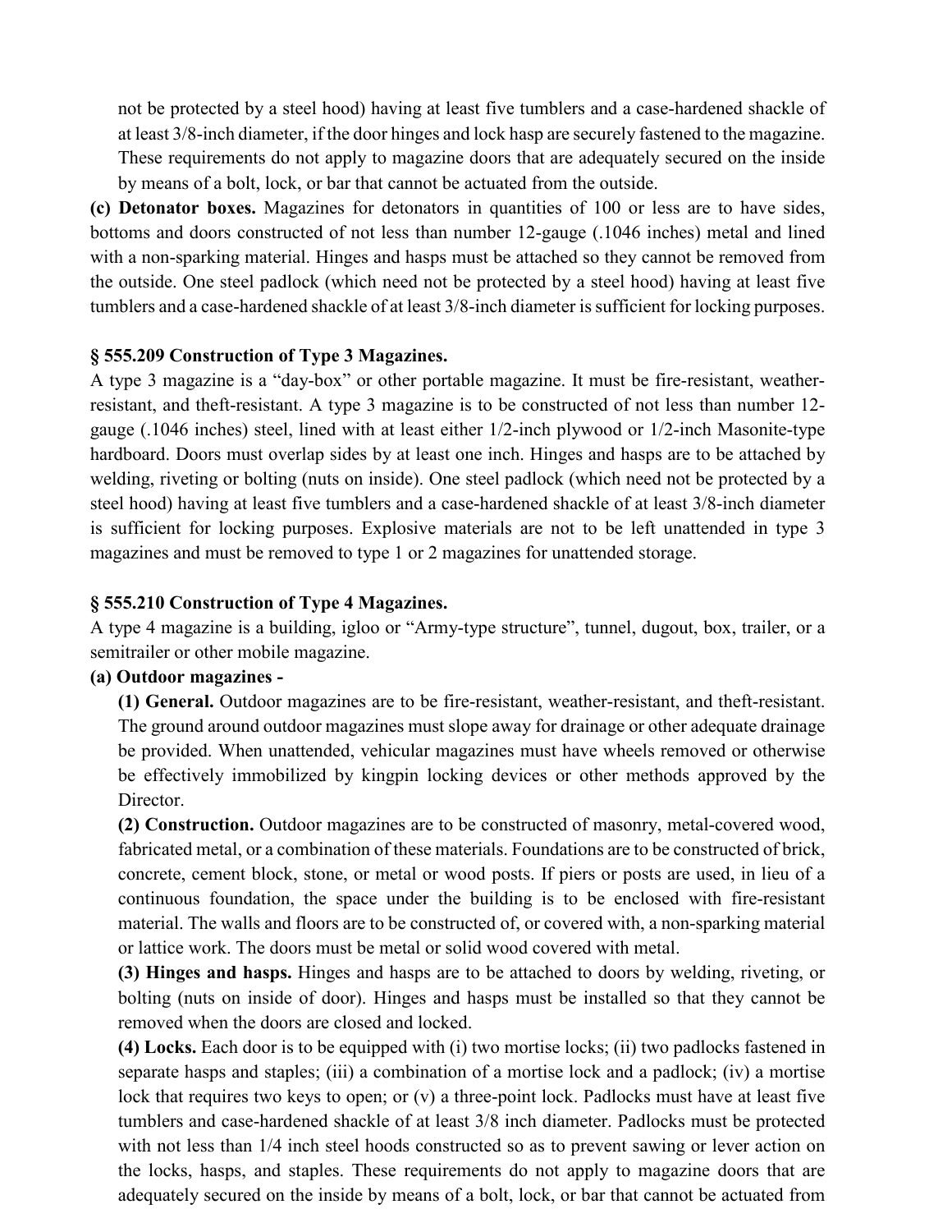not be protected by a steel hood) having at least five tumblers and a case-hardened shackle of at least 3/8-inch diameter, if the door hinges and lock hasp are securely fastened to the magazine. These requirements do not apply to magazine doors that are adequately secured on the inside by means of a bolt, lock, or bar that cannot be actuated from the outside.

**(c) Detonator boxes.** Magazines for detonators in quantities of 100 or less are to have sides, bottoms and doors constructed of not less than number 12-gauge (.1046 inches) metal and lined with a non-sparking material. Hinges and hasps must be attached so they cannot be removed from the outside. One steel padlock (which need not be protected by a steel hood) having at least five tumblers and a case-hardened shackle of at least 3/8-inch diameter is sufficient for locking purposes.

### § 555.209 Construction of Type 3 Magazines.

A type 3 magazine is a "day-box" or other portable magazine. It must be fire-resistant, weather-resistant, and theft-resistant. A type 3 magazine is to be constructed of not less than number 12-gauge (.1046 inches) steel, lined with at least either 1/2-inch plywood or 1/2-inch Masonite-type hardboard. Doors must overlap sides by at least one inch. Hinges and hasps are to be attached by welding, riveting or bolting (nuts on inside). One steel padlock (which need not be protected by a steel hood) having at least five tumblers and a case-hardened shackle of at least 3/8-inch diameter is sufficient for locking purposes. Explosive materials are not to be left unattended in type 3 magazines and must be removed to type 1 or 2 magazines for unattended storage.

### § 555.210 Construction of Type 4 Magazines.

A type 4 magazine is a building, igloo or "Army-type structure", tunnel, dugout, box, trailer, or a semitrailer or other mobile magazine.

**(a) Outdoor magazines -**

**(1) General.** Outdoor magazines are to be fire-resistant, weather-resistant, and theft-resistant. The ground around outdoor magazines must slope away for drainage or other adequate drainage be provided. When unattended, vehicular magazines must have wheels removed or otherwise be effectively immobilized by kingpin locking devices or other methods approved by the Director.

**(2) Construction.** Outdoor magazines are to be constructed of masonry, metal-covered wood, fabricated metal, or a combination of these materials. Foundations are to be constructed of brick, concrete, cement block, stone, or metal or wood posts. If piers or posts are used, in lieu of a continuous foundation, the space under the building is to be enclosed with fire-resistant material. The walls and floors are to be constructed of, or covered with, a non-sparking material or lattice work. The doors must be metal or solid wood covered with metal.

**(3) Hinges and hasps.** Hinges and hasps are to be attached to doors by welding, riveting, or bolting (nuts on inside of door). Hinges and hasps must be installed so that they cannot be removed when the doors are closed and locked.

**(4) Locks.** Each door is to be equipped with (i) two mortise locks; (ii) two padlocks fastened in separate hasps and staples; (iii) a combination of a mortise lock and a padlock; (iv) a mortise lock that requires two keys to open; or (v) a three-point lock. Padlocks must have at least five tumblers and case-hardened shackle of at least 3/8 inch diameter. Padlocks must be protected with not less than 1/4 inch steel hoods constructed so as to prevent sawing or lever action on the locks, hasps, and staples. These requirements do not apply to magazine doors that are adequately secured on the inside by means of a bolt, lock, or bar that cannot be actuated from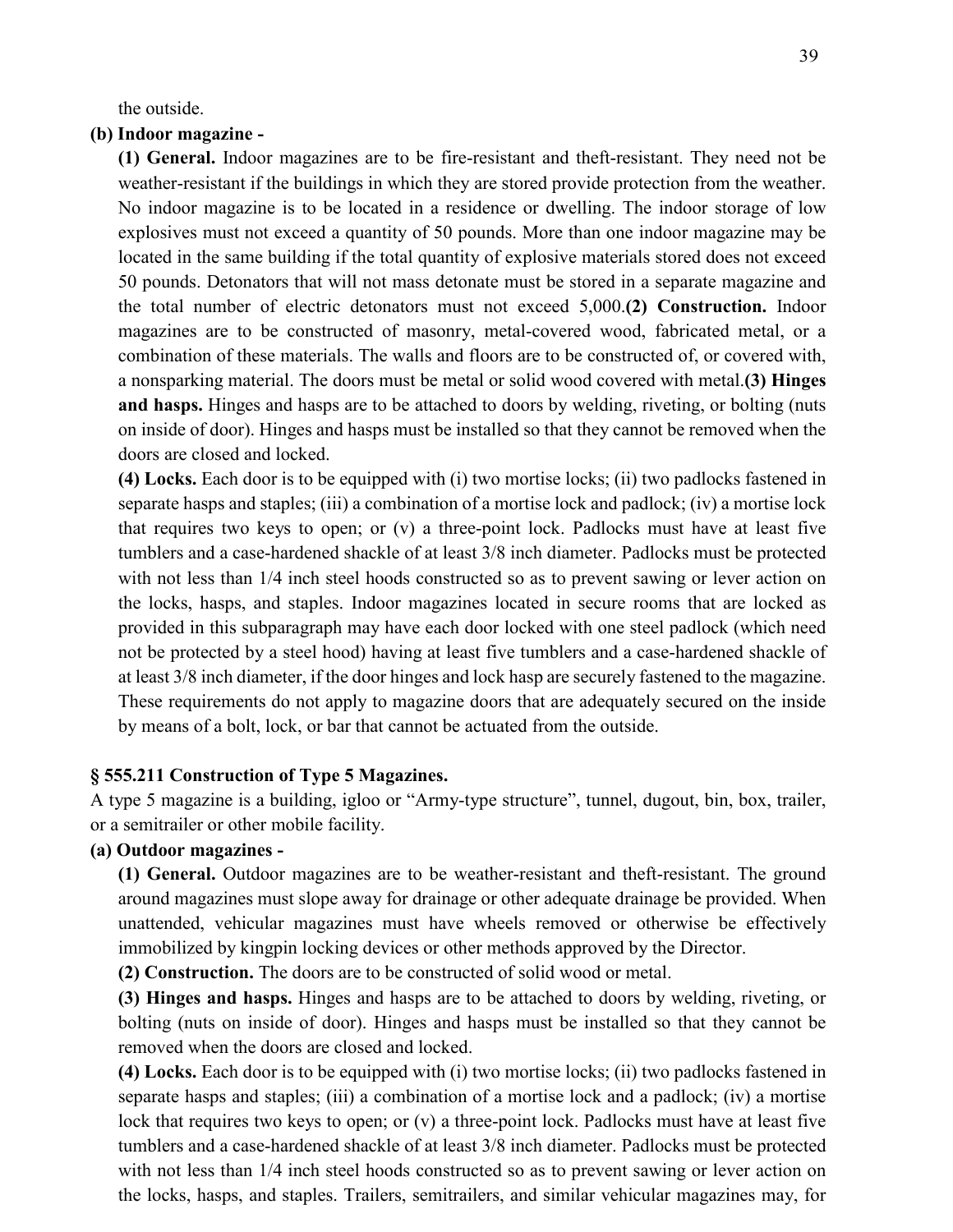the outside.

**(b) Indoor magazine -**

**(1) General.** Indoor magazines are to be fire-resistant and theft-resistant. They need not be weather-resistant if the buildings in which they are stored provide protection from the weather. No indoor magazine is to be located in a residence or dwelling. The indoor storage of low explosives must not exceed a quantity of 50 pounds. More than one indoor magazine may be located in the same building if the total quantity of explosive materials stored does not exceed 50 pounds. Detonators that will not mass detonate must be stored in a separate magazine and the total number of electric detonators must not exceed 5,000.**(2) Construction.** Indoor magazines are to be constructed of masonry, metal-covered wood, fabricated metal, or a combination of these materials. The walls and floors are to be constructed of, or covered with, a nonsparking material. The doors must be metal or solid wood covered with metal.**(3) Hinges and hasps.** Hinges and hasps are to be attached to doors by welding, riveting, or bolting (nuts on inside of door). Hinges and hasps must be installed so that they cannot be removed when the doors are closed and locked.

**(4) Locks.** Each door is to be equipped with (i) two mortise locks; (ii) two padlocks fastened in separate hasps and staples; (iii) a combination of a mortise lock and padlock; (iv) a mortise lock that requires two keys to open; or (v) a three-point lock. Padlocks must have at least five tumblers and a case-hardened shackle of at least 3/8 inch diameter. Padlocks must be protected with not less than 1/4 inch steel hoods constructed so as to prevent sawing or lever action on the locks, hasps, and staples. Indoor magazines located in secure rooms that are locked as provided in this subparagraph may have each door locked with one steel padlock (which need not be protected by a steel hood) having at least five tumblers and a case-hardened shackle of at least 3/8 inch diameter, if the door hinges and lock hasp are securely fastened to the magazine. These requirements do not apply to magazine doors that are adequately secured on the inside by means of a bolt, lock, or bar that cannot be actuated from the outside.

### § 555.211 Construction of Type 5 Magazines.

A type 5 magazine is a building, igloo or "Army-type structure", tunnel, dugout, bin, box, trailer, or a semitrailer or other mobile facility.

**(a) Outdoor magazines -**

**(1) General.** Outdoor magazines are to be weather-resistant and theft-resistant. The ground around magazines must slope away for drainage or other adequate drainage be provided. When unattended, vehicular magazines must have wheels removed or otherwise be effectively immobilized by kingpin locking devices or other methods approved by the Director.

**(2) Construction.** The doors are to be constructed of solid wood or metal.

**(3) Hinges and hasps.** Hinges and hasps are to be attached to doors by welding, riveting, or bolting (nuts on inside of door). Hinges and hasps must be installed so that they cannot be removed when the doors are closed and locked.

**(4) Locks.** Each door is to be equipped with (i) two mortise locks; (ii) two padlocks fastened in separate hasps and staples; (iii) a combination of a mortise lock and a padlock; (iv) a mortise lock that requires two keys to open; or (v) a three-point lock. Padlocks must have at least five tumblers and a case-hardened shackle of at least 3/8 inch diameter. Padlocks must be protected with not less than 1/4 inch steel hoods constructed so as to prevent sawing or lever action on the locks, hasps, and staples. Trailers, semitrailers, and similar vehicular magazines may, for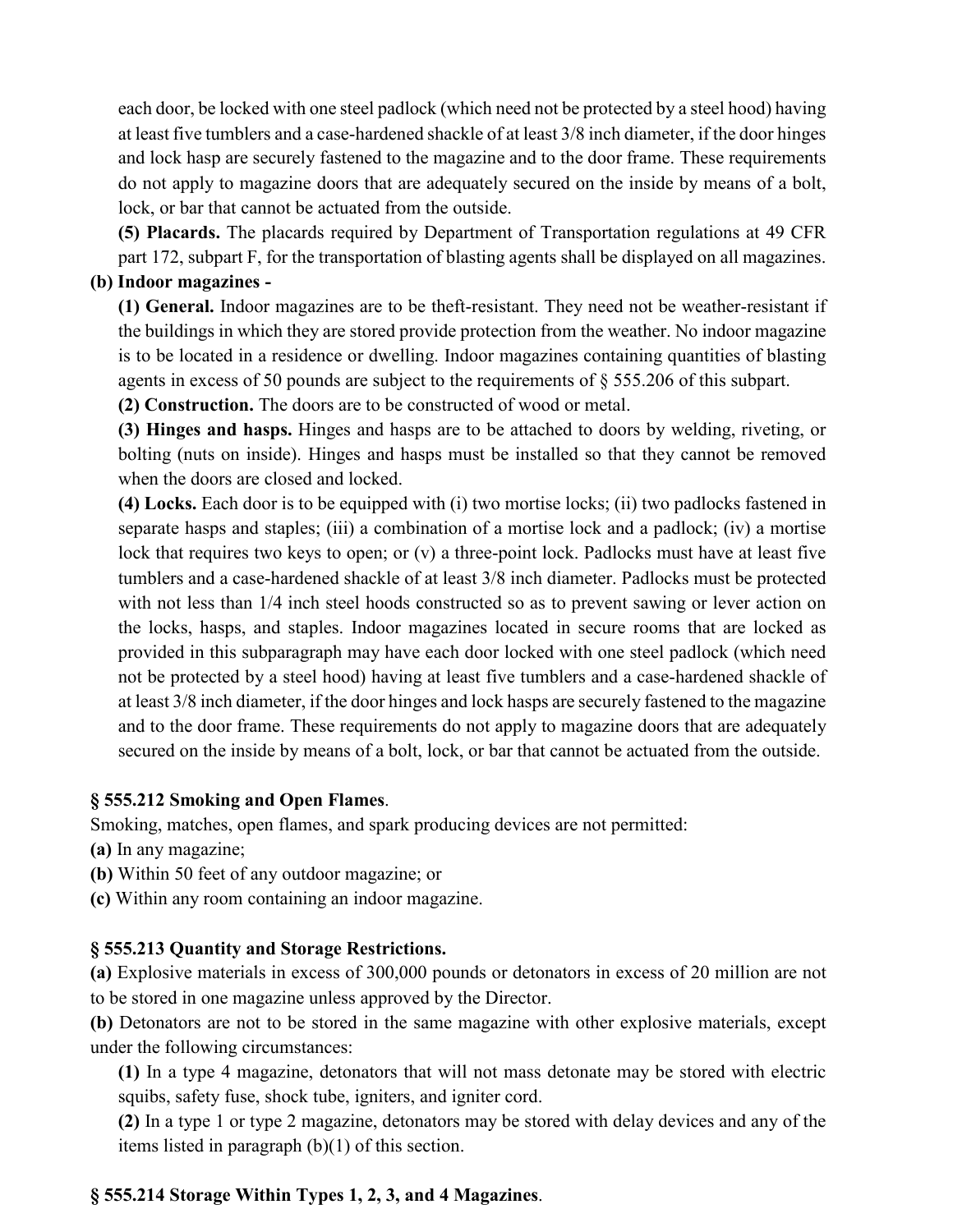each door, be locked with one steel padlock (which need not be protected by a steel hood) having at least five tumblers and a case-hardened shackle of at least 3/8 inch diameter, if the door hinges and lock hasp are securely fastened to the magazine and to the door frame. These requirements do not apply to magazine doors that are adequately secured on the inside by means of a bolt, lock, or bar that cannot be actuated from the outside.

**(5) Placards.** The placards required by Department of Transportation regulations at 49 CFR part 172, subpart F, for the transportation of blasting agents shall be displayed on all magazines.

**(b) Indoor magazines -**

**(1) General.** Indoor magazines are to be theft-resistant. They need not be weather-resistant if the buildings in which they are stored provide protection from the weather. No indoor magazine is to be located in a residence or dwelling. Indoor magazines containing quantities of blasting agents in excess of 50 pounds are subject to the requirements of § 555.206 of this subpart.

**(2) Construction.** The doors are to be constructed of wood or metal.

**(3) Hinges and hasps.** Hinges and hasps are to be attached to doors by welding, riveting, or bolting (nuts on inside). Hinges and hasps must be installed so that they cannot be removed when the doors are closed and locked.

**(4) Locks.** Each door is to be equipped with (i) two mortise locks; (ii) two padlocks fastened in separate hasps and staples; (iii) a combination of a mortise lock and a padlock; (iv) a mortise lock that requires two keys to open; or (v) a three-point lock. Padlocks must have at least five tumblers and a case-hardened shackle of at least 3/8 inch diameter. Padlocks must be protected with not less than 1/4 inch steel hoods constructed so as to prevent sawing or lever action on the locks, hasps, and staples. Indoor magazines located in secure rooms that are locked as provided in this subparagraph may have each door locked with one steel padlock (which need not be protected by a steel hood) having at least five tumblers and a case-hardened shackle of at least 3/8 inch diameter, if the door hinges and lock hasps are securely fastened to the magazine and to the door frame. These requirements do not apply to magazine doors that are adequately secured on the inside by means of a bolt, lock, or bar that cannot be actuated from the outside.

### § 555.212 Smoking and Open Flames.

Smoking, matches, open flames, and spark producing devices are not permitted:

**(a)** In any magazine;

**(b)** Within 50 feet of any outdoor magazine; or

**(c)** Within any room containing an indoor magazine.

### § 555.213 Quantity and Storage Restrictions.

**(a)** Explosive materials in excess of 300,000 pounds or detonators in excess of 20 million are not to be stored in one magazine unless approved by the Director.

**(b)** Detonators are not to be stored in the same magazine with other explosive materials, except under the following circumstances:

**(1)** In a type 4 magazine, detonators that will not mass detonate may be stored with electric squibs, safety fuse, shock tube, igniters, and igniter cord.

**(2)** In a type 1 or type 2 magazine, detonators may be stored with delay devices and any of the items listed in paragraph (b)(1) of this section.

### § 555.214 Storage Within Types 1, 2, 3, and 4 Magazines.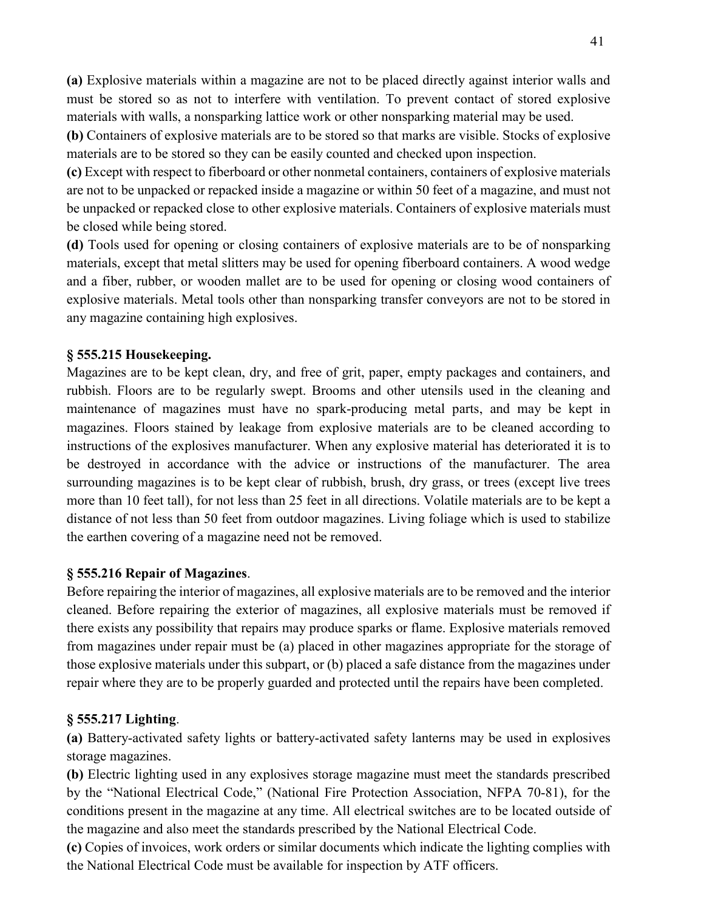**(a)** Explosive materials within a magazine are not to be placed directly against interior walls and must be stored so as not to interfere with ventilation. To prevent contact of stored explosive materials with walls, a nonsparking lattice work or other nonsparking material may be used.
**(b)** Containers of explosive materials are to be stored so that marks are visible. Stocks of explosive materials are to be stored so they can be easily counted and checked upon inspection.
**(c)** Except with respect to fiberboard or other nonmetal containers, containers of explosive materials are not to be unpacked or repacked inside a magazine or within 50 feet of a magazine, and must not be unpacked or repacked close to other explosive materials. Containers of explosive materials must be closed while being stored.
**(d)** Tools used for opening or closing containers of explosive materials are to be of nonsparking materials, except that metal slitters may be used for opening fiberboard containers. A wood wedge and a fiber, rubber, or wooden mallet are to be used for opening or closing wood containers of explosive materials. Metal tools other than nonsparking transfer conveyors are not to be stored in any magazine containing high explosives.

**§ 555.215 Housekeeping.**

Magazines are to be kept clean, dry, and free of grit, paper, empty packages and containers, and rubbish. Floors are to be regularly swept. Brooms and other utensils used in the cleaning and maintenance of magazines must have no spark-producing metal parts, and may be kept in magazines. Floors stained by leakage from explosive materials are to be cleaned according to instructions of the explosives manufacturer. When any explosive material has deteriorated it is to be destroyed in accordance with the advice or instructions of the manufacturer. The area surrounding magazines is to be kept clear of rubbish, brush, dry grass, or trees (except live trees more than 10 feet tall), for not less than 25 feet in all directions. Volatile materials are to be kept a distance of not less than 50 feet from outdoor magazines. Living foliage which is used to stabilize the earthen covering of a magazine need not be removed.

**§ 555.216 Repair of Magazines**.

Before repairing the interior of magazines, all explosive materials are to be removed and the interior cleaned. Before repairing the exterior of magazines, all explosive materials must be removed if there exists any possibility that repairs may produce sparks or flame. Explosive materials removed from magazines under repair must be (a) placed in other magazines appropriate for the storage of those explosive materials under this subpart, or (b) placed a safe distance from the magazines under repair where they are to be properly guarded and protected until the repairs have been completed.

**§ 555.217 Lighting**.

**(a)** Battery-activated safety lights or battery-activated safety lanterns may be used in explosives storage magazines.
**(b)** Electric lighting used in any explosives storage magazine must meet the standards prescribed by the "National Electrical Code," (National Fire Protection Association, NFPA 70-81), for the conditions present in the magazine at any time. All electrical switches are to be located outside of the magazine and also meet the standards prescribed by the National Electrical Code.
**(c)** Copies of invoices, work orders or similar documents which indicate the lighting complies with the National Electrical Code must be available for inspection by ATF officers.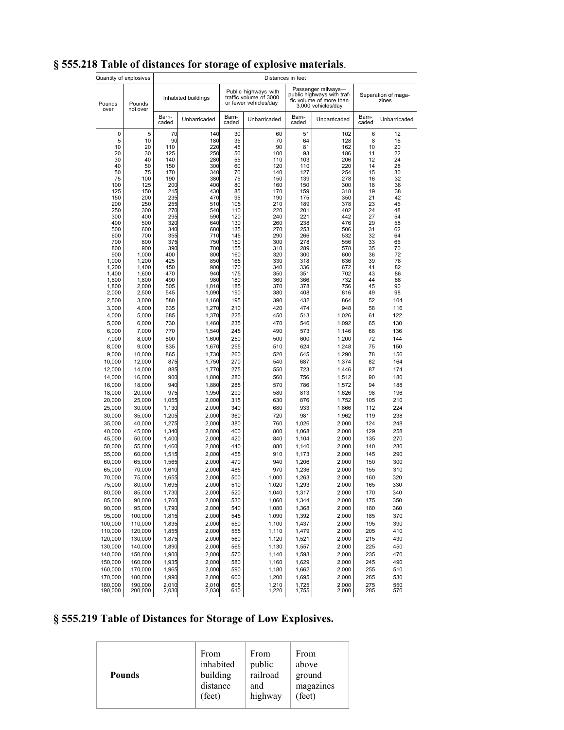## § 555.218 Table of distances for storage of explosive materials.

| Quantity of explosives | | Distances in feet | | | | | | | |
|---|---|---|---|---|---|---|---|---|---|
| Pounds over | Pounds not over | Inhabited buildings | | Public highways with traffic volume of 3000 or fewer vehicles/day | | Passenger railways—public highways with traffic volume of more than 3,000 vehicles/day | | Separation of magazines | |
| | | Barricaded | Unbarricaded | Barricaded | Unbarricaded | Barricaded | Unbarricaded | Barricaded | Unbarricaded |
| 0 | 5 | 70 | 140 | 30 | 60 | 51 | 102 | 6 | 12 |
| 5 | 10 | 90 | 180 | 35 | 70 | 64 | 128 | 8 | 16 |
| 10 | 20 | 110 | 220 | 45 | 90 | 81 | 162 | 10 | 20 |
| 20 | 30 | 125 | 250 | 50 | 100 | 93 | 186 | 11 | 22 |
| 30 | 40 | 140 | 280 | 55 | 110 | 103 | 206 | 12 | 24 |
| 40 | 50 | 150 | 300 | 60 | 120 | 110 | 220 | 14 | 28 |
| 50 | 75 | 170 | 340 | 70 | 140 | 127 | 254 | 15 | 30 |
| 75 | 100 | 190 | 380 | 75 | 150 | 139 | 278 | 16 | 32 |
| 100 | 125 | 200 | 400 | 80 | 160 | 150 | 300 | 18 | 36 |
| 125 | 150 | 215 | 430 | 85 | 170 | 159 | 318 | 19 | 38 |
| 150 | 200 | 235 | 470 | 95 | 190 | 175 | 350 | 21 | 42 |
| 200 | 250 | 255 | 510 | 105 | 210 | 189 | 378 | 23 | 46 |
| 250 | 300 | 270 | 540 | 110 | 220 | 201 | 402 | 24 | 48 |
| 300 | 400 | 295 | 590 | 120 | 240 | 221 | 442 | 27 | 54 |
| 400 | 500 | 320 | 640 | 130 | 260 | 238 | 476 | 29 | 58 |
| 500 | 600 | 340 | 680 | 135 | 270 | 253 | 506 | 31 | 62 |
| 600 | 700 | 355 | 710 | 145 | 290 | 266 | 532 | 32 | 64 |
| 700 | 800 | 375 | 750 | 150 | 300 | 278 | 556 | 33 | 66 |
| 800 | 900 | 390 | 780 | 155 | 310 | 289 | 578 | 35 | 70 |
| 900 | 1,000 | 400 | 800 | 160 | 320 | 300 | 600 | 36 | 72 |
| 1,000 | 1,200 | 425 | 850 | 165 | 330 | 318 | 636 | 39 | 78 |
| 1,200 | 1,400 | 450 | 900 | 170 | 340 | 336 | 672 | 41 | 82 |
| 1,400 | 1,600 | 470 | 940 | 175 | 350 | 351 | 702 | 43 | 86 |
| 1,600 | 1,800 | 490 | 980 | 180 | 360 | 366 | 732 | 44 | 88 |
| 1,800 | 2,000 | 505 | 1,010 | 185 | 370 | 378 | 756 | 45 | 90 |
| 2,000 | 2,500 | 545 | 1,090 | 190 | 380 | 408 | 816 | 49 | 98 |
| 2,500 | 3,000 | 580 | 1,160 | 195 | 390 | 432 | 864 | 52 | 104 |
| 3,000 | 4,000 | 635 | 1,270 | 210 | 420 | 474 | 948 | 58 | 116 |
| 4,000 | 5,000 | 685 | 1,370 | 225 | 450 | 513 | 1,026 | 61 | 122 |
| 5,000 | 6,000 | 730 | 1,460 | 235 | 470 | 546 | 1,092 | 65 | 130 |
| 6,000 | 7,000 | 770 | 1,540 | 245 | 490 | 573 | 1,146 | 68 | 136 |
| 7,000 | 8,000 | 800 | 1,600 | 250 | 500 | 600 | 1,200 | 72 | 144 |
| 8,000 | 9,000 | 835 | 1,670 | 255 | 510 | 624 | 1,248 | 75 | 150 |
| 9,000 | 10,000 | 865 | 1,730 | 260 | 520 | 645 | 1,290 | 78 | 156 |
| 10,000 | 12,000 | 875 | 1,750 | 270 | 540 | 687 | 1,374 | 82 | 164 |
| 12,000 | 14,000 | 885 | 1,770 | 275 | 550 | 723 | 1,446 | 87 | 174 |
| 14,000 | 16,000 | 900 | 1,800 | 280 | 560 | 756 | 1,512 | 90 | 180 |
| 16,000 | 18,000 | 940 | 1,880 | 285 | 570 | 786 | 1,572 | 94 | 188 |
| 18,000 | 20,000 | 975 | 1,950 | 290 | 580 | 813 | 1,626 | 98 | 196 |
| 20,000 | 25,000 | 1,055 | 2,000 | 315 | 630 | 876 | 1,752 | 105 | 210 |
| 25,000 | 30,000 | 1,130 | 2,000 | 340 | 680 | 933 | 1,866 | 112 | 224 |
| 30,000 | 35,000 | 1,205 | 2,000 | 360 | 720 | 981 | 1,962 | 119 | 238 |
| 35,000 | 40,000 | 1,275 | 2,000 | 380 | 760 | 1,026 | 2,000 | 124 | 248 |
| 40,000 | 45,000 | 1,340 | 2,000 | 400 | 800 | 1,068 | 2,000 | 129 | 258 |
| 45,000 | 50,000 | 1,400 | 2,000 | 420 | 840 | 1,104 | 2,000 | 135 | 270 |
| 50,000 | 55,000 | 1,460 | 2,000 | 440 | 880 | 1,140 | 2,000 | 140 | 280 |
| 55,000 | 60,000 | 1,515 | 2,000 | 455 | 910 | 1,173 | 2,000 | 145 | 290 |
| 60,000 | 65,000 | 1,565 | 2,000 | 470 | 940 | 1,206 | 2,000 | 150 | 300 |
| 65,000 | 70,000 | 1,610 | 2,000 | 485 | 970 | 1,236 | 2,000 | 155 | 310 |
| 70,000 | 75,000 | 1,655 | 2,000 | 500 | 1,000 | 1,263 | 2,000 | 160 | 320 |
| 75,000 | 80,000 | 1,695 | 2,000 | 510 | 1,020 | 1,293 | 2,000 | 165 | 330 |
| 80,000 | 85,000 | 1,730 | 2,000 | 520 | 1,040 | 1,317 | 2,000 | 170 | 340 |
| 85,000 | 90,000 | 1,760 | 2,000 | 530 | 1,060 | 1,344 | 2,000 | 175 | 350 |
| 90,000 | 95,000 | 1,790 | 2,000 | 540 | 1,080 | 1,368 | 2,000 | 180 | 360 |
| 95,000 | 100,000 | 1,815 | 2,000 | 545 | 1,090 | 1,392 | 2,000 | 185 | 370 |
| 100,000 | 110,000 | 1,835 | 2,000 | 550 | 1,100 | 1,437 | 2,000 | 195 | 390 |
| 110,000 | 120,000 | 1,855 | 2,000 | 555 | 1,110 | 1,479 | 2,000 | 205 | 410 |
| 120,000 | 130,000 | 1,875 | 2,000 | 560 | 1,120 | 1,521 | 2,000 | 215 | 430 |
| 130,000 | 140,000 | 1,890 | 2,000 | 565 | 1,130 | 1,557 | 2,000 | 225 | 450 |
| 140,000 | 150,000 | 1,900 | 2,000 | 570 | 1,140 | 1,593 | 2,000 | 235 | 470 |
| 150,000 | 160,000 | 1,935 | 2,000 | 580 | 1,160 | 1,629 | 2,000 | 245 | 490 |
| 160,000 | 170,000 | 1,965 | 2,000 | 590 | 1,180 | 1,662 | 2,000 | 255 | 510 |
| 170,000 | 180,000 | 1,990 | 2,000 | 600 | 1,200 | 1,695 | 2,000 | 265 | 530 |
| 180,000 | 190,000 | 2,010 | 2,010 | 605 | 1,210 | 1,725 | 2,000 | 275 | 550 |
| 190,000 | 200,000 | 2,030 | 2,030 | 610 | 1,220 | 1,755 | 2,000 | 285 | 570 |

## § 555.219 Table of Distances for Storage of Low Explosives.

| **Pounds** | From inhabited building distance (feet) | From public railroad and highway | From above ground magazines (feet) |
|---|---|---|---|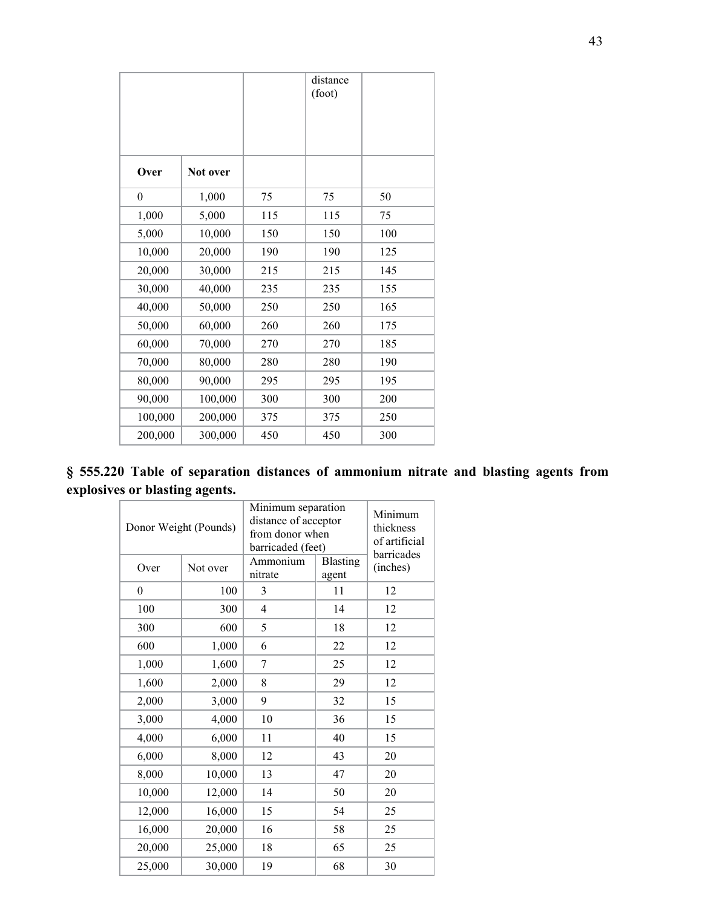| | | | distance (foot) | |
|---|---|---|---|---|
| **Over** | **Not over** | | | |
| 0 | 1,000 | 75 | 75 | 50 |
| 1,000 | 5,000 | 115 | 115 | 75 |
| 5,000 | 10,000 | 150 | 150 | 100 |
| 10,000 | 20,000 | 190 | 190 | 125 |
| 20,000 | 30,000 | 215 | 215 | 145 |
| 30,000 | 40,000 | 235 | 235 | 155 |
| 40,000 | 50,000 | 250 | 250 | 165 |
| 50,000 | 60,000 | 260 | 260 | 175 |
| 60,000 | 70,000 | 270 | 270 | 185 |
| 70,000 | 80,000 | 280 | 280 | 190 |
| 80,000 | 90,000 | 295 | 295 | 195 |
| 90,000 | 100,000 | 300 | 300 | 200 |
| 100,000 | 200,000 | 375 | 375 | 250 |
| 200,000 | 300,000 | 450 | 450 | 300 |

**§ 555.220 Table of separation distances of ammonium nitrate and blasting agents from explosives or blasting agents.**

| Donor Weight (Pounds) | | Minimum separation distance of acceptor from donor when barricaded (feet) | | Minimum thickness of artificial barricades (inches) |
|---|---|---|---|---|
| Over | Not over | Ammonium nitrate | Blasting agent | |
| 0 | 100 | 3 | 11 | 12 |
| 100 | 300 | 4 | 14 | 12 |
| 300 | 600 | 5 | 18 | 12 |
| 600 | 1,000 | 6 | 22 | 12 |
| 1,000 | 1,600 | 7 | 25 | 12 |
| 1,600 | 2,000 | 8 | 29 | 12 |
| 2,000 | 3,000 | 9 | 32 | 15 |
| 3,000 | 4,000 | 10 | 36 | 15 |
| 4,000 | 6,000 | 11 | 40 | 15 |
| 6,000 | 8,000 | 12 | 43 | 20 |
| 8,000 | 10,000 | 13 | 47 | 20 |
| 10,000 | 12,000 | 14 | 50 | 20 |
| 12,000 | 16,000 | 15 | 54 | 25 |
| 16,000 | 20,000 | 16 | 58 | 25 |
| 20,000 | 25,000 | 18 | 65 | 25 |
| 25,000 | 30,000 | 19 | 68 | 30 |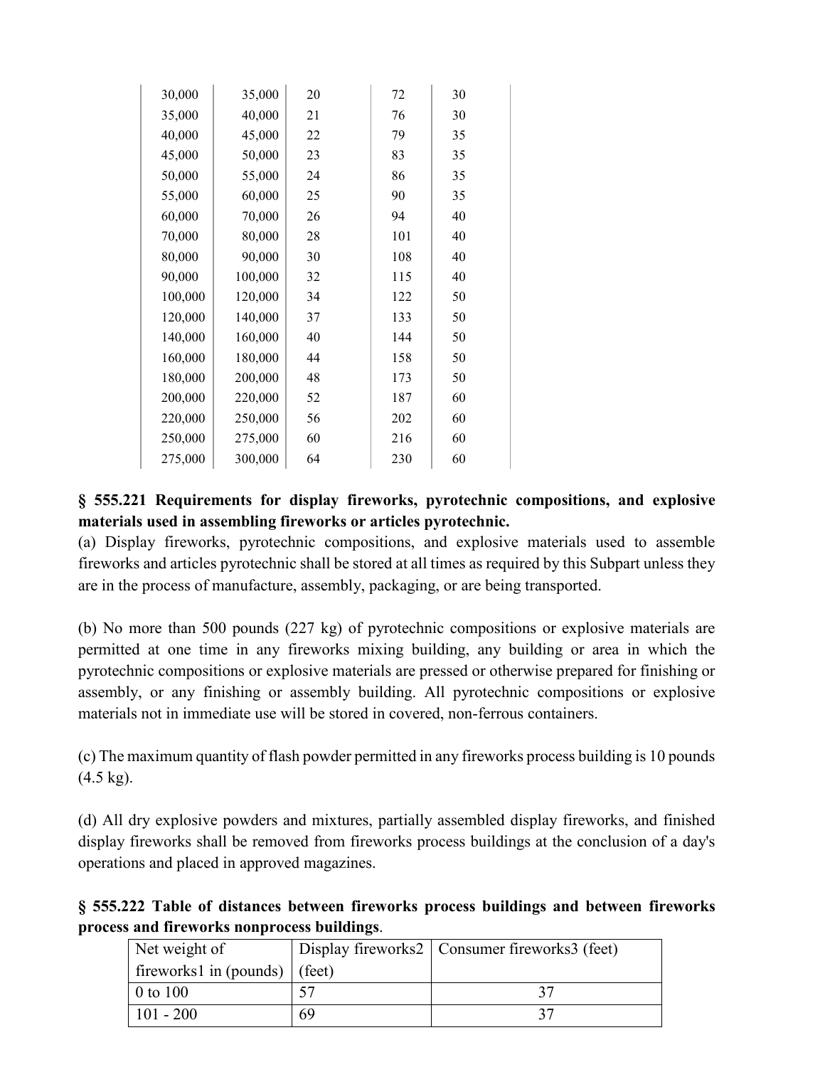| | | | | |
|---|---|---|---|---|
| 30,000 | 35,000 | 20 | 72 | 30 |
| 35,000 | 40,000 | 21 | 76 | 30 |
| 40,000 | 45,000 | 22 | 79 | 35 |
| 45,000 | 50,000 | 23 | 83 | 35 |
| 50,000 | 55,000 | 24 | 86 | 35 |
| 55,000 | 60,000 | 25 | 90 | 35 |
| 60,000 | 70,000 | 26 | 94 | 40 |
| 70,000 | 80,000 | 28 | 101 | 40 |
| 80,000 | 90,000 | 30 | 108 | 40 |
| 90,000 | 100,000 | 32 | 115 | 40 |
| 100,000 | 120,000 | 34 | 122 | 50 |
| 120,000 | 140,000 | 37 | 133 | 50 |
| 140,000 | 160,000 | 40 | 144 | 50 |
| 160,000 | 180,000 | 44 | 158 | 50 |
| 180,000 | 200,000 | 48 | 173 | 50 |
| 200,000 | 220,000 | 52 | 187 | 60 |
| 220,000 | 250,000 | 56 | 202 | 60 |
| 250,000 | 275,000 | 60 | 216 | 60 |
| 275,000 | 300,000 | 64 | 230 | 60 |

**§ 555.221 Requirements for display fireworks, pyrotechnic compositions, and explosive materials used in assembling fireworks or articles pyrotechnic.**

(a) Display fireworks, pyrotechnic compositions, and explosive materials used to assemble fireworks and articles pyrotechnic shall be stored at all times as required by this Subpart unless they are in the process of manufacture, assembly, packaging, or are being transported.

(b) No more than 500 pounds (227 kg) of pyrotechnic compositions or explosive materials are permitted at one time in any fireworks mixing building, any building or area in which the pyrotechnic compositions or explosive materials are pressed or otherwise prepared for finishing or assembly, or any finishing or assembly building. All pyrotechnic compositions or explosive materials not in immediate use will be stored in covered, non-ferrous containers.

(c) The maximum quantity of flash powder permitted in any fireworks process building is 10 pounds (4.5 kg).

(d) All dry explosive powders and mixtures, partially assembled display fireworks, and finished display fireworks shall be removed from fireworks process buildings at the conclusion of a day's operations and placed in approved magazines.

**§ 555.222 Table of distances between fireworks process buildings and between fireworks process and fireworks nonprocess buildings**.

| Net weight of fireworks1 in (pounds) | Display fireworks2 (feet) | Consumer fireworks3 (feet) |
|---|---|---|
| 0 to 100 | 57 | 37 |
| 101 - 200 | 69 | 37 |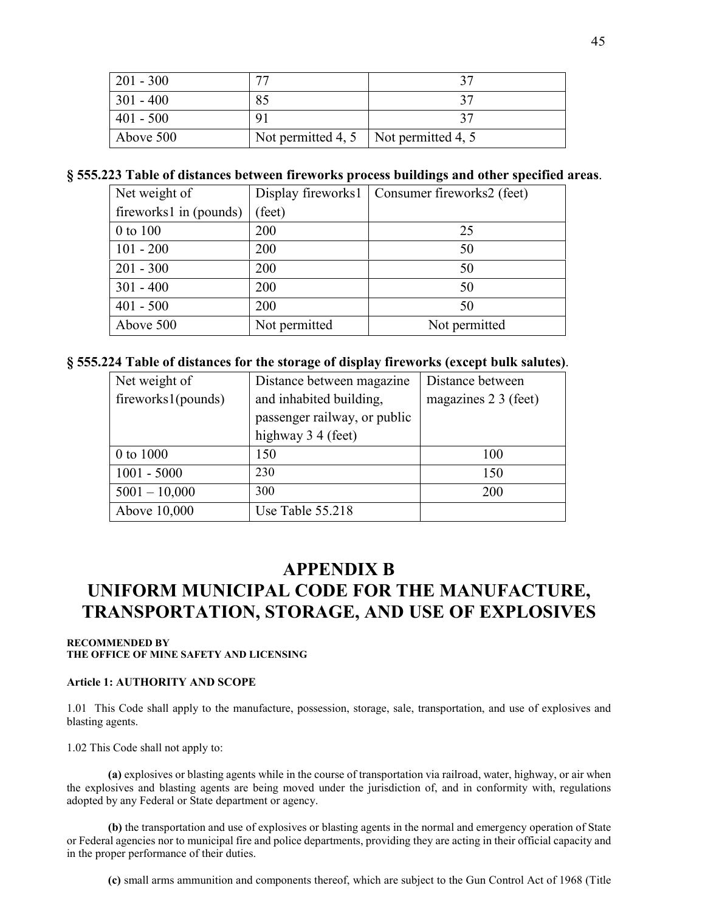| 201 - 300 | 77 | 37 |
|---|---|---|
| 301 - 400 | 85 | 37 |
| 401 - 500 | 91 | 37 |
| Above 500 | Not permitted 4, 5 | Not permitted 4, 5 |

**§ 555.223 Table of distances between fireworks process buildings and other specified areas**.

| Net weight of fireworks1 in (pounds) | Display fireworks1 (feet) | Consumer fireworks2 (feet) |
|---|---|---|
| 0 to 100 | 200 | 25 |
| 101 - 200 | 200 | 50 |
| 201 - 300 | 200 | 50 |
| 301 - 400 | 200 | 50 |
| 401 - 500 | 200 | 50 |
| Above 500 | Not permitted | Not permitted |

**§ 555.224 Table of distances for the storage of display fireworks (except bulk salutes)**.

| Net weight of fireworks1(pounds) | Distance between magazine and inhabited building, passenger railway, or public highway 3 4 (feet) | Distance between magazines 2 3 (feet) |
|---|---|---|
| 0 to 1000 | 150 | 100 |
| 1001 - 5000 | 230 | 150 |
| 5001 – 10,000 | 300 | 200 |
| Above 10,000 | Use Table 55.218 | |

# APPENDIX B
# UNIFORM MUNICIPAL CODE FOR THE MANUFACTURE, TRANSPORTATION, STORAGE, AND USE OF EXPLOSIVES

**RECOMMENDED BY**
**THE OFFICE OF MINE SAFETY AND LICENSING**

**Article 1: AUTHORITY AND SCOPE**

1.01 This Code shall apply to the manufacture, possession, storage, sale, transportation, and use of explosives and blasting agents.

1.02 This Code shall not apply to:

**(a)** explosives or blasting agents while in the course of transportation via railroad, water, highway, or air when the explosives and blasting agents are being moved under the jurisdiction of, and in conformity with, regulations adopted by any Federal or State department or agency.

**(b)** the transportation and use of explosives or blasting agents in the normal and emergency operation of State or Federal agencies nor to municipal fire and police departments, providing they are acting in their official capacity and in the proper performance of their duties.

**(c)** small arms ammunition and components thereof, which are subject to the Gun Control Act of 1968 (Title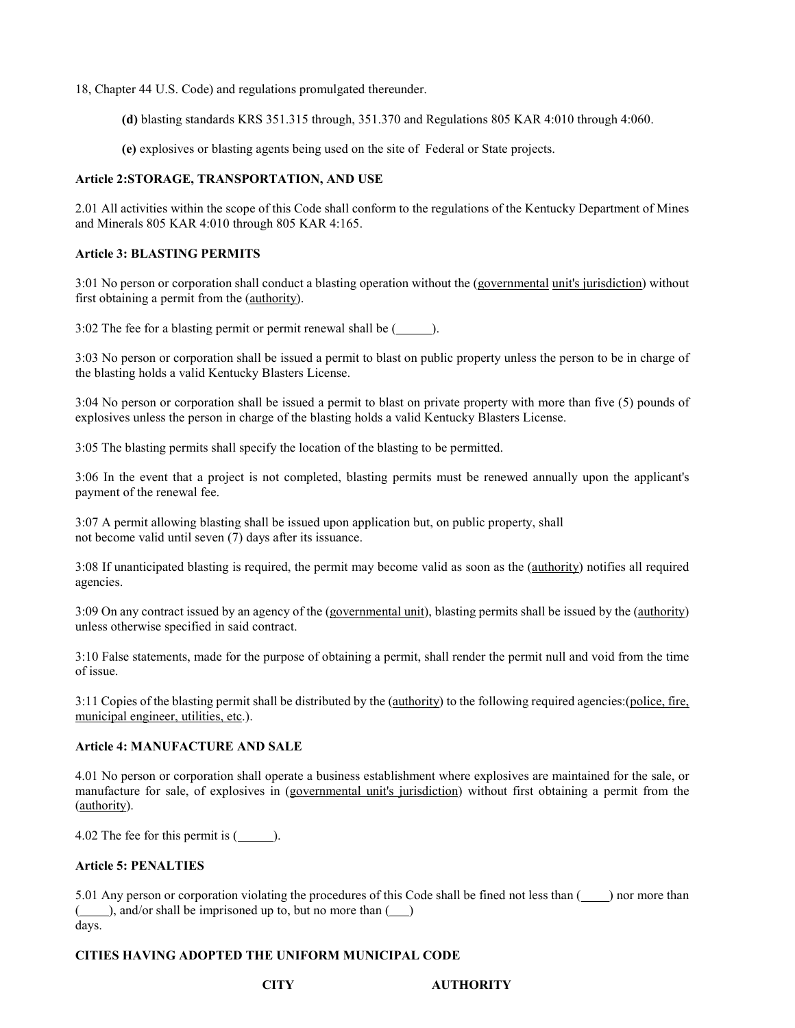18, Chapter 44 U.S. Code) and regulations promulgated thereunder.

**(d)** blasting standards KRS 351.315 through, 351.370 and Regulations 805 KAR 4:010 through 4:060.

**(e)** explosives or blasting agents being used on the site of Federal or State projects.

**Article 2:STORAGE, TRANSPORTATION, AND USE**

2.01 All activities within the scope of this Code shall conform to the regulations of the Kentucky Department of Mines and Minerals 805 KAR 4:010 through 805 KAR 4:165.

**Article 3: BLASTING PERMITS**

3:01 No person or corporation shall conduct a blasting operation without the (governmental unit's jurisdiction) without first obtaining a permit from the (authority).

3:02 The fee for a blasting permit or permit renewal shall be (______).

3:03 No person or corporation shall be issued a permit to blast on public property unless the person to be in charge of the blasting holds a valid Kentucky Blasters License.

3:04 No person or corporation shall be issued a permit to blast on private property with more than five (5) pounds of explosives unless the person in charge of the blasting holds a valid Kentucky Blasters License.

3:05 The blasting permits shall specify the location of the blasting to be permitted.

3:06 In the event that a project is not completed, blasting permits must be renewed annually upon the applicant's payment of the renewal fee.

3:07 A permit allowing blasting shall be issued upon application but, on public property, shall not become valid until seven (7) days after its issuance.

3:08 If unanticipated blasting is required, the permit may become valid as soon as the (authority) notifies all required agencies.

3:09 On any contract issued by an agency of the (governmental unit), blasting permits shall be issued by the (authority) unless otherwise specified in said contract.

3:10 False statements, made for the purpose of obtaining a permit, shall render the permit null and void from the time of issue.

3:11 Copies of the blasting permit shall be distributed by the (authority) to the following required agencies:(police, fire, municipal engineer, utilities, etc.).

**Article 4: MANUFACTURE AND SALE**

4.01 No person or corporation shall operate a business establishment where explosives are maintained for the sale, or manufacture for sale, of explosives in (governmental unit's jurisdiction) without first obtaining a permit from the (authority).

4.02 The fee for this permit is (______).

**Article 5: PENALTIES**

5.01 Any person or corporation violating the procedures of this Code shall be fined not less than (_____) nor more than (_____), and/or shall be imprisoned up to, but no more than (___) days.

**CITIES HAVING ADOPTED THE UNIFORM MUNICIPAL CODE**

| CITY | AUTHORITY |
|---|---|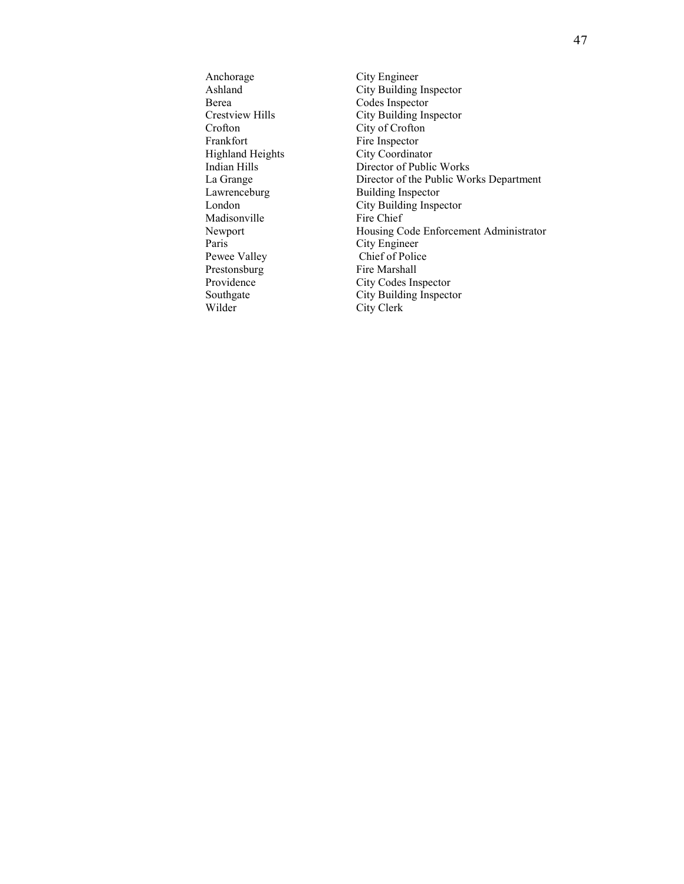| | |
|---|---|
| Anchorage | City Engineer |
| Ashland | City Building Inspector |
| Berea | Codes Inspector |
| Crestview Hills | City Building Inspector |
| Crofton | City of Crofton |
| Frankfort | Fire Inspector |
| Highland Heights | City Coordinator |
| Indian Hills | Director of Public Works |
| La Grange | Director of the Public Works Department |
| Lawrenceburg | Building Inspector |
| London | City Building Inspector |
| Madisonville | Fire Chief |
| Newport | Housing Code Enforcement Administrator |
| Paris | City Engineer |
| Pewee Valley | Chief of Police |
| Prestonsburg | Fire Marshall |
| Providence | City Codes Inspector |
| Southgate | City Building Inspector |
| Wilder | City Clerk |